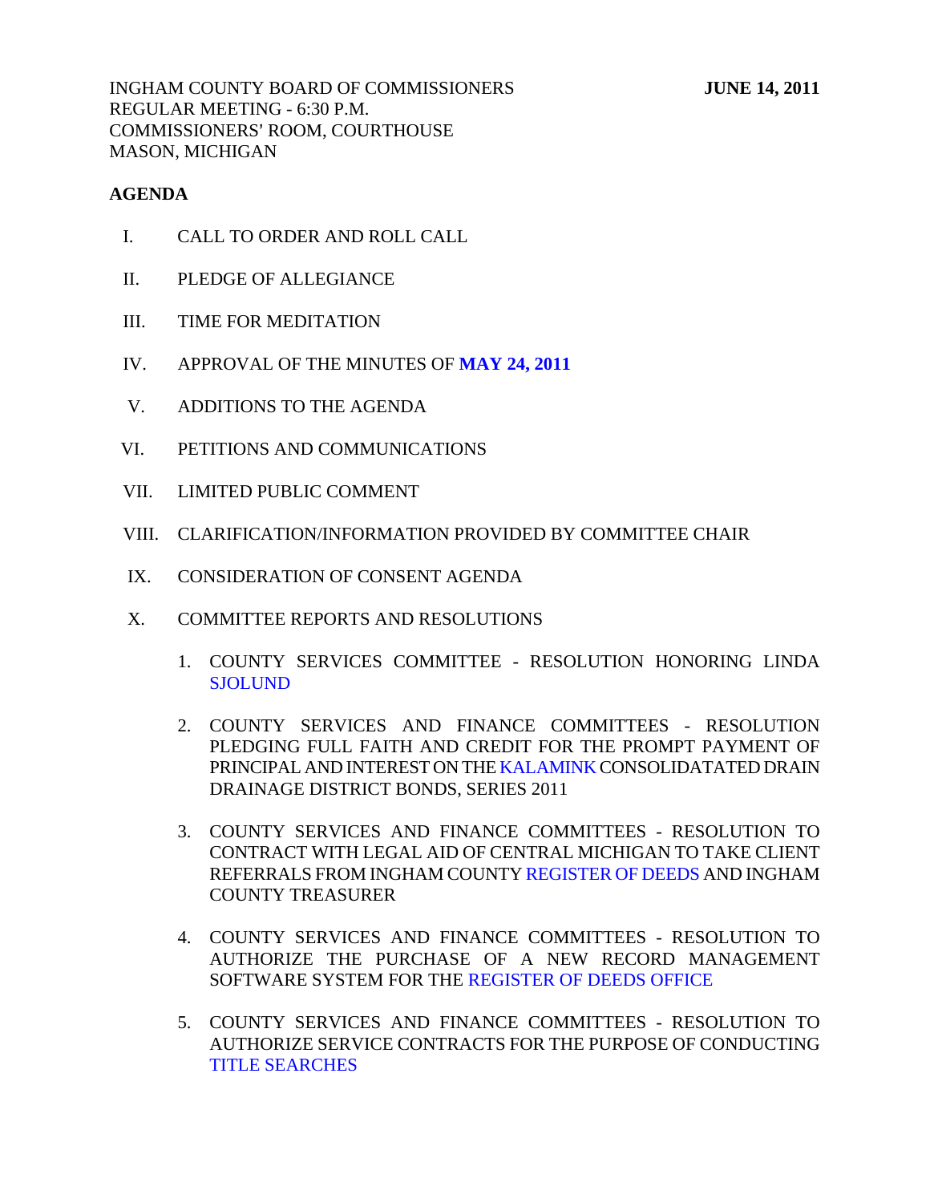INGHAM COUNTY BOARD OF COMMISSIONERS **JUNE 14, 2011**
REGULAR MEETING - 6:30 P.M.
COMMISSIONERS' ROOM, COURTHOUSE
MASON, MICHIGAN

**AGENDA**

I. CALL TO ORDER AND ROLL CALL

II. PLEDGE OF ALLEGIANCE

III. TIME FOR MEDITATION

IV. APPROVAL OF THE MINUTES OF **MAY 24, 2011**

V. ADDITIONS TO THE AGENDA

VI. PETITIONS AND COMMUNICATIONS

VII. LIMITED PUBLIC COMMENT

VIII. CLARIFICATION/INFORMATION PROVIDED BY COMMITTEE CHAIR

IX. CONSIDERATION OF CONSENT AGENDA

X. COMMITTEE REPORTS AND RESOLUTIONS

1. COUNTY SERVICES COMMITTEE - RESOLUTION HONORING LINDA SJOLUND

2. COUNTY SERVICES AND FINANCE COMMITTEES - RESOLUTION PLEDGING FULL FAITH AND CREDIT FOR THE PROMPT PAYMENT OF PRINCIPAL AND INTEREST ON THE KALAMINK CONSOLIDATATED DRAIN DRAINAGE DISTRICT BONDS, SERIES 2011

3. COUNTY SERVICES AND FINANCE COMMITTEES - RESOLUTION TO CONTRACT WITH LEGAL AID OF CENTRAL MICHIGAN TO TAKE CLIENT REFERRALS FROM INGHAM COUNTY REGISTER OF DEEDS AND INGHAM COUNTY TREASURER

4. COUNTY SERVICES AND FINANCE COMMITTEES - RESOLUTION TO AUTHORIZE THE PURCHASE OF A NEW RECORD MANAGEMENT SOFTWARE SYSTEM FOR THE REGISTER OF DEEDS OFFICE

5. COUNTY SERVICES AND FINANCE COMMITTEES - RESOLUTION TO AUTHORIZE SERVICE CONTRACTS FOR THE PURPOSE OF CONDUCTING TITLE SEARCHES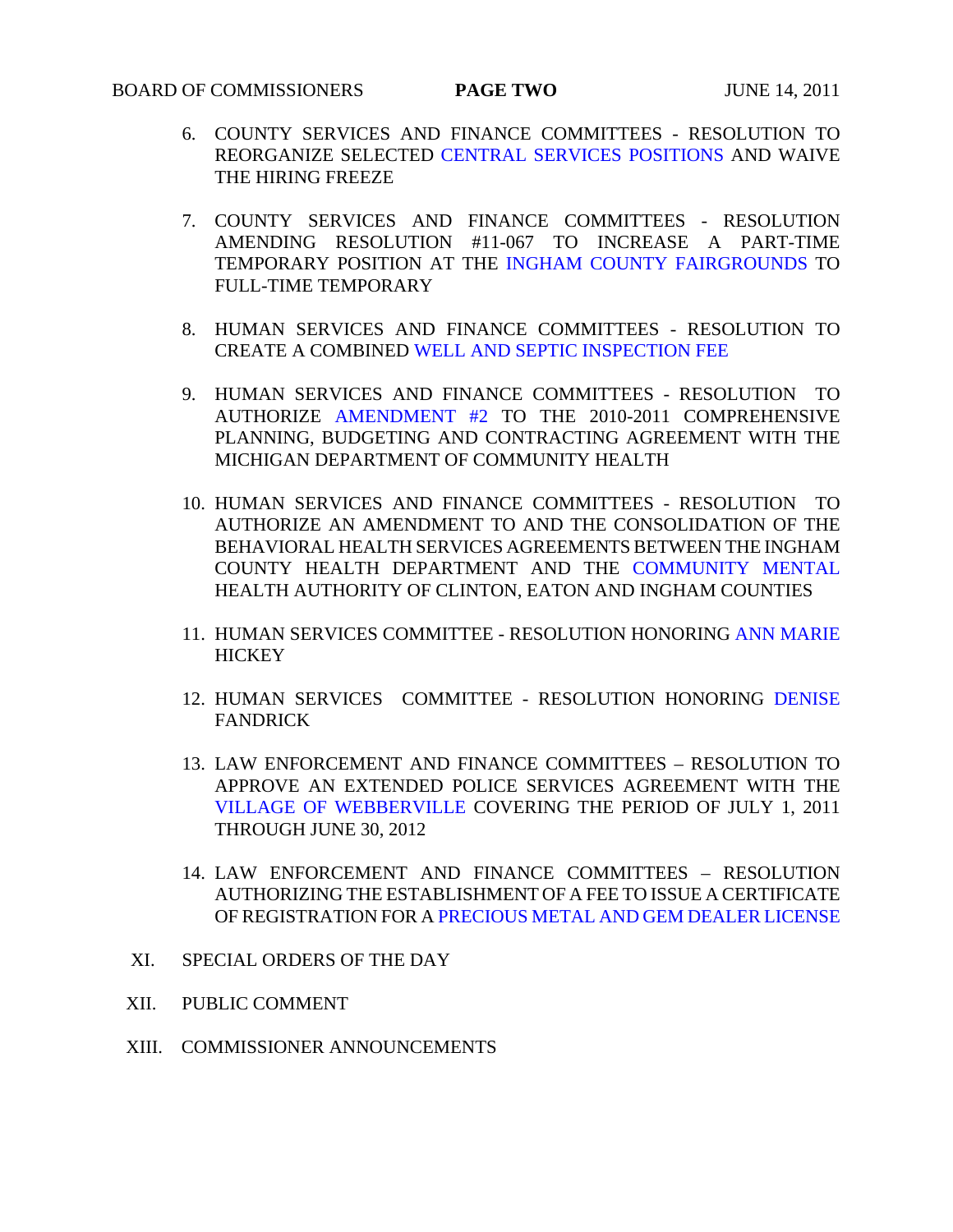6. COUNTY SERVICES AND FINANCE COMMITTEES - RESOLUTION TO REORGANIZE SELECTED CENTRAL SERVICES POSITIONS AND WAIVE THE HIRING FREEZE

7. COUNTY SERVICES AND FINANCE COMMITTEES - RESOLUTION AMENDING RESOLUTION #11-067 TO INCREASE A PART-TIME TEMPORARY POSITION AT THE INGHAM COUNTY FAIRGROUNDS TO FULL-TIME TEMPORARY

8. HUMAN SERVICES AND FINANCE COMMITTEES - RESOLUTION TO CREATE A COMBINED WELL AND SEPTIC INSPECTION FEE

9. HUMAN SERVICES AND FINANCE COMMITTEES - RESOLUTION TO AUTHORIZE AMENDMENT #2 TO THE 2010-2011 COMPREHENSIVE PLANNING, BUDGETING AND CONTRACTING AGREEMENT WITH THE MICHIGAN DEPARTMENT OF COMMUNITY HEALTH

10. HUMAN SERVICES AND FINANCE COMMITTEES - RESOLUTION TO AUTHORIZE AN AMENDMENT TO AND THE CONSOLIDATION OF THE BEHAVIORAL HEALTH SERVICES AGREEMENTS BETWEEN THE INGHAM COUNTY HEALTH DEPARTMENT AND THE COMMUNITY MENTAL HEALTH AUTHORITY OF CLINTON, EATON AND INGHAM COUNTIES

11. HUMAN SERVICES COMMITTEE - RESOLUTION HONORING ANN MARIE HICKEY

12. HUMAN SERVICES COMMITTEE - RESOLUTION HONORING DENISE FANDRICK

13. LAW ENFORCEMENT AND FINANCE COMMITTEES – RESOLUTION TO APPROVE AN EXTENDED POLICE SERVICES AGREEMENT WITH THE VILLAGE OF WEBBERVILLE COVERING THE PERIOD OF JULY 1, 2011 THROUGH JUNE 30, 2012

14. LAW ENFORCEMENT AND FINANCE COMMITTEES – RESOLUTION AUTHORIZING THE ESTABLISHMENT OF A FEE TO ISSUE A CERTIFICATE OF REGISTRATION FOR A PRECIOUS METAL AND GEM DEALER LICENSE

XI. SPECIAL ORDERS OF THE DAY

XII. PUBLIC COMMENT

XIII. COMMISSIONER ANNOUNCEMENTS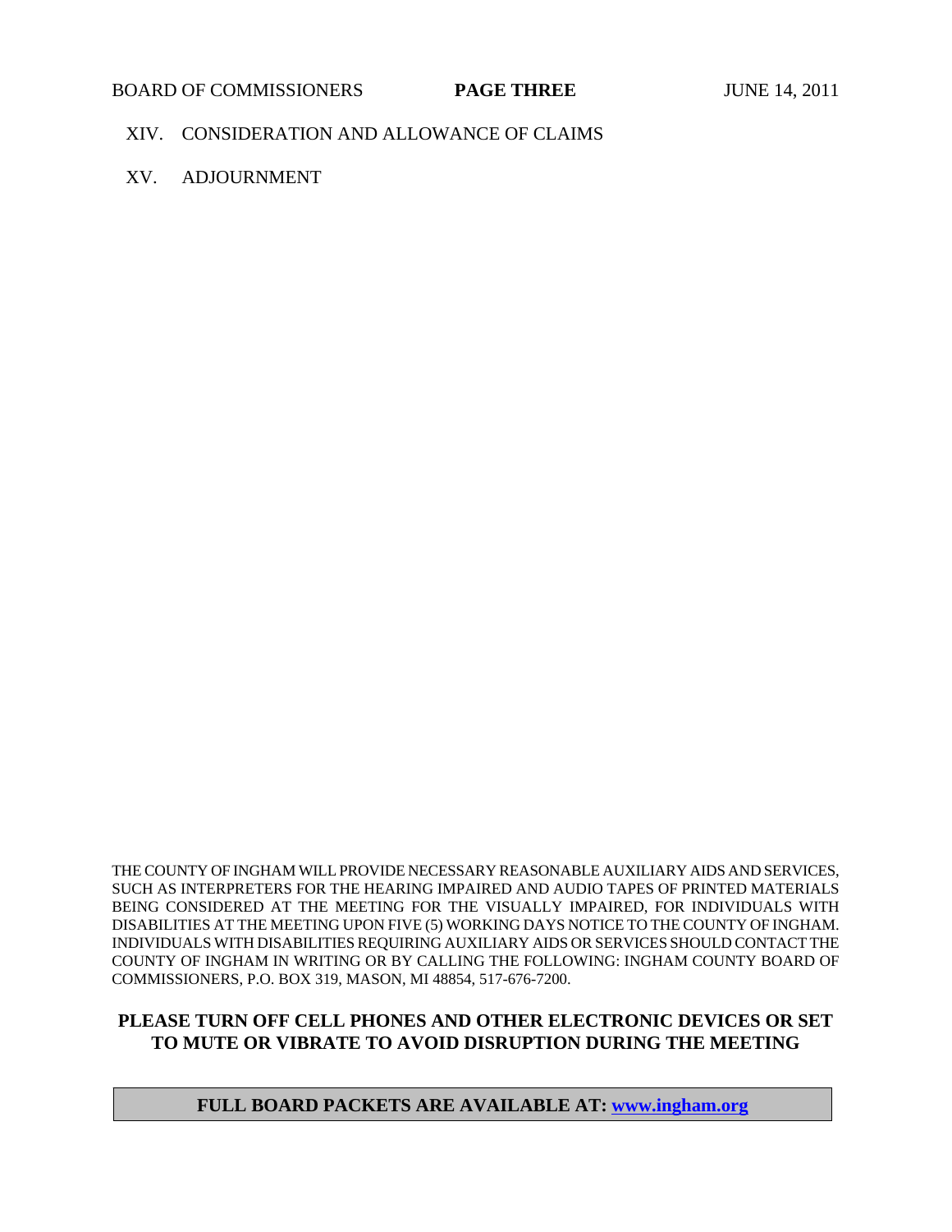XIV. CONSIDERATION AND ALLOWANCE OF CLAIMS

XV. ADJOURNMENT

THE COUNTY OF INGHAM WILL PROVIDE NECESSARY REASONABLE AUXILIARY AIDS AND SERVICES, SUCH AS INTERPRETERS FOR THE HEARING IMPAIRED AND AUDIO TAPES OF PRINTED MATERIALS BEING CONSIDERED AT THE MEETING FOR THE VISUALLY IMPAIRED, FOR INDIVIDUALS WITH DISABILITIES AT THE MEETING UPON FIVE (5) WORKING DAYS NOTICE TO THE COUNTY OF INGHAM. INDIVIDUALS WITH DISABILITIES REQUIRING AUXILIARY AIDS OR SERVICES SHOULD CONTACT THE COUNTY OF INGHAM IN WRITING OR BY CALLING THE FOLLOWING: INGHAM COUNTY BOARD OF COMMISSIONERS, P.O. BOX 319, MASON, MI 48854, 517-676-7200.

**PLEASE TURN OFF CELL PHONES AND OTHER ELECTRONIC DEVICES OR SET TO MUTE OR VIBRATE TO AVOID DISRUPTION DURING THE MEETING**

**FULL BOARD PACKETS ARE AVAILABLE AT: www.ingham.org**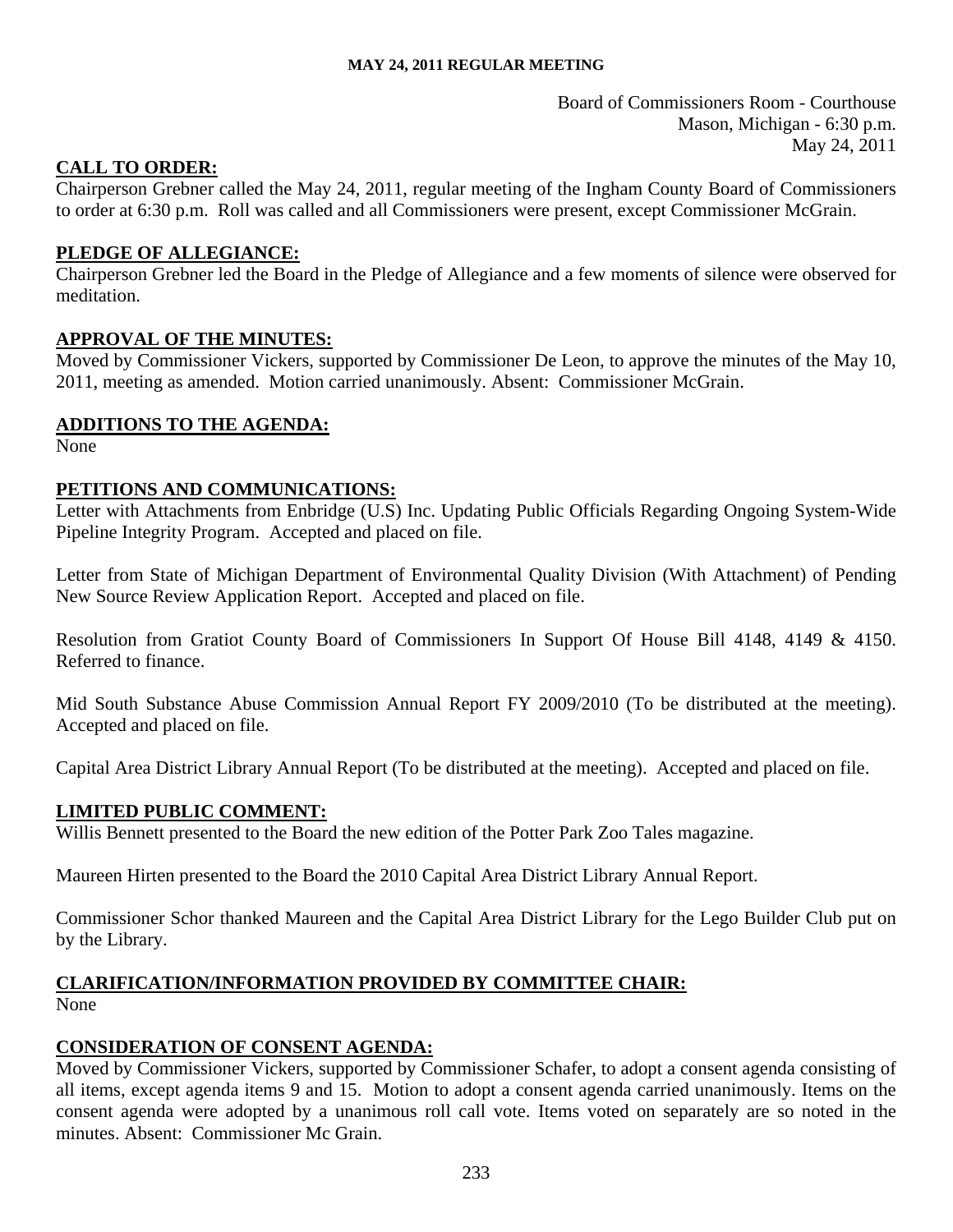**MAY 24, 2011 REGULAR MEETING**

Board of Commissioners Room - Courthouse
Mason, Michigan - 6:30 p.m.
May 24, 2011

## CALL TO ORDER:

Chairperson Grebner called the May 24, 2011, regular meeting of the Ingham County Board of Commissioners to order at 6:30 p.m. Roll was called and all Commissioners were present, except Commissioner McGrain.

## PLEDGE OF ALLEGIANCE:

Chairperson Grebner led the Board in the Pledge of Allegiance and a few moments of silence were observed for meditation.

## APPROVAL OF THE MINUTES:

Moved by Commissioner Vickers, supported by Commissioner De Leon, to approve the minutes of the May 10, 2011, meeting as amended. Motion carried unanimously. Absent: Commissioner McGrain.

## ADDITIONS TO THE AGENDA:

None

## PETITIONS AND COMMUNICATIONS:

Letter with Attachments from Enbridge (U.S) Inc. Updating Public Officials Regarding Ongoing System-Wide Pipeline Integrity Program. Accepted and placed on file.

Letter from State of Michigan Department of Environmental Quality Division (With Attachment) of Pending New Source Review Application Report. Accepted and placed on file.

Resolution from Gratiot County Board of Commissioners In Support Of House Bill 4148, 4149 & 4150. Referred to finance.

Mid South Substance Abuse Commission Annual Report FY 2009/2010 (To be distributed at the meeting). Accepted and placed on file.

Capital Area District Library Annual Report (To be distributed at the meeting). Accepted and placed on file.

## LIMITED PUBLIC COMMENT:

Willis Bennett presented to the Board the new edition of the Potter Park Zoo Tales magazine.

Maureen Hirten presented to the Board the 2010 Capital Area District Library Annual Report.

Commissioner Schor thanked Maureen and the Capital Area District Library for the Lego Builder Club put on by the Library.

## CLARIFICATION/INFORMATION PROVIDED BY COMMITTEE CHAIR:

None

## CONSIDERATION OF CONSENT AGENDA:

Moved by Commissioner Vickers, supported by Commissioner Schafer, to adopt a consent agenda consisting of all items, except agenda items 9 and 15. Motion to adopt a consent agenda carried unanimously. Items on the consent agenda were adopted by a unanimous roll call vote. Items voted on separately are so noted in the minutes. Absent: Commissioner Mc Grain.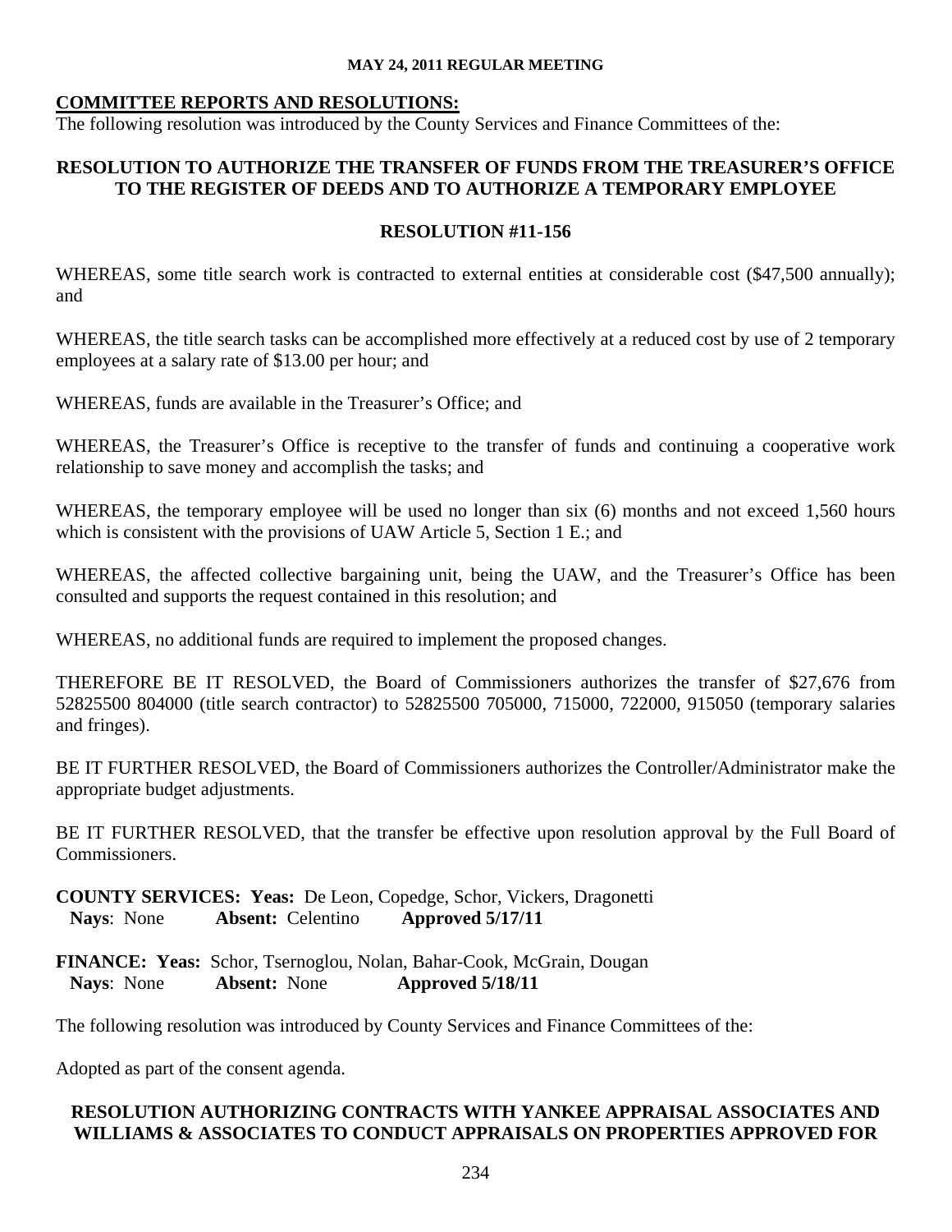## COMMITTEE REPORTS AND RESOLUTIONS:

The following resolution was introduced by the County Services and Finance Committees of the:

### RESOLUTION TO AUTHORIZE THE TRANSFER OF FUNDS FROM THE TREASURER'S OFFICE TO THE REGISTER OF DEEDS AND TO AUTHORIZE A TEMPORARY EMPLOYEE

### RESOLUTION #11-156

WHEREAS, some title search work is contracted to external entities at considerable cost ($47,500 annually); and

WHEREAS, the title search tasks can be accomplished more effectively at a reduced cost by use of 2 temporary employees at a salary rate of $13.00 per hour; and

WHEREAS, funds are available in the Treasurer's Office; and

WHEREAS, the Treasurer's Office is receptive to the transfer of funds and continuing a cooperative work relationship to save money and accomplish the tasks; and

WHEREAS, the temporary employee will be used no longer than six (6) months and not exceed 1,560 hours which is consistent with the provisions of UAW Article 5, Section 1 E.; and

WHEREAS, the affected collective bargaining unit, being the UAW, and the Treasurer's Office has been consulted and supports the request contained in this resolution; and

WHEREAS, no additional funds are required to implement the proposed changes.

THEREFORE BE IT RESOLVED, the Board of Commissioners authorizes the transfer of $27,676 from 52825500 804000 (title search contractor) to 52825500 705000, 715000, 722000, 915050 (temporary salaries and fringes).

BE IT FURTHER RESOLVED, the Board of Commissioners authorizes the Controller/Administrator make the appropriate budget adjustments.

BE IT FURTHER RESOLVED, that the transfer be effective upon resolution approval by the Full Board of Commissioners.

**COUNTY SERVICES: Yeas:** De Leon, Copedge, Schor, Vickers, Dragonetti
**Nays**: None **Absent:** Celentino **Approved 5/17/11**

**FINANCE: Yeas:** Schor, Tsernoglou, Nolan, Bahar-Cook, McGrain, Dougan
**Nays**: None **Absent:** None **Approved 5/18/11**

The following resolution was introduced by County Services and Finance Committees of the:

Adopted as part of the consent agenda.

### RESOLUTION AUTHORIZING CONTRACTS WITH YANKEE APPRAISAL ASSOCIATES AND WILLIAMS & ASSOCIATES TO CONDUCT APPRAISALS ON PROPERTIES APPROVED FOR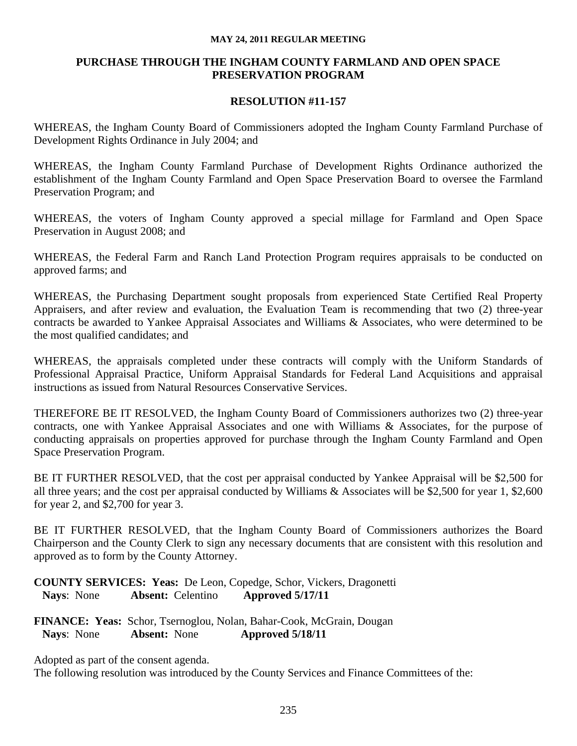**MAY 24, 2011 REGULAR MEETING**

## PURCHASE THROUGH THE INGHAM COUNTY FARMLAND AND OPEN SPACE PRESERVATION PROGRAM

### RESOLUTION #11-157

WHEREAS, the Ingham County Board of Commissioners adopted the Ingham County Farmland Purchase of Development Rights Ordinance in July 2004; and

WHEREAS, the Ingham County Farmland Purchase of Development Rights Ordinance authorized the establishment of the Ingham County Farmland and Open Space Preservation Board to oversee the Farmland Preservation Program; and

WHEREAS, the voters of Ingham County approved a special millage for Farmland and Open Space Preservation in August 2008; and

WHEREAS, the Federal Farm and Ranch Land Protection Program requires appraisals to be conducted on approved farms; and

WHEREAS, the Purchasing Department sought proposals from experienced State Certified Real Property Appraisers, and after review and evaluation, the Evaluation Team is recommending that two (2) three-year contracts be awarded to Yankee Appraisal Associates and Williams & Associates, who were determined to be the most qualified candidates; and

WHEREAS, the appraisals completed under these contracts will comply with the Uniform Standards of Professional Appraisal Practice, Uniform Appraisal Standards for Federal Land Acquisitions and appraisal instructions as issued from Natural Resources Conservative Services.

THEREFORE BE IT RESOLVED, the Ingham County Board of Commissioners authorizes two (2) three-year contracts, one with Yankee Appraisal Associates and one with Williams & Associates, for the purpose of conducting appraisals on properties approved for purchase through the Ingham County Farmland and Open Space Preservation Program.

BE IT FURTHER RESOLVED, that the cost per appraisal conducted by Yankee Appraisal will be $2,500 for all three years; and the cost per appraisal conducted by Williams & Associates will be $2,500 for year 1, $2,600 for year 2, and $2,700 for year 3.

BE IT FURTHER RESOLVED, that the Ingham County Board of Commissioners authorizes the Board Chairperson and the County Clerk to sign any necessary documents that are consistent with this resolution and approved as to form by the County Attorney.

**COUNTY SERVICES: Yeas:** De Leon, Copedge, Schor, Vickers, Dragonetti
**Nays**: None **Absent:** Celentino **Approved 5/17/11**

**FINANCE: Yeas:** Schor, Tsernoglou, Nolan, Bahar-Cook, McGrain, Dougan
**Nays**: None **Absent:** None **Approved 5/18/11**

Adopted as part of the consent agenda.

The following resolution was introduced by the County Services and Finance Committees of the: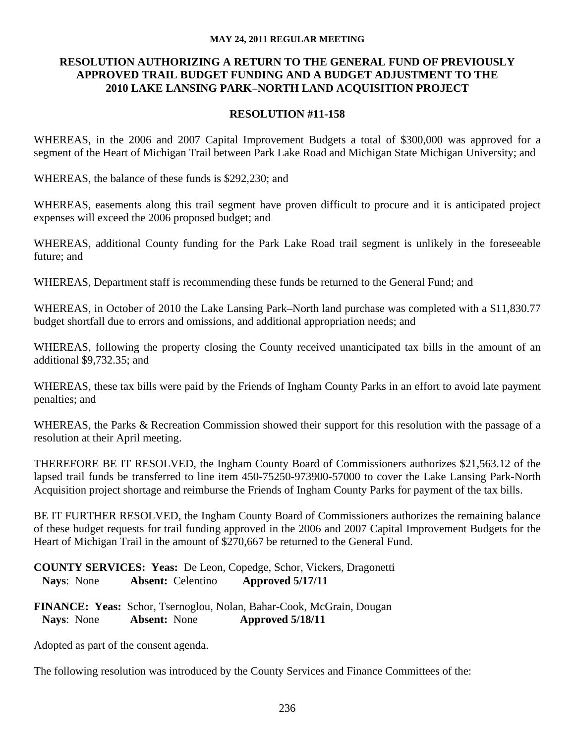**MAY 24, 2011 REGULAR MEETING**

## RESOLUTION AUTHORIZING A RETURN TO THE GENERAL FUND OF PREVIOUSLY APPROVED TRAIL BUDGET FUNDING AND A BUDGET ADJUSTMENT TO THE 2010 LAKE LANSING PARK–NORTH LAND ACQUISITION PROJECT

### RESOLUTION #11-158

WHEREAS, in the 2006 and 2007 Capital Improvement Budgets a total of $300,000 was approved for a segment of the Heart of Michigan Trail between Park Lake Road and Michigan State Michigan University; and

WHEREAS, the balance of these funds is $292,230; and

WHEREAS, easements along this trail segment have proven difficult to procure and it is anticipated project expenses will exceed the 2006 proposed budget; and

WHEREAS, additional County funding for the Park Lake Road trail segment is unlikely in the foreseeable future; and

WHEREAS, Department staff is recommending these funds be returned to the General Fund; and

WHEREAS, in October of 2010 the Lake Lansing Park–North land purchase was completed with a $11,830.77 budget shortfall due to errors and omissions, and additional appropriation needs; and

WHEREAS, following the property closing the County received unanticipated tax bills in the amount of an additional $9,732.35; and

WHEREAS, these tax bills were paid by the Friends of Ingham County Parks in an effort to avoid late payment penalties; and

WHEREAS, the Parks & Recreation Commission showed their support for this resolution with the passage of a resolution at their April meeting.

THEREFORE BE IT RESOLVED, the Ingham County Board of Commissioners authorizes $21,563.12 of the lapsed trail funds be transferred to line item 450-75250-973900-57000 to cover the Lake Lansing Park-North Acquisition project shortage and reimburse the Friends of Ingham County Parks for payment of the tax bills.

BE IT FURTHER RESOLVED, the Ingham County Board of Commissioners authorizes the remaining balance of these budget requests for trail funding approved in the 2006 and 2007 Capital Improvement Budgets for the Heart of Michigan Trail in the amount of $270,667 be returned to the General Fund.

**COUNTY SERVICES: Yeas:** De Leon, Copedge, Schor, Vickers, Dragonetti
**Nays**: None **Absent:** Celentino **Approved 5/17/11**

**FINANCE: Yeas:** Schor, Tsernoglou, Nolan, Bahar-Cook, McGrain, Dougan
**Nays**: None **Absent:** None **Approved 5/18/11**

Adopted as part of the consent agenda.

The following resolution was introduced by the County Services and Finance Committees of the: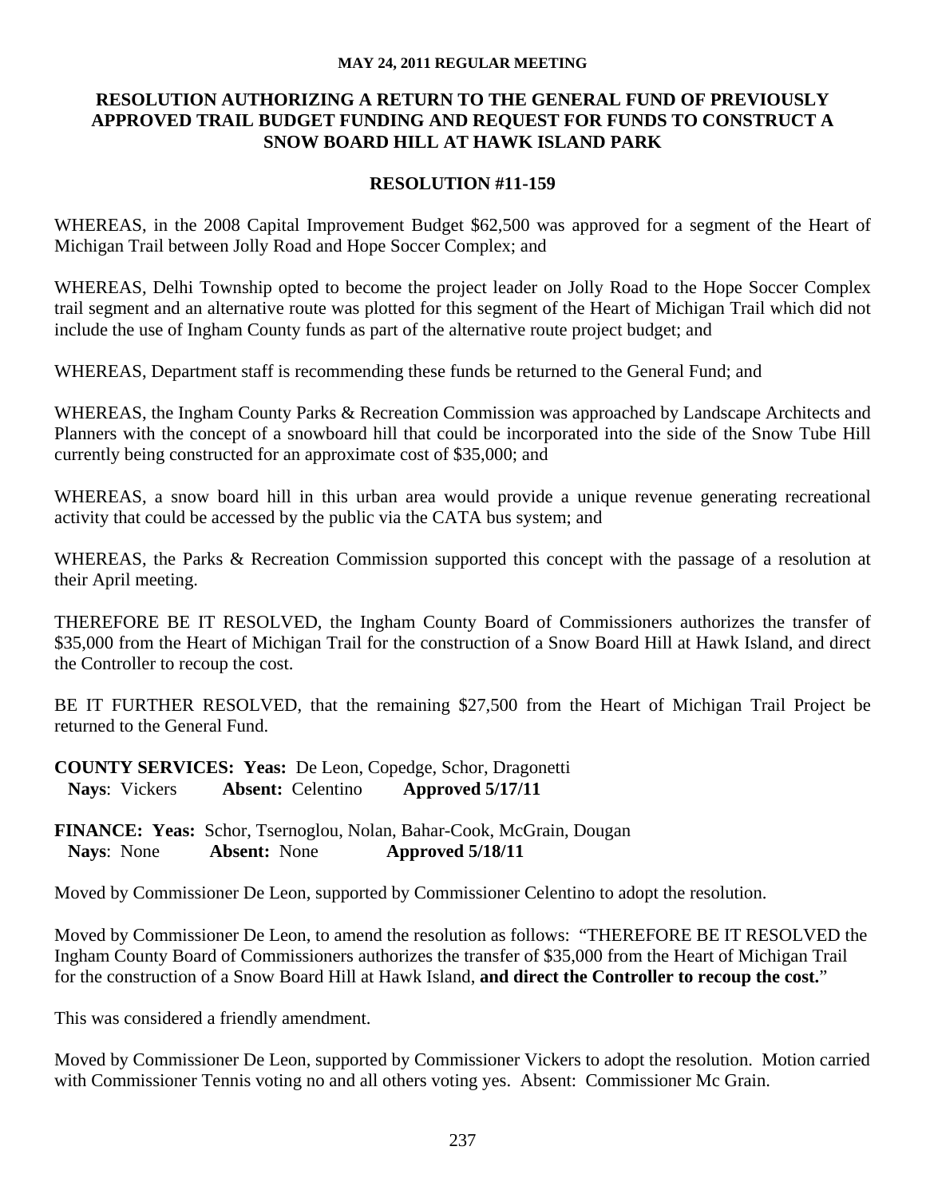**MAY 24, 2011 REGULAR MEETING**

## RESOLUTION AUTHORIZING A RETURN TO THE GENERAL FUND OF PREVIOUSLY APPROVED TRAIL BUDGET FUNDING AND REQUEST FOR FUNDS TO CONSTRUCT A SNOW BOARD HILL AT HAWK ISLAND PARK

### RESOLUTION #11-159

WHEREAS, in the 2008 Capital Improvement Budget $62,500 was approved for a segment of the Heart of Michigan Trail between Jolly Road and Hope Soccer Complex; and

WHEREAS, Delhi Township opted to become the project leader on Jolly Road to the Hope Soccer Complex trail segment and an alternative route was plotted for this segment of the Heart of Michigan Trail which did not include the use of Ingham County funds as part of the alternative route project budget; and

WHEREAS, Department staff is recommending these funds be returned to the General Fund; and

WHEREAS, the Ingham County Parks & Recreation Commission was approached by Landscape Architects and Planners with the concept of a snowboard hill that could be incorporated into the side of the Snow Tube Hill currently being constructed for an approximate cost of $35,000; and

WHEREAS, a snow board hill in this urban area would provide a unique revenue generating recreational activity that could be accessed by the public via the CATA bus system; and

WHEREAS, the Parks & Recreation Commission supported this concept with the passage of a resolution at their April meeting.

THEREFORE BE IT RESOLVED, the Ingham County Board of Commissioners authorizes the transfer of $35,000 from the Heart of Michigan Trail for the construction of a Snow Board Hill at Hawk Island, and direct the Controller to recoup the cost.

BE IT FURTHER RESOLVED, that the remaining $27,500 from the Heart of Michigan Trail Project be returned to the General Fund.

**COUNTY SERVICES: Yeas:** De Leon, Copedge, Schor, Dragonetti
**Nays**: Vickers **Absent:** Celentino **Approved 5/17/11**

**FINANCE: Yeas:** Schor, Tsernoglou, Nolan, Bahar-Cook, McGrain, Dougan
**Nays**: None **Absent:** None **Approved 5/18/11**

Moved by Commissioner De Leon, supported by Commissioner Celentino to adopt the resolution.

Moved by Commissioner De Leon, to amend the resolution as follows: "THEREFORE BE IT RESOLVED the Ingham County Board of Commissioners authorizes the transfer of $35,000 from the Heart of Michigan Trail for the construction of a Snow Board Hill at Hawk Island, **and direct the Controller to recoup the cost.**"

This was considered a friendly amendment.

Moved by Commissioner De Leon, supported by Commissioner Vickers to adopt the resolution. Motion carried with Commissioner Tennis voting no and all others voting yes. Absent: Commissioner Mc Grain.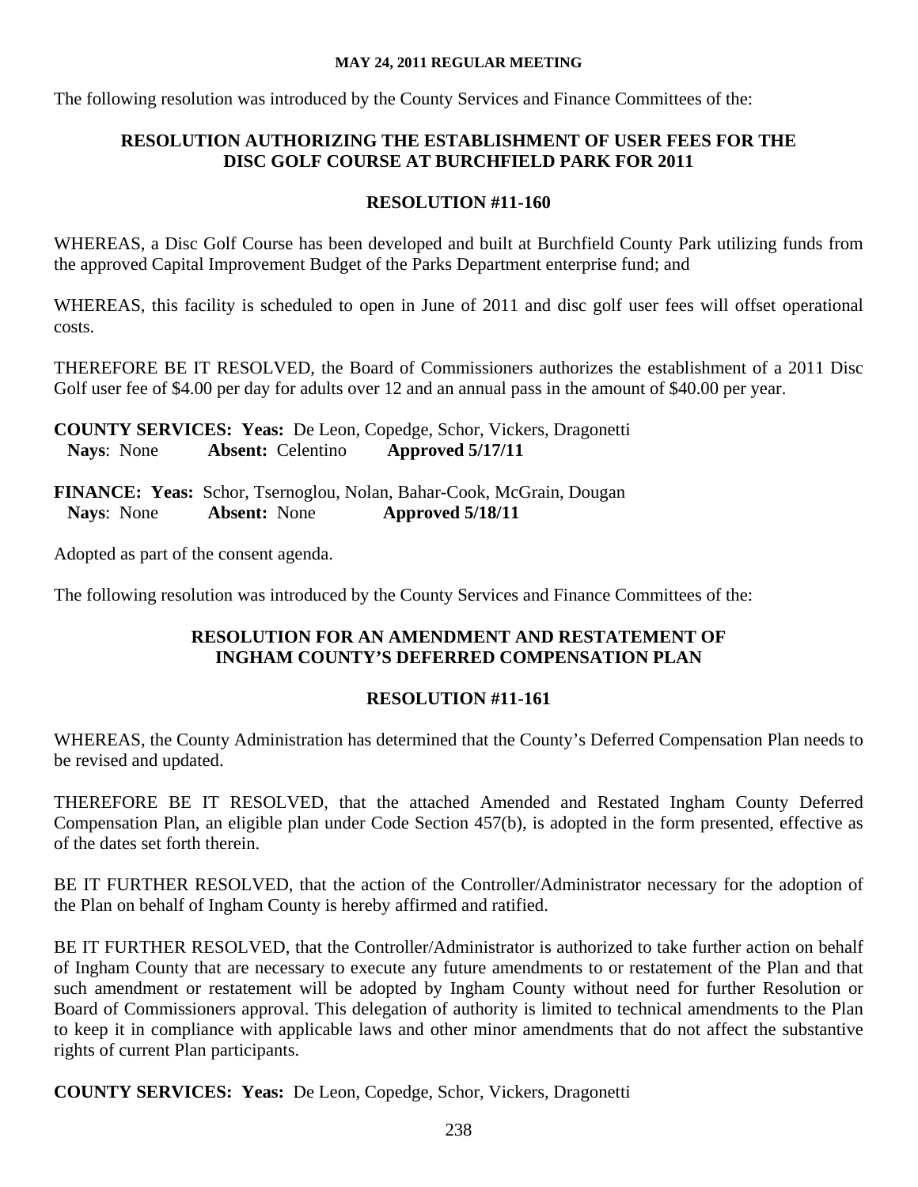The following resolution was introduced by the County Services and Finance Committees of the:

### RESOLUTION AUTHORIZING THE ESTABLISHMENT OF USER FEES FOR THE DISC GOLF COURSE AT BURCHFIELD PARK FOR 2011

### RESOLUTION #11-160

WHEREAS, a Disc Golf Course has been developed and built at Burchfield County Park utilizing funds from the approved Capital Improvement Budget of the Parks Department enterprise fund; and

WHEREAS, this facility is scheduled to open in June of 2011 and disc golf user fees will offset operational costs.

THEREFORE BE IT RESOLVED, the Board of Commissioners authorizes the establishment of a 2011 Disc Golf user fee of $4.00 per day for adults over 12 and an annual pass in the amount of $40.00 per year.

**COUNTY SERVICES: Yeas:** De Leon, Copedge, Schor, Vickers, Dragonetti
**Nays**: None **Absent:** Celentino **Approved 5/17/11**

**FINANCE: Yeas:** Schor, Tsernoglou, Nolan, Bahar-Cook, McGrain, Dougan
**Nays**: None **Absent:** None **Approved 5/18/11**

Adopted as part of the consent agenda.

The following resolution was introduced by the County Services and Finance Committees of the:

### RESOLUTION FOR AN AMENDMENT AND RESTATEMENT OF INGHAM COUNTY'S DEFERRED COMPENSATION PLAN

### RESOLUTION #11-161

WHEREAS, the County Administration has determined that the County's Deferred Compensation Plan needs to be revised and updated.

THEREFORE BE IT RESOLVED, that the attached Amended and Restated Ingham County Deferred Compensation Plan, an eligible plan under Code Section 457(b), is adopted in the form presented, effective as of the dates set forth therein.

BE IT FURTHER RESOLVED, that the action of the Controller/Administrator necessary for the adoption of the Plan on behalf of Ingham County is hereby affirmed and ratified.

BE IT FURTHER RESOLVED, that the Controller/Administrator is authorized to take further action on behalf of Ingham County that are necessary to execute any future amendments to or restatement of the Plan and that such amendment or restatement will be adopted by Ingham County without need for further Resolution or Board of Commissioners approval. This delegation of authority is limited to technical amendments to the Plan to keep it in compliance with applicable laws and other minor amendments that do not affect the substantive rights of current Plan participants.

**COUNTY SERVICES: Yeas:** De Leon, Copedge, Schor, Vickers, Dragonetti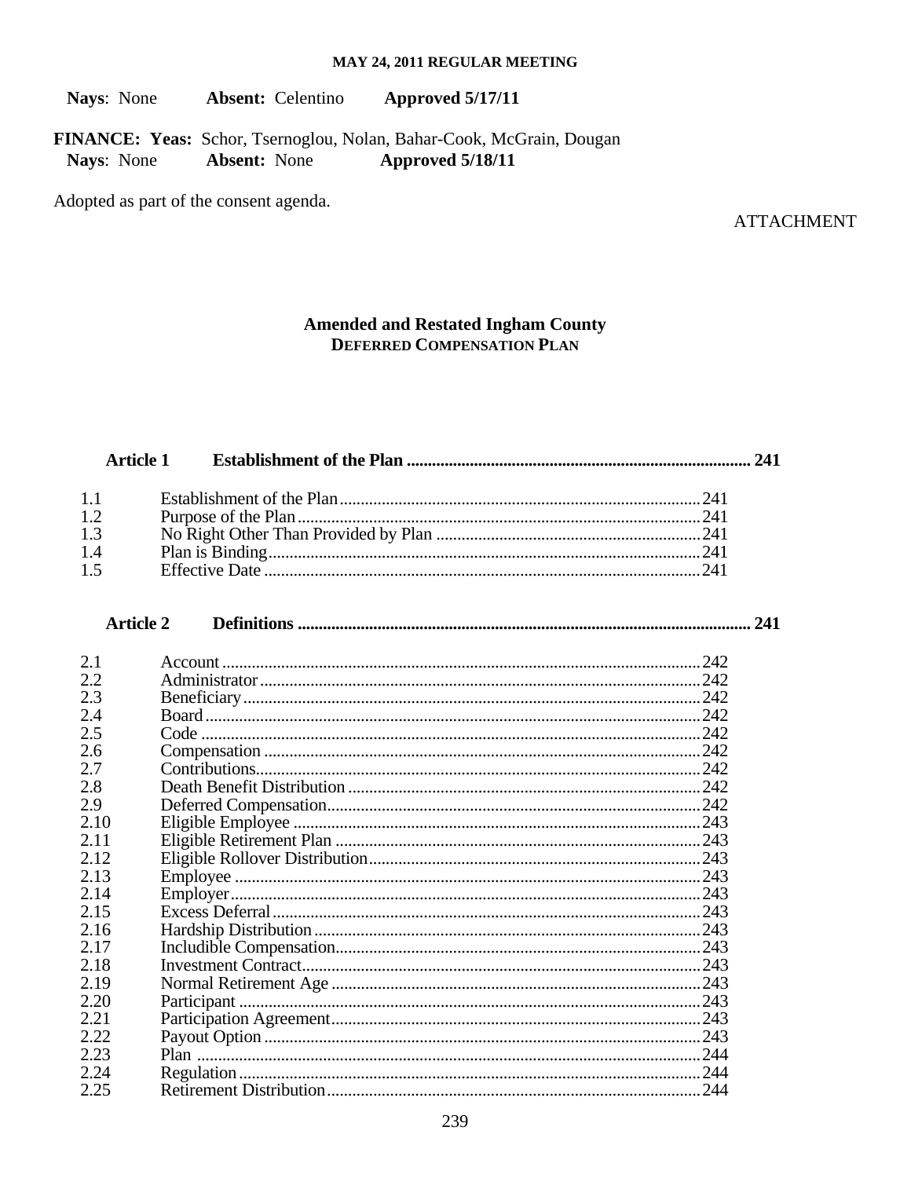Nays: None Absent: Celentino **Approved 5/17/11**

**FINANCE: Yeas:** Schor, Tsernoglou, Nolan, Bahar-Cook, McGrain, Dougan
**Nays**: None **Absent:** None **Approved 5/18/11**

Adopted as part of the consent agenda.

ATTACHMENT

# Amended and Restated Ingham County
## DEFERRED COMPENSATION PLAN

| | | |
|---|---|---|
| **Article 1** | **Establishment of the Plan** | **241** |
| 1.1 | Establishment of the Plan | 241 |
| 1.2 | Purpose of the Plan | 241 |
| 1.3 | No Right Other Than Provided by Plan | 241 |
| 1.4 | Plan is Binding | 241 |
| 1.5 | Effective Date | 241 |
| **Article 2** | **Definitions** | **241** |
| 2.1 | Account | 242 |
| 2.2 | Administrator | 242 |
| 2.3 | Beneficiary | 242 |
| 2.4 | Board | 242 |
| 2.5 | Code | 242 |
| 2.6 | Compensation | 242 |
| 2.7 | Contributions | 242 |
| 2.8 | Death Benefit Distribution | 242 |
| 2.9 | Deferred Compensation | 242 |
| 2.10 | Eligible Employee | 243 |
| 2.11 | Eligible Retirement Plan | 243 |
| 2.12 | Eligible Rollover Distribution | 243 |
| 2.13 | Employee | 243 |
| 2.14 | Employer | 243 |
| 2.15 | Excess Deferral | 243 |
| 2.16 | Hardship Distribution | 243 |
| 2.17 | Includible Compensation | 243 |
| 2.18 | Investment Contract | 243 |
| 2.19 | Normal Retirement Age | 243 |
| 2.20 | Participant | 243 |
| 2.21 | Participation Agreement | 243 |
| 2.22 | Payout Option | 243 |
| 2.23 | Plan | 244 |
| 2.24 | Regulation | 244 |
| 2.25 | Retirement Distribution | 244 |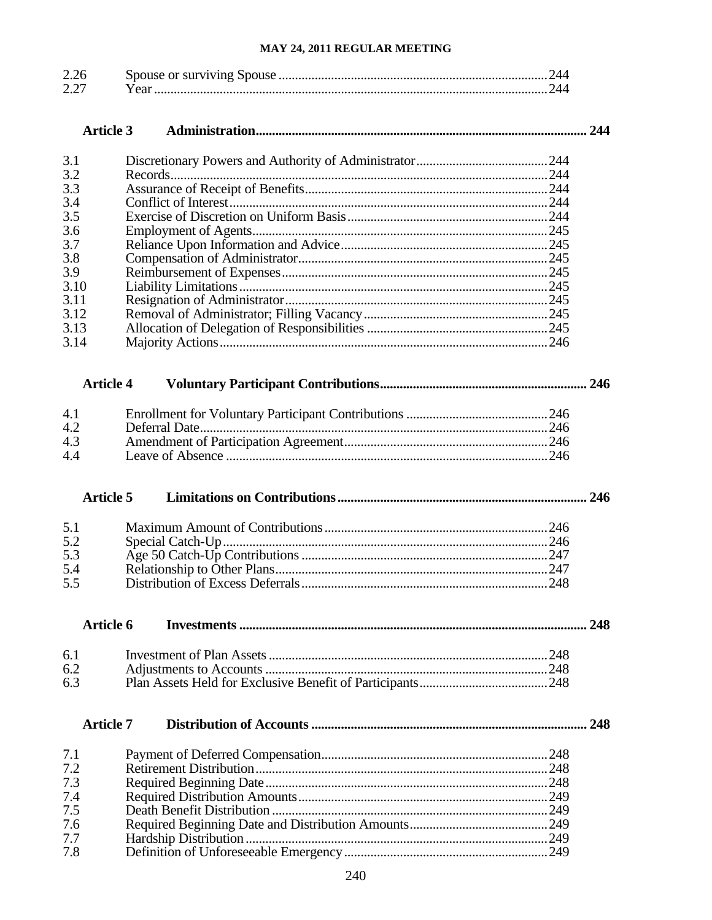| | | |
|---|---|---|
| 2.26 | Spouse or surviving Spouse | 244 |
| 2.27 | Year | 244 |

**Article 3 Administration ........ 244**

| | | |
|---|---|---|
| 3.1 | Discretionary Powers and Authority of Administrator | 244 |
| 3.2 | Records | 244 |
| 3.3 | Assurance of Receipt of Benefits | 244 |
| 3.4 | Conflict of Interest | 244 |
| 3.5 | Exercise of Discretion on Uniform Basis | 244 |
| 3.6 | Employment of Agents | 245 |
| 3.7 | Reliance Upon Information and Advice | 245 |
| 3.8 | Compensation of Administrator | 245 |
| 3.9 | Reimbursement of Expenses | 245 |
| 3.10 | Liability Limitations | 245 |
| 3.11 | Resignation of Administrator | 245 |
| 3.12 | Removal of Administrator; Filling Vacancy | 245 |
| 3.13 | Allocation of Delegation of Responsibilities | 245 |
| 3.14 | Majority Actions | 246 |

**Article 4 Voluntary Participant Contributions ........ 246**

| | | |
|---|---|---|
| 4.1 | Enrollment for Voluntary Participant Contributions | 246 |
| 4.2 | Deferral Date | 246 |
| 4.3 | Amendment of Participation Agreement | 246 |
| 4.4 | Leave of Absence | 246 |

**Article 5 Limitations on Contributions ........ 246**

| | | |
|---|---|---|
| 5.1 | Maximum Amount of Contributions | 246 |
| 5.2 | Special Catch-Up | 246 |
| 5.3 | Age 50 Catch-Up Contributions | 247 |
| 5.4 | Relationship to Other Plans | 247 |
| 5.5 | Distribution of Excess Deferrals | 248 |

**Article 6 Investments ........ 248**

| | | |
|---|---|---|
| 6.1 | Investment of Plan Assets | 248 |
| 6.2 | Adjustments to Accounts | 248 |
| 6.3 | Plan Assets Held for Exclusive Benefit of Participants | 248 |

**Article 7 Distribution of Accounts ........ 248**

| | | |
|---|---|---|
| 7.1 | Payment of Deferred Compensation | 248 |
| 7.2 | Retirement Distribution | 248 |
| 7.3 | Required Beginning Date | 248 |
| 7.4 | Required Distribution Amounts | 249 |
| 7.5 | Death Benefit Distribution | 249 |
| 7.6 | Required Beginning Date and Distribution Amounts | 249 |
| 7.7 | Hardship Distribution | 249 |
| 7.8 | Definition of Unforeseeable Emergency | 249 |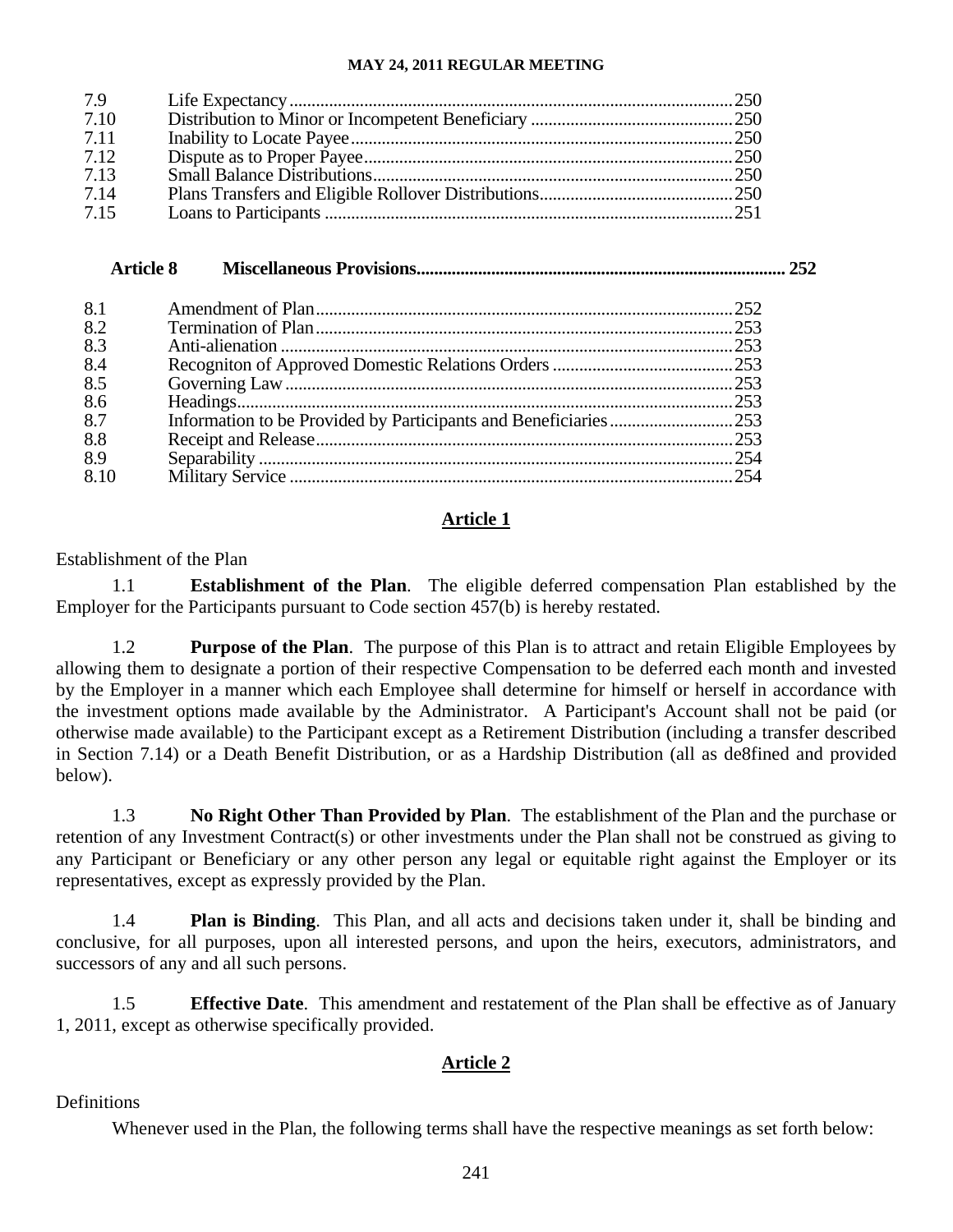| | | |
|---|---|---|
| 7.9 | Life Expectancy | 250 |
| 7.10 | Distribution to Minor or Incompetent Beneficiary | 250 |
| 7.11 | Inability to Locate Payee | 250 |
| 7.12 | Dispute as to Proper Payee | 250 |
| 7.13 | Small Balance Distributions | 250 |
| 7.14 | Plans Transfers and Eligible Rollover Distributions | 250 |
| 7.15 | Loans to Participants | 251 |

**Article 8 Miscellaneous Provisions ... 252**

| | | |
|---|---|---|
| 8.1 | Amendment of Plan | 252 |
| 8.2 | Termination of Plan | 253 |
| 8.3 | Anti-alienation | 253 |
| 8.4 | Recogniton of Approved Domestic Relations Orders | 253 |
| 8.5 | Governing Law | 253 |
| 8.6 | Headings | 253 |
| 8.7 | Information to be Provided by Participants and Beneficiaries | 253 |
| 8.8 | Receipt and Release | 253 |
| 8.9 | Separability | 254 |
| 8.10 | Military Service | 254 |

## Article 1

Establishment of the Plan

1.1 **Establishment of the Plan**. The eligible deferred compensation Plan established by the Employer for the Participants pursuant to Code section 457(b) is hereby restated.

1.2 **Purpose of the Plan**. The purpose of this Plan is to attract and retain Eligible Employees by allowing them to designate a portion of their respective Compensation to be deferred each month and invested by the Employer in a manner which each Employee shall determine for himself or herself in accordance with the investment options made available by the Administrator. A Participant's Account shall not be paid (or otherwise made available) to the Participant except as a Retirement Distribution (including a transfer described in Section 7.14) or a Death Benefit Distribution, or as a Hardship Distribution (all as de8fined and provided below).

1.3 **No Right Other Than Provided by Plan**. The establishment of the Plan and the purchase or retention of any Investment Contract(s) or other investments under the Plan shall not be construed as giving to any Participant or Beneficiary or any other person any legal or equitable right against the Employer or its representatives, except as expressly provided by the Plan.

1.4 **Plan is Binding**. This Plan, and all acts and decisions taken under it, shall be binding and conclusive, for all purposes, upon all interested persons, and upon the heirs, executors, administrators, and successors of any and all such persons.

1.5 **Effective Date**. This amendment and restatement of the Plan shall be effective as of January 1, 2011, except as otherwise specifically provided.

## Article 2

Definitions

Whenever used in the Plan, the following terms shall have the respective meanings as set forth below: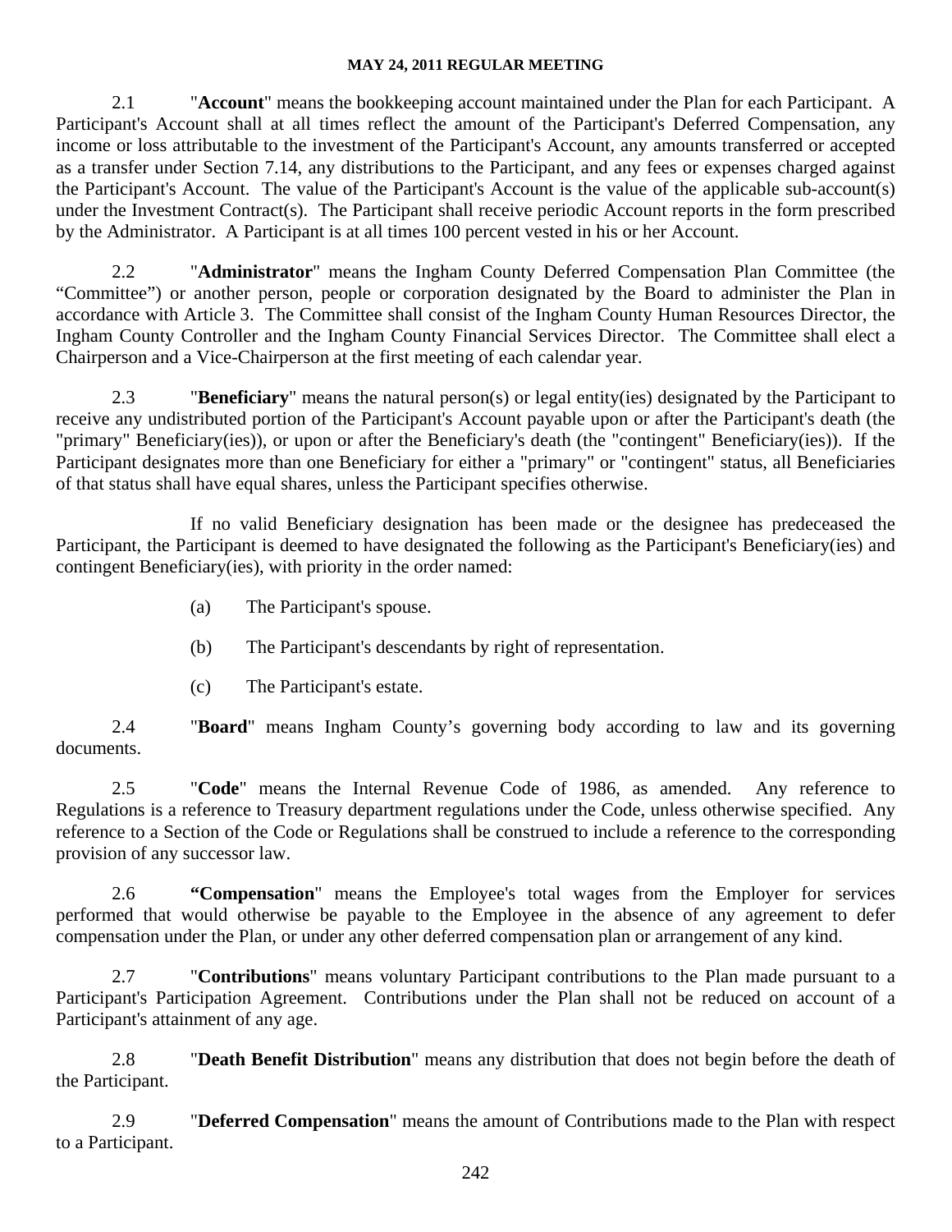2.1 "**Account**" means the bookkeeping account maintained under the Plan for each Participant. A Participant's Account shall at all times reflect the amount of the Participant's Deferred Compensation, any income or loss attributable to the investment of the Participant's Account, any amounts transferred or accepted as a transfer under Section 7.14, any distributions to the Participant, and any fees or expenses charged against the Participant's Account. The value of the Participant's Account is the value of the applicable sub-account(s) under the Investment Contract(s). The Participant shall receive periodic Account reports in the form prescribed by the Administrator. A Participant is at all times 100 percent vested in his or her Account.

2.2 "**Administrator**" means the Ingham County Deferred Compensation Plan Committee (the "Committee") or another person, people or corporation designated by the Board to administer the Plan in accordance with Article 3. The Committee shall consist of the Ingham County Human Resources Director, the Ingham County Controller and the Ingham County Financial Services Director. The Committee shall elect a Chairperson and a Vice-Chairperson at the first meeting of each calendar year.

2.3 "**Beneficiary**" means the natural person(s) or legal entity(ies) designated by the Participant to receive any undistributed portion of the Participant's Account payable upon or after the Participant's death (the "primary" Beneficiary(ies)), or upon or after the Beneficiary's death (the "contingent" Beneficiary(ies)). If the Participant designates more than one Beneficiary for either a "primary" or "contingent" status, all Beneficiaries of that status shall have equal shares, unless the Participant specifies otherwise.

If no valid Beneficiary designation has been made or the designee has predeceased the Participant, the Participant is deemed to have designated the following as the Participant's Beneficiary(ies) and contingent Beneficiary(ies), with priority in the order named:

(a) The Participant's spouse.

(b) The Participant's descendants by right of representation.

(c) The Participant's estate.

2.4 "**Board**" means Ingham County's governing body according to law and its governing documents.

2.5 "**Code**" means the Internal Revenue Code of 1986, as amended. Any reference to Regulations is a reference to Treasury department regulations under the Code, unless otherwise specified. Any reference to a Section of the Code or Regulations shall be construed to include a reference to the corresponding provision of any successor law.

2.6 **"Compensation**" means the Employee's total wages from the Employer for services performed that would otherwise be payable to the Employee in the absence of any agreement to defer compensation under the Plan, or under any other deferred compensation plan or arrangement of any kind.

2.7 "**Contributions**" means voluntary Participant contributions to the Plan made pursuant to a Participant's Participation Agreement. Contributions under the Plan shall not be reduced on account of a Participant's attainment of any age.

2.8 "**Death Benefit Distribution**" means any distribution that does not begin before the death of the Participant.

2.9 "**Deferred Compensation**" means the amount of Contributions made to the Plan with respect to a Participant.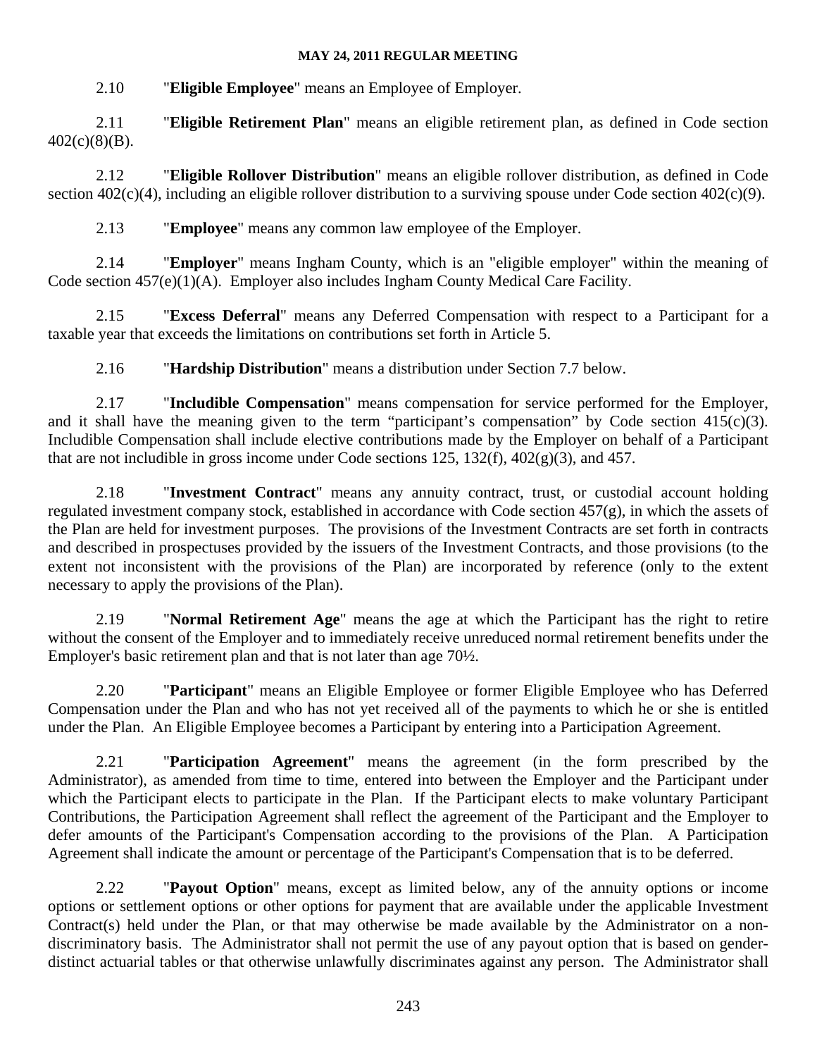2.10 "**Eligible Employee**" means an Employee of Employer.

2.11 "**Eligible Retirement Plan**" means an eligible retirement plan, as defined in Code section 402(c)(8)(B).

2.12 "**Eligible Rollover Distribution**" means an eligible rollover distribution, as defined in Code section 402(c)(4), including an eligible rollover distribution to a surviving spouse under Code section 402(c)(9).

2.13 "**Employee**" means any common law employee of the Employer.

2.14 "**Employer**" means Ingham County, which is an "eligible employer" within the meaning of Code section 457(e)(1)(A). Employer also includes Ingham County Medical Care Facility.

2.15 "**Excess Deferral**" means any Deferred Compensation with respect to a Participant for a taxable year that exceeds the limitations on contributions set forth in Article 5.

2.16 "**Hardship Distribution**" means a distribution under Section 7.7 below.

2.17 "**Includible Compensation**" means compensation for service performed for the Employer, and it shall have the meaning given to the term "participant's compensation" by Code section 415(c)(3). Includible Compensation shall include elective contributions made by the Employer on behalf of a Participant that are not includible in gross income under Code sections 125, 132(f), 402(g)(3), and 457.

2.18 "**Investment Contract**" means any annuity contract, trust, or custodial account holding regulated investment company stock, established in accordance with Code section 457(g), in which the assets of the Plan are held for investment purposes. The provisions of the Investment Contracts are set forth in contracts and described in prospectuses provided by the issuers of the Investment Contracts, and those provisions (to the extent not inconsistent with the provisions of the Plan) are incorporated by reference (only to the extent necessary to apply the provisions of the Plan).

2.19 "**Normal Retirement Age**" means the age at which the Participant has the right to retire without the consent of the Employer and to immediately receive unreduced normal retirement benefits under the Employer's basic retirement plan and that is not later than age 70½.

2.20 "**Participant**" means an Eligible Employee or former Eligible Employee who has Deferred Compensation under the Plan and who has not yet received all of the payments to which he or she is entitled under the Plan. An Eligible Employee becomes a Participant by entering into a Participation Agreement.

2.21 "**Participation Agreement**" means the agreement (in the form prescribed by the Administrator), as amended from time to time, entered into between the Employer and the Participant under which the Participant elects to participate in the Plan. If the Participant elects to make voluntary Participant Contributions, the Participation Agreement shall reflect the agreement of the Participant and the Employer to defer amounts of the Participant's Compensation according to the provisions of the Plan. A Participation Agreement shall indicate the amount or percentage of the Participant's Compensation that is to be deferred.

2.22 "**Payout Option**" means, except as limited below, any of the annuity options or income options or settlement options or other options for payment that are available under the applicable Investment Contract(s) held under the Plan, or that may otherwise be made available by the Administrator on a non-discriminatory basis. The Administrator shall not permit the use of any payout option that is based on gender-distinct actuarial tables or that otherwise unlawfully discriminates against any person. The Administrator shall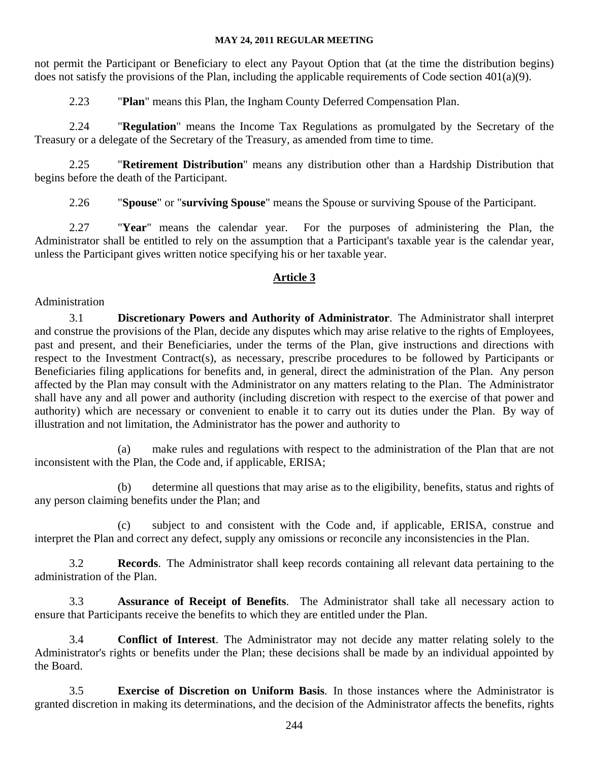not permit the Participant or Beneficiary to elect any Payout Option that (at the time the distribution begins) does not satisfy the provisions of the Plan, including the applicable requirements of Code section 401(a)(9).

2.23 "**Plan**" means this Plan, the Ingham County Deferred Compensation Plan.

2.24 "**Regulation**" means the Income Tax Regulations as promulgated by the Secretary of the Treasury or a delegate of the Secretary of the Treasury, as amended from time to time.

2.25 "**Retirement Distribution**" means any distribution other than a Hardship Distribution that begins before the death of the Participant.

2.26 "**Spouse**" or "**surviving Spouse**" means the Spouse or surviving Spouse of the Participant.

2.27 "**Year**" means the calendar year. For the purposes of administering the Plan, the Administrator shall be entitled to rely on the assumption that a Participant's taxable year is the calendar year, unless the Participant gives written notice specifying his or her taxable year.

## Article 3

Administration

3.1 **Discretionary Powers and Authority of Administrator**. The Administrator shall interpret and construe the provisions of the Plan, decide any disputes which may arise relative to the rights of Employees, past and present, and their Beneficiaries, under the terms of the Plan, give instructions and directions with respect to the Investment Contract(s), as necessary, prescribe procedures to be followed by Participants or Beneficiaries filing applications for benefits and, in general, direct the administration of the Plan. Any person affected by the Plan may consult with the Administrator on any matters relating to the Plan. The Administrator shall have any and all power and authority (including discretion with respect to the exercise of that power and authority) which are necessary or convenient to enable it to carry out its duties under the Plan. By way of illustration and not limitation, the Administrator has the power and authority to

(a) make rules and regulations with respect to the administration of the Plan that are not inconsistent with the Plan, the Code and, if applicable, ERISA;

(b) determine all questions that may arise as to the eligibility, benefits, status and rights of any person claiming benefits under the Plan; and

(c) subject to and consistent with the Code and, if applicable, ERISA, construe and interpret the Plan and correct any defect, supply any omissions or reconcile any inconsistencies in the Plan.

3.2 **Records**. The Administrator shall keep records containing all relevant data pertaining to the administration of the Plan.

3.3 **Assurance of Receipt of Benefits**. The Administrator shall take all necessary action to ensure that Participants receive the benefits to which they are entitled under the Plan.

3.4 **Conflict of Interest**. The Administrator may not decide any matter relating solely to the Administrator's rights or benefits under the Plan; these decisions shall be made by an individual appointed by the Board.

3.5 **Exercise of Discretion on Uniform Basis**. In those instances where the Administrator is granted discretion in making its determinations, and the decision of the Administrator affects the benefits, rights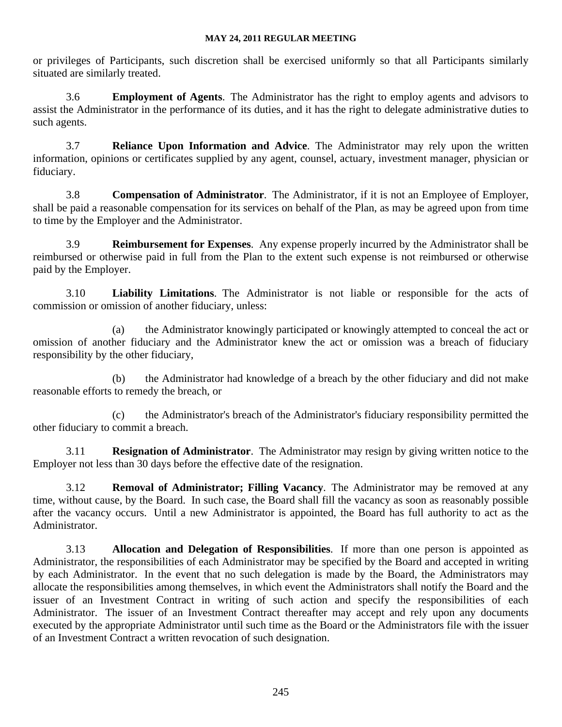or privileges of Participants, such discretion shall be exercised uniformly so that all Participants similarly situated are similarly treated.

3.6 **Employment of Agents**. The Administrator has the right to employ agents and advisors to assist the Administrator in the performance of its duties, and it has the right to delegate administrative duties to such agents.

3.7 **Reliance Upon Information and Advice**. The Administrator may rely upon the written information, opinions or certificates supplied by any agent, counsel, actuary, investment manager, physician or fiduciary.

3.8 **Compensation of Administrator**. The Administrator, if it is not an Employee of Employer, shall be paid a reasonable compensation for its services on behalf of the Plan, as may be agreed upon from time to time by the Employer and the Administrator.

3.9 **Reimbursement for Expenses**. Any expense properly incurred by the Administrator shall be reimbursed or otherwise paid in full from the Plan to the extent such expense is not reimbursed or otherwise paid by the Employer.

3.10 **Liability Limitations**. The Administrator is not liable or responsible for the acts of commission or omission of another fiduciary, unless:

(a) the Administrator knowingly participated or knowingly attempted to conceal the act or omission of another fiduciary and the Administrator knew the act or omission was a breach of fiduciary responsibility by the other fiduciary,

(b) the Administrator had knowledge of a breach by the other fiduciary and did not make reasonable efforts to remedy the breach, or

(c) the Administrator's breach of the Administrator's fiduciary responsibility permitted the other fiduciary to commit a breach.

3.11 **Resignation of Administrator**. The Administrator may resign by giving written notice to the Employer not less than 30 days before the effective date of the resignation.

3.12 **Removal of Administrator; Filling Vacancy**. The Administrator may be removed at any time, without cause, by the Board. In such case, the Board shall fill the vacancy as soon as reasonably possible after the vacancy occurs. Until a new Administrator is appointed, the Board has full authority to act as the Administrator.

3.13 **Allocation and Delegation of Responsibilities**. If more than one person is appointed as Administrator, the responsibilities of each Administrator may be specified by the Board and accepted in writing by each Administrator. In the event that no such delegation is made by the Board, the Administrators may allocate the responsibilities among themselves, in which event the Administrators shall notify the Board and the issuer of an Investment Contract in writing of such action and specify the responsibilities of each Administrator. The issuer of an Investment Contract thereafter may accept and rely upon any documents executed by the appropriate Administrator until such time as the Board or the Administrators file with the issuer of an Investment Contract a written revocation of such designation.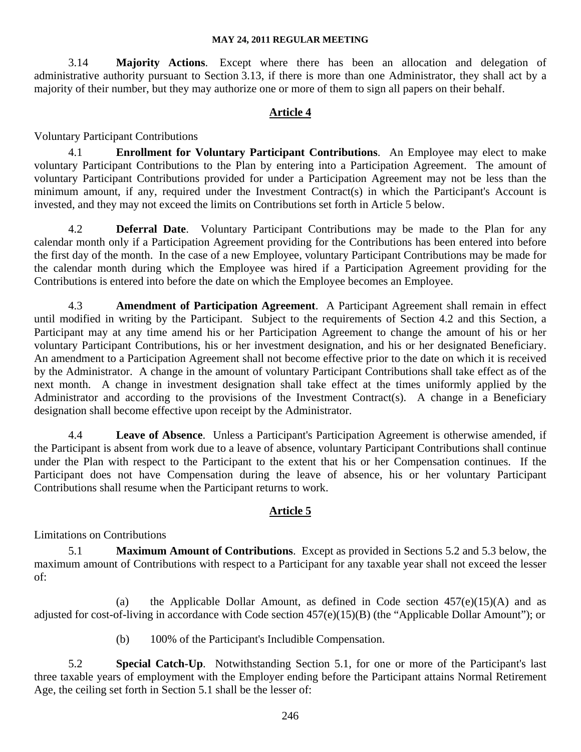3.14 **Majority Actions**. Except where there has been an allocation and delegation of administrative authority pursuant to Section 3.13, if there is more than one Administrator, they shall act by a majority of their number, but they may authorize one or more of them to sign all papers on their behalf.

## Article 4

Voluntary Participant Contributions

4.1 **Enrollment for Voluntary Participant Contributions**. An Employee may elect to make voluntary Participant Contributions to the Plan by entering into a Participation Agreement. The amount of voluntary Participant Contributions provided for under a Participation Agreement may not be less than the minimum amount, if any, required under the Investment Contract(s) in which the Participant's Account is invested, and they may not exceed the limits on Contributions set forth in Article 5 below.

4.2 **Deferral Date**. Voluntary Participant Contributions may be made to the Plan for any calendar month only if a Participation Agreement providing for the Contributions has been entered into before the first day of the month. In the case of a new Employee, voluntary Participant Contributions may be made for the calendar month during which the Employee was hired if a Participation Agreement providing for the Contributions is entered into before the date on which the Employee becomes an Employee.

4.3 **Amendment of Participation Agreement**. A Participant Agreement shall remain in effect until modified in writing by the Participant. Subject to the requirements of Section 4.2 and this Section, a Participant may at any time amend his or her Participation Agreement to change the amount of his or her voluntary Participant Contributions, his or her investment designation, and his or her designated Beneficiary. An amendment to a Participation Agreement shall not become effective prior to the date on which it is received by the Administrator. A change in the amount of voluntary Participant Contributions shall take effect as of the next month. A change in investment designation shall take effect at the times uniformly applied by the Administrator and according to the provisions of the Investment Contract(s). A change in a Beneficiary designation shall become effective upon receipt by the Administrator.

4.4 **Leave of Absence**. Unless a Participant's Participation Agreement is otherwise amended, if the Participant is absent from work due to a leave of absence, voluntary Participant Contributions shall continue under the Plan with respect to the Participant to the extent that his or her Compensation continues. If the Participant does not have Compensation during the leave of absence, his or her voluntary Participant Contributions shall resume when the Participant returns to work.

## Article 5

Limitations on Contributions

5.1 **Maximum Amount of Contributions**. Except as provided in Sections 5.2 and 5.3 below, the maximum amount of Contributions with respect to a Participant for any taxable year shall not exceed the lesser of:

(a) the Applicable Dollar Amount, as defined in Code section 457(e)(15)(A) and as adjusted for cost-of-living in accordance with Code section 457(e)(15)(B) (the "Applicable Dollar Amount"); or

(b) 100% of the Participant's Includible Compensation.

5.2 **Special Catch-Up**. Notwithstanding Section 5.1, for one or more of the Participant's last three taxable years of employment with the Employer ending before the Participant attains Normal Retirement Age, the ceiling set forth in Section 5.1 shall be the lesser of: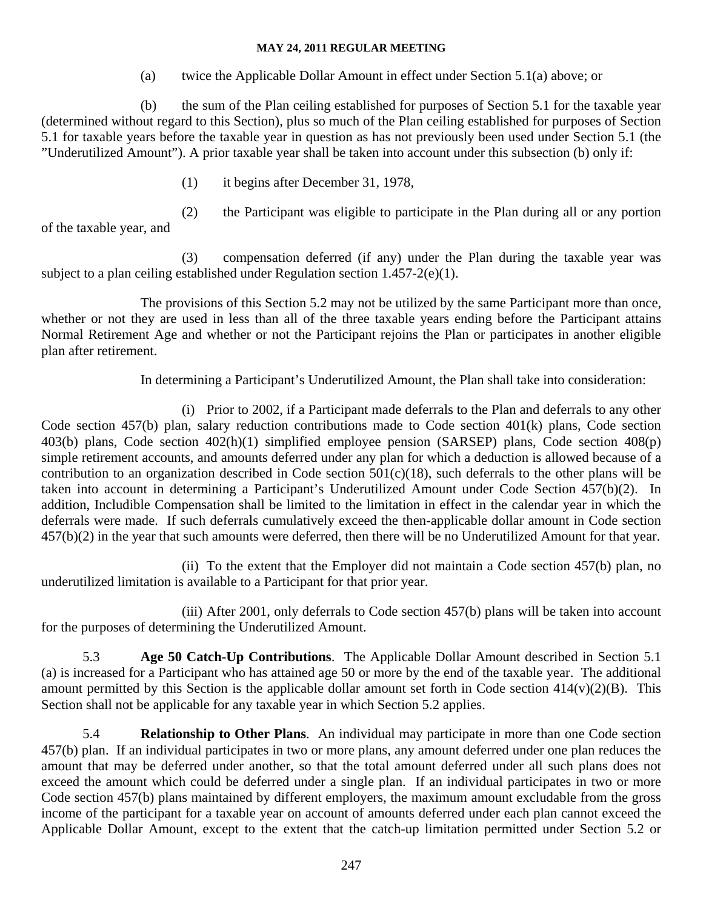(a) twice the Applicable Dollar Amount in effect under Section 5.1(a) above; or

(b) the sum of the Plan ceiling established for purposes of Section 5.1 for the taxable year (determined without regard to this Section), plus so much of the Plan ceiling established for purposes of Section 5.1 for taxable years before the taxable year in question as has not previously been used under Section 5.1 (the "Underutilized Amount"). A prior taxable year shall be taken into account under this subsection (b) only if:

(1) it begins after December 31, 1978,

(2) the Participant was eligible to participate in the Plan during all or any portion of the taxable year, and

(3) compensation deferred (if any) under the Plan during the taxable year was subject to a plan ceiling established under Regulation section 1.457-2(e)(1).

The provisions of this Section 5.2 may not be utilized by the same Participant more than once, whether or not they are used in less than all of the three taxable years ending before the Participant attains Normal Retirement Age and whether or not the Participant rejoins the Plan or participates in another eligible plan after retirement.

In determining a Participant's Underutilized Amount, the Plan shall take into consideration:

(i) Prior to 2002, if a Participant made deferrals to the Plan and deferrals to any other Code section 457(b) plan, salary reduction contributions made to Code section 401(k) plans, Code section 403(b) plans, Code section 402(h)(1) simplified employee pension (SARSEP) plans, Code section 408(p) simple retirement accounts, and amounts deferred under any plan for which a deduction is allowed because of a contribution to an organization described in Code section 501(c)(18), such deferrals to the other plans will be taken into account in determining a Participant's Underutilized Amount under Code Section 457(b)(2). In addition, Includible Compensation shall be limited to the limitation in effect in the calendar year in which the deferrals were made. If such deferrals cumulatively exceed the then-applicable dollar amount in Code section 457(b)(2) in the year that such amounts were deferred, then there will be no Underutilized Amount for that year.

(ii) To the extent that the Employer did not maintain a Code section 457(b) plan, no underutilized limitation is available to a Participant for that prior year.

(iii) After 2001, only deferrals to Code section 457(b) plans will be taken into account for the purposes of determining the Underutilized Amount.

5.3 **Age 50 Catch-Up Contributions**. The Applicable Dollar Amount described in Section 5.1 (a) is increased for a Participant who has attained age 50 or more by the end of the taxable year. The additional amount permitted by this Section is the applicable dollar amount set forth in Code section 414(v)(2)(B). This Section shall not be applicable for any taxable year in which Section 5.2 applies.

5.4 **Relationship to Other Plans**. An individual may participate in more than one Code section 457(b) plan. If an individual participates in two or more plans, any amount deferred under one plan reduces the amount that may be deferred under another, so that the total amount deferred under all such plans does not exceed the amount which could be deferred under a single plan. If an individual participates in two or more Code section 457(b) plans maintained by different employers, the maximum amount excludable from the gross income of the participant for a taxable year on account of amounts deferred under each plan cannot exceed the Applicable Dollar Amount, except to the extent that the catch-up limitation permitted under Section 5.2 or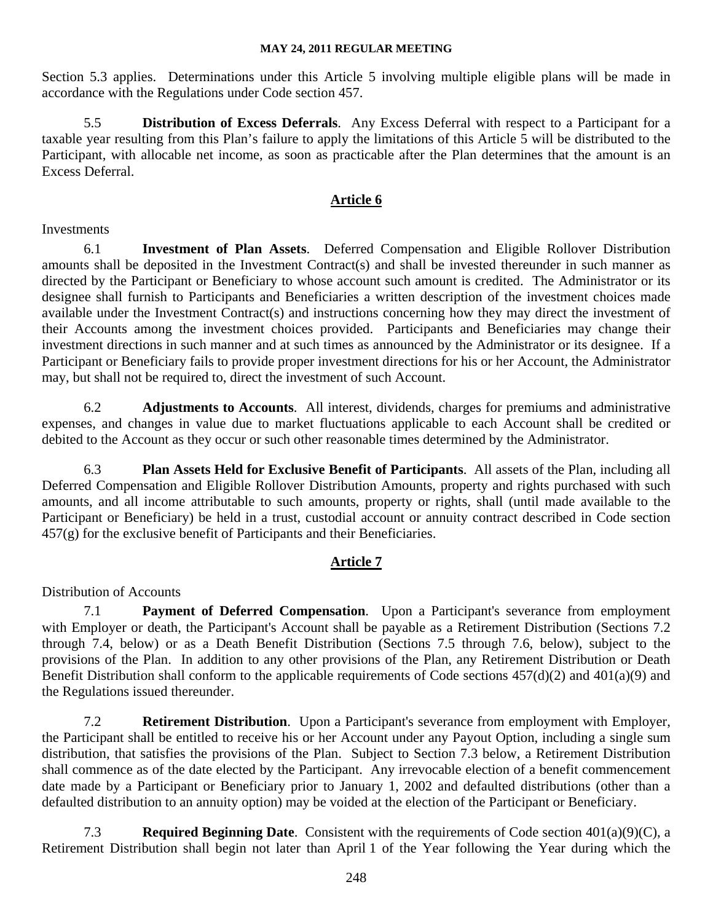Section 5.3 applies. Determinations under this Article 5 involving multiple eligible plans will be made in accordance with the Regulations under Code section 457.

5.5 **Distribution of Excess Deferrals**. Any Excess Deferral with respect to a Participant for a taxable year resulting from this Plan's failure to apply the limitations of this Article 5 will be distributed to the Participant, with allocable net income, as soon as practicable after the Plan determines that the amount is an Excess Deferral.

## Article 6

Investments

6.1 **Investment of Plan Assets**. Deferred Compensation and Eligible Rollover Distribution amounts shall be deposited in the Investment Contract(s) and shall be invested thereunder in such manner as directed by the Participant or Beneficiary to whose account such amount is credited. The Administrator or its designee shall furnish to Participants and Beneficiaries a written description of the investment choices made available under the Investment Contract(s) and instructions concerning how they may direct the investment of their Accounts among the investment choices provided. Participants and Beneficiaries may change their investment directions in such manner and at such times as announced by the Administrator or its designee. If a Participant or Beneficiary fails to provide proper investment directions for his or her Account, the Administrator may, but shall not be required to, direct the investment of such Account.

6.2 **Adjustments to Accounts**. All interest, dividends, charges for premiums and administrative expenses, and changes in value due to market fluctuations applicable to each Account shall be credited or debited to the Account as they occur or such other reasonable times determined by the Administrator.

6.3 **Plan Assets Held for Exclusive Benefit of Participants**. All assets of the Plan, including all Deferred Compensation and Eligible Rollover Distribution Amounts, property and rights purchased with such amounts, and all income attributable to such amounts, property or rights, shall (until made available to the Participant or Beneficiary) be held in a trust, custodial account or annuity contract described in Code section 457(g) for the exclusive benefit of Participants and their Beneficiaries.

## Article 7

Distribution of Accounts

7.1 **Payment of Deferred Compensation**. Upon a Participant's severance from employment with Employer or death, the Participant's Account shall be payable as a Retirement Distribution (Sections 7.2 through 7.4, below) or as a Death Benefit Distribution (Sections 7.5 through 7.6, below), subject to the provisions of the Plan. In addition to any other provisions of the Plan, any Retirement Distribution or Death Benefit Distribution shall conform to the applicable requirements of Code sections 457(d)(2) and 401(a)(9) and the Regulations issued thereunder.

7.2 **Retirement Distribution**. Upon a Participant's severance from employment with Employer, the Participant shall be entitled to receive his or her Account under any Payout Option, including a single sum distribution, that satisfies the provisions of the Plan. Subject to Section 7.3 below, a Retirement Distribution shall commence as of the date elected by the Participant. Any irrevocable election of a benefit commencement date made by a Participant or Beneficiary prior to January 1, 2002 and defaulted distributions (other than a defaulted distribution to an annuity option) may be voided at the election of the Participant or Beneficiary.

7.3 **Required Beginning Date**. Consistent with the requirements of Code section 401(a)(9)(C), a Retirement Distribution shall begin not later than April 1 of the Year following the Year during which the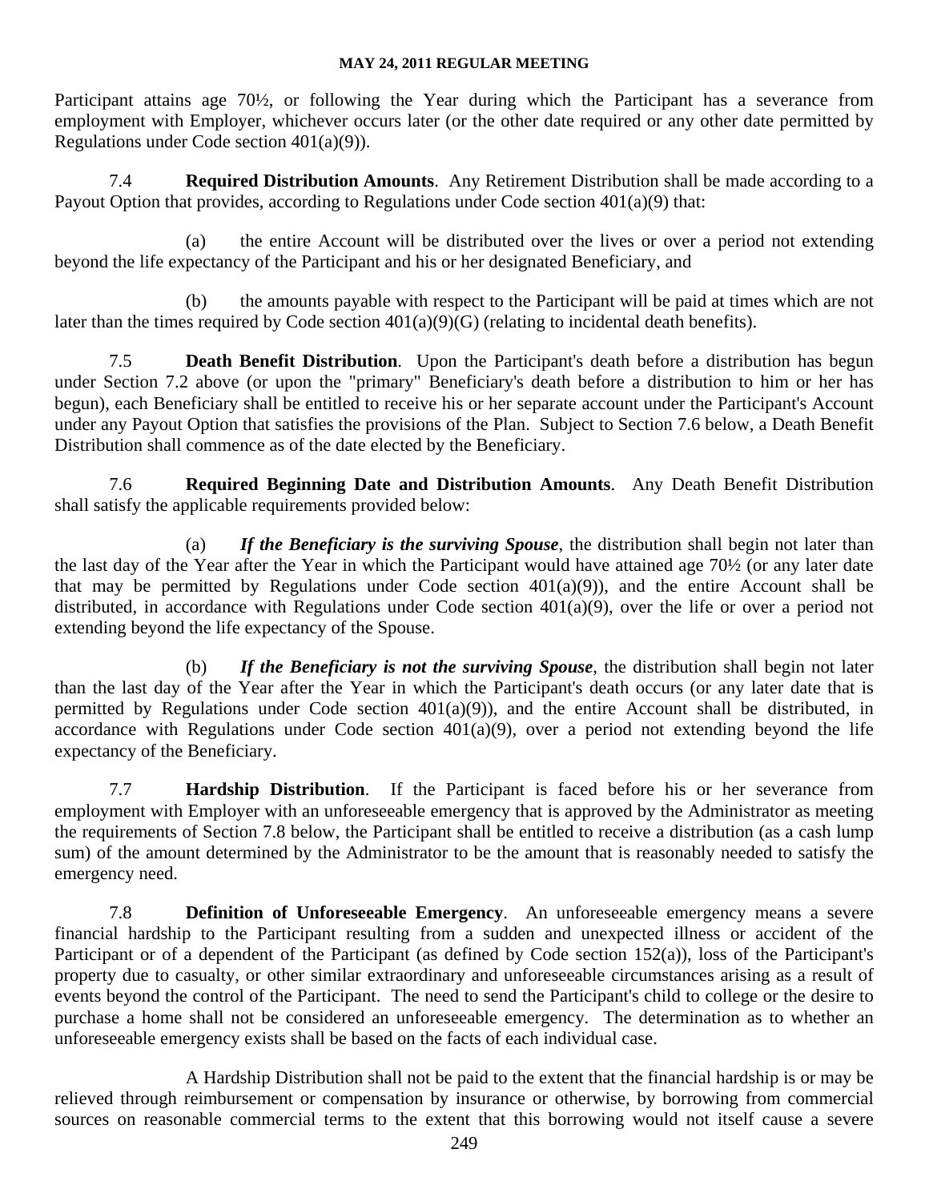Participant attains age 70½, or following the Year during which the Participant has a severance from employment with Employer, whichever occurs later (or the other date required or any other date permitted by Regulations under Code section 401(a)(9)).

7.4 **Required Distribution Amounts**. Any Retirement Distribution shall be made according to a Payout Option that provides, according to Regulations under Code section 401(a)(9) that:

(a) the entire Account will be distributed over the lives or over a period not extending beyond the life expectancy of the Participant and his or her designated Beneficiary, and

(b) the amounts payable with respect to the Participant will be paid at times which are not later than the times required by Code section 401(a)(9)(G) (relating to incidental death benefits).

7.5 **Death Benefit Distribution**. Upon the Participant's death before a distribution has begun under Section 7.2 above (or upon the "primary" Beneficiary's death before a distribution to him or her has begun), each Beneficiary shall be entitled to receive his or her separate account under the Participant's Account under any Payout Option that satisfies the provisions of the Plan. Subject to Section 7.6 below, a Death Benefit Distribution shall commence as of the date elected by the Beneficiary.

7.6 **Required Beginning Date and Distribution Amounts**. Any Death Benefit Distribution shall satisfy the applicable requirements provided below:

(a) ***If the Beneficiary is the surviving Spouse***, the distribution shall begin not later than the last day of the Year after the Year in which the Participant would have attained age 70½ (or any later date that may be permitted by Regulations under Code section 401(a)(9)), and the entire Account shall be distributed, in accordance with Regulations under Code section 401(a)(9), over the life or over a period not extending beyond the life expectancy of the Spouse.

(b) ***If the Beneficiary is not the surviving Spouse***, the distribution shall begin not later than the last day of the Year after the Year in which the Participant's death occurs (or any later date that is permitted by Regulations under Code section 401(a)(9)), and the entire Account shall be distributed, in accordance with Regulations under Code section 401(a)(9), over a period not extending beyond the life expectancy of the Beneficiary.

7.7 **Hardship Distribution**. If the Participant is faced before his or her severance from employment with Employer with an unforeseeable emergency that is approved by the Administrator as meeting the requirements of Section 7.8 below, the Participant shall be entitled to receive a distribution (as a cash lump sum) of the amount determined by the Administrator to be the amount that is reasonably needed to satisfy the emergency need.

7.8 **Definition of Unforeseeable Emergency**. An unforeseeable emergency means a severe financial hardship to the Participant resulting from a sudden and unexpected illness or accident of the Participant or of a dependent of the Participant (as defined by Code section 152(a)), loss of the Participant's property due to casualty, or other similar extraordinary and unforeseeable circumstances arising as a result of events beyond the control of the Participant. The need to send the Participant's child to college or the desire to purchase a home shall not be considered an unforeseeable emergency. The determination as to whether an unforeseeable emergency exists shall be based on the facts of each individual case.

A Hardship Distribution shall not be paid to the extent that the financial hardship is or may be relieved through reimbursement or compensation by insurance or otherwise, by borrowing from commercial sources on reasonable commercial terms to the extent that this borrowing would not itself cause a severe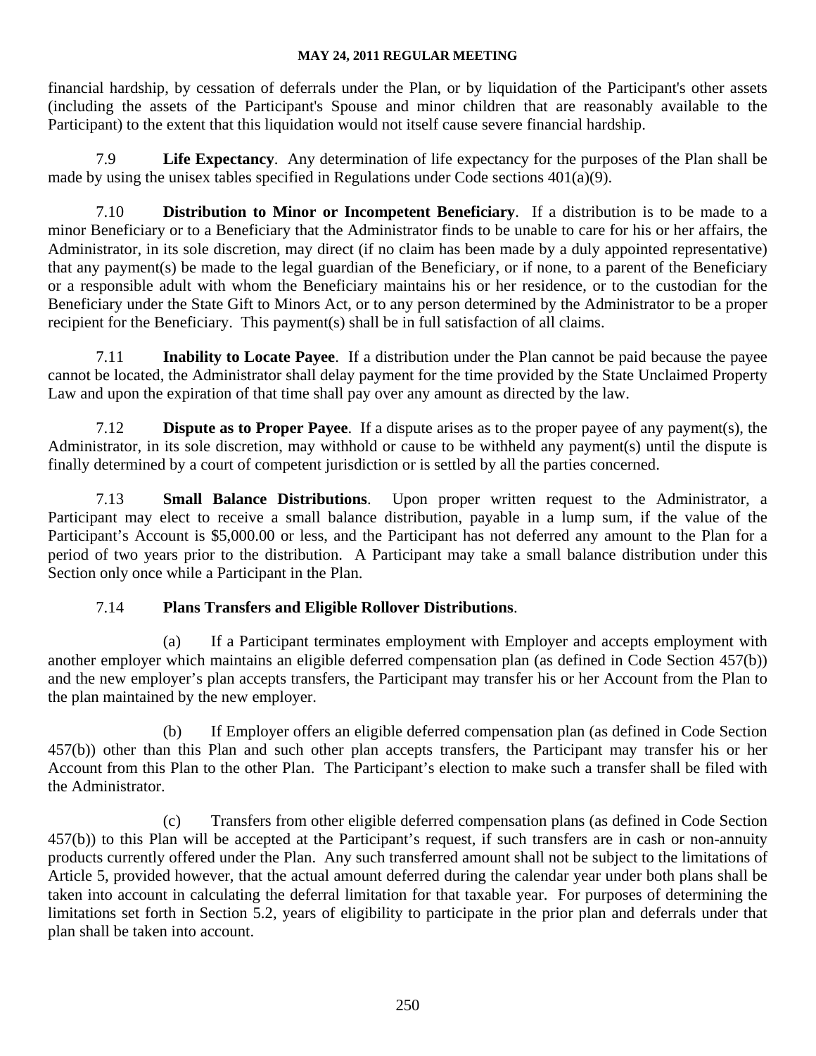financial hardship, by cessation of deferrals under the Plan, or by liquidation of the Participant's other assets (including the assets of the Participant's Spouse and minor children that are reasonably available to the Participant) to the extent that this liquidation would not itself cause severe financial hardship.

7.9 **Life Expectancy**. Any determination of life expectancy for the purposes of the Plan shall be made by using the unisex tables specified in Regulations under Code sections 401(a)(9).

7.10 **Distribution to Minor or Incompetent Beneficiary**. If a distribution is to be made to a minor Beneficiary or to a Beneficiary that the Administrator finds to be unable to care for his or her affairs, the Administrator, in its sole discretion, may direct (if no claim has been made by a duly appointed representative) that any payment(s) be made to the legal guardian of the Beneficiary, or if none, to a parent of the Beneficiary or a responsible adult with whom the Beneficiary maintains his or her residence, or to the custodian for the Beneficiary under the State Gift to Minors Act, or to any person determined by the Administrator to be a proper recipient for the Beneficiary. This payment(s) shall be in full satisfaction of all claims.

7.11 **Inability to Locate Payee**. If a distribution under the Plan cannot be paid because the payee cannot be located, the Administrator shall delay payment for the time provided by the State Unclaimed Property Law and upon the expiration of that time shall pay over any amount as directed by the law.

7.12 **Dispute as to Proper Payee**. If a dispute arises as to the proper payee of any payment(s), the Administrator, in its sole discretion, may withhold or cause to be withheld any payment(s) until the dispute is finally determined by a court of competent jurisdiction or is settled by all the parties concerned.

7.13 **Small Balance Distributions**. Upon proper written request to the Administrator, a Participant may elect to receive a small balance distribution, payable in a lump sum, if the value of the Participant's Account is $5,000.00 or less, and the Participant has not deferred any amount to the Plan for a period of two years prior to the distribution. A Participant may take a small balance distribution under this Section only once while a Participant in the Plan.

7.14 **Plans Transfers and Eligible Rollover Distributions**.

(a) If a Participant terminates employment with Employer and accepts employment with another employer which maintains an eligible deferred compensation plan (as defined in Code Section 457(b)) and the new employer's plan accepts transfers, the Participant may transfer his or her Account from the Plan to the plan maintained by the new employer.

(b) If Employer offers an eligible deferred compensation plan (as defined in Code Section 457(b)) other than this Plan and such other plan accepts transfers, the Participant may transfer his or her Account from this Plan to the other Plan. The Participant's election to make such a transfer shall be filed with the Administrator.

(c) Transfers from other eligible deferred compensation plans (as defined in Code Section 457(b)) to this Plan will be accepted at the Participant's request, if such transfers are in cash or non-annuity products currently offered under the Plan. Any such transferred amount shall not be subject to the limitations of Article 5, provided however, that the actual amount deferred during the calendar year under both plans shall be taken into account in calculating the deferral limitation for that taxable year. For purposes of determining the limitations set forth in Section 5.2, years of eligibility to participate in the prior plan and deferrals under that plan shall be taken into account.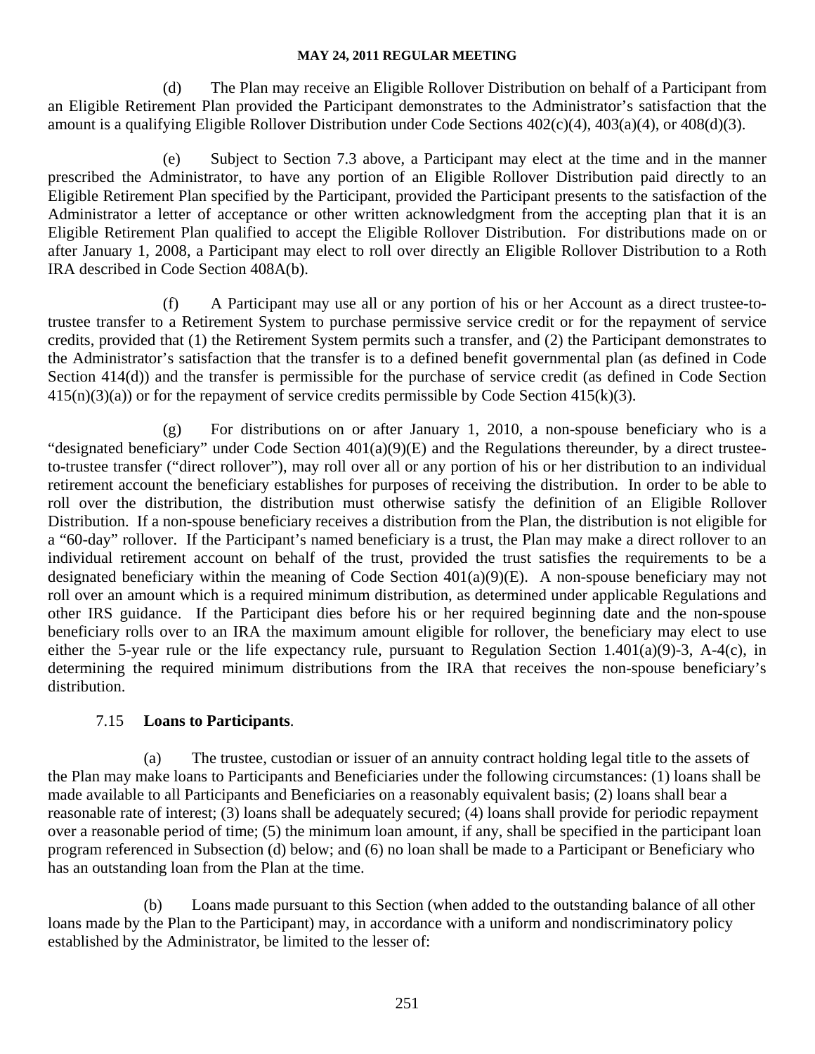(d) The Plan may receive an Eligible Rollover Distribution on behalf of a Participant from an Eligible Retirement Plan provided the Participant demonstrates to the Administrator's satisfaction that the amount is a qualifying Eligible Rollover Distribution under Code Sections 402(c)(4), 403(a)(4), or 408(d)(3).

(e) Subject to Section 7.3 above, a Participant may elect at the time and in the manner prescribed the Administrator, to have any portion of an Eligible Rollover Distribution paid directly to an Eligible Retirement Plan specified by the Participant, provided the Participant presents to the satisfaction of the Administrator a letter of acceptance or other written acknowledgment from the accepting plan that it is an Eligible Retirement Plan qualified to accept the Eligible Rollover Distribution. For distributions made on or after January 1, 2008, a Participant may elect to roll over directly an Eligible Rollover Distribution to a Roth IRA described in Code Section 408A(b).

(f) A Participant may use all or any portion of his or her Account as a direct trustee-to-trustee transfer to a Retirement System to purchase permissive service credit or for the repayment of service credits, provided that (1) the Retirement System permits such a transfer, and (2) the Participant demonstrates to the Administrator's satisfaction that the transfer is to a defined benefit governmental plan (as defined in Code Section 414(d)) and the transfer is permissible for the purchase of service credit (as defined in Code Section 415(n)(3)(a)) or for the repayment of service credits permissible by Code Section 415(k)(3).

(g) For distributions on or after January 1, 2010, a non-spouse beneficiary who is a "designated beneficiary" under Code Section 401(a)(9)(E) and the Regulations thereunder, by a direct trustee-to-trustee transfer ("direct rollover"), may roll over all or any portion of his or her distribution to an individual retirement account the beneficiary establishes for purposes of receiving the distribution. In order to be able to roll over the distribution, the distribution must otherwise satisfy the definition of an Eligible Rollover Distribution. If a non-spouse beneficiary receives a distribution from the Plan, the distribution is not eligible for a "60-day" rollover. If the Participant's named beneficiary is a trust, the Plan may make a direct rollover to an individual retirement account on behalf of the trust, provided the trust satisfies the requirements to be a designated beneficiary within the meaning of Code Section 401(a)(9)(E). A non-spouse beneficiary may not roll over an amount which is a required minimum distribution, as determined under applicable Regulations and other IRS guidance. If the Participant dies before his or her required beginning date and the non-spouse beneficiary rolls over to an IRA the maximum amount eligible for rollover, the beneficiary may elect to use either the 5-year rule or the life expectancy rule, pursuant to Regulation Section 1.401(a)(9)-3, A-4(c), in determining the required minimum distributions from the IRA that receives the non-spouse beneficiary's distribution.

7.15 **Loans to Participants**.

(a) The trustee, custodian or issuer of an annuity contract holding legal title to the assets of the Plan may make loans to Participants and Beneficiaries under the following circumstances: (1) loans shall be made available to all Participants and Beneficiaries on a reasonably equivalent basis; (2) loans shall bear a reasonable rate of interest; (3) loans shall be adequately secured; (4) loans shall provide for periodic repayment over a reasonable period of time; (5) the minimum loan amount, if any, shall be specified in the participant loan program referenced in Subsection (d) below; and (6) no loan shall be made to a Participant or Beneficiary who has an outstanding loan from the Plan at the time.

(b) Loans made pursuant to this Section (when added to the outstanding balance of all other loans made by the Plan to the Participant) may, in accordance with a uniform and nondiscriminatory policy established by the Administrator, be limited to the lesser of: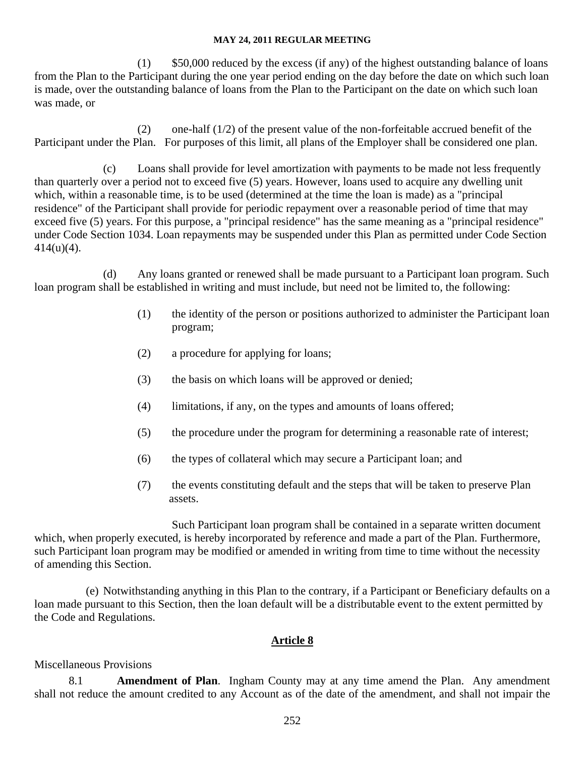(1) $50,000 reduced by the excess (if any) of the highest outstanding balance of loans from the Plan to the Participant during the one year period ending on the day before the date on which such loan is made, over the outstanding balance of loans from the Plan to the Participant on the date on which such loan was made, or

(2) one-half (1/2) of the present value of the non-forfeitable accrued benefit of the Participant under the Plan. For purposes of this limit, all plans of the Employer shall be considered one plan.

(c) Loans shall provide for level amortization with payments to be made not less frequently than quarterly over a period not to exceed five (5) years. However, loans used to acquire any dwelling unit which, within a reasonable time, is to be used (determined at the time the loan is made) as a "principal residence" of the Participant shall provide for periodic repayment over a reasonable period of time that may exceed five (5) years. For this purpose, a "principal residence" has the same meaning as a "principal residence" under Code Section 1034. Loan repayments may be suspended under this Plan as permitted under Code Section 414(u)(4).

(d) Any loans granted or renewed shall be made pursuant to a Participant loan program. Such loan program shall be established in writing and must include, but need not be limited to, the following:

(1) the identity of the person or positions authorized to administer the Participant loan program;

(2) a procedure for applying for loans;

(3) the basis on which loans will be approved or denied;

(4) limitations, if any, on the types and amounts of loans offered;

(5) the procedure under the program for determining a reasonable rate of interest;

(6) the types of collateral which may secure a Participant loan; and

(7) the events constituting default and the steps that will be taken to preserve Plan assets.

Such Participant loan program shall be contained in a separate written document which, when properly executed, is hereby incorporated by reference and made a part of the Plan. Furthermore, such Participant loan program may be modified or amended in writing from time to time without the necessity of amending this Section.

(e) Notwithstanding anything in this Plan to the contrary, if a Participant or Beneficiary defaults on a loan made pursuant to this Section, then the loan default will be a distributable event to the extent permitted by the Code and Regulations.

## Article 8

Miscellaneous Provisions

8.1 **Amendment of Plan**. Ingham County may at any time amend the Plan. Any amendment shall not reduce the amount credited to any Account as of the date of the amendment, and shall not impair the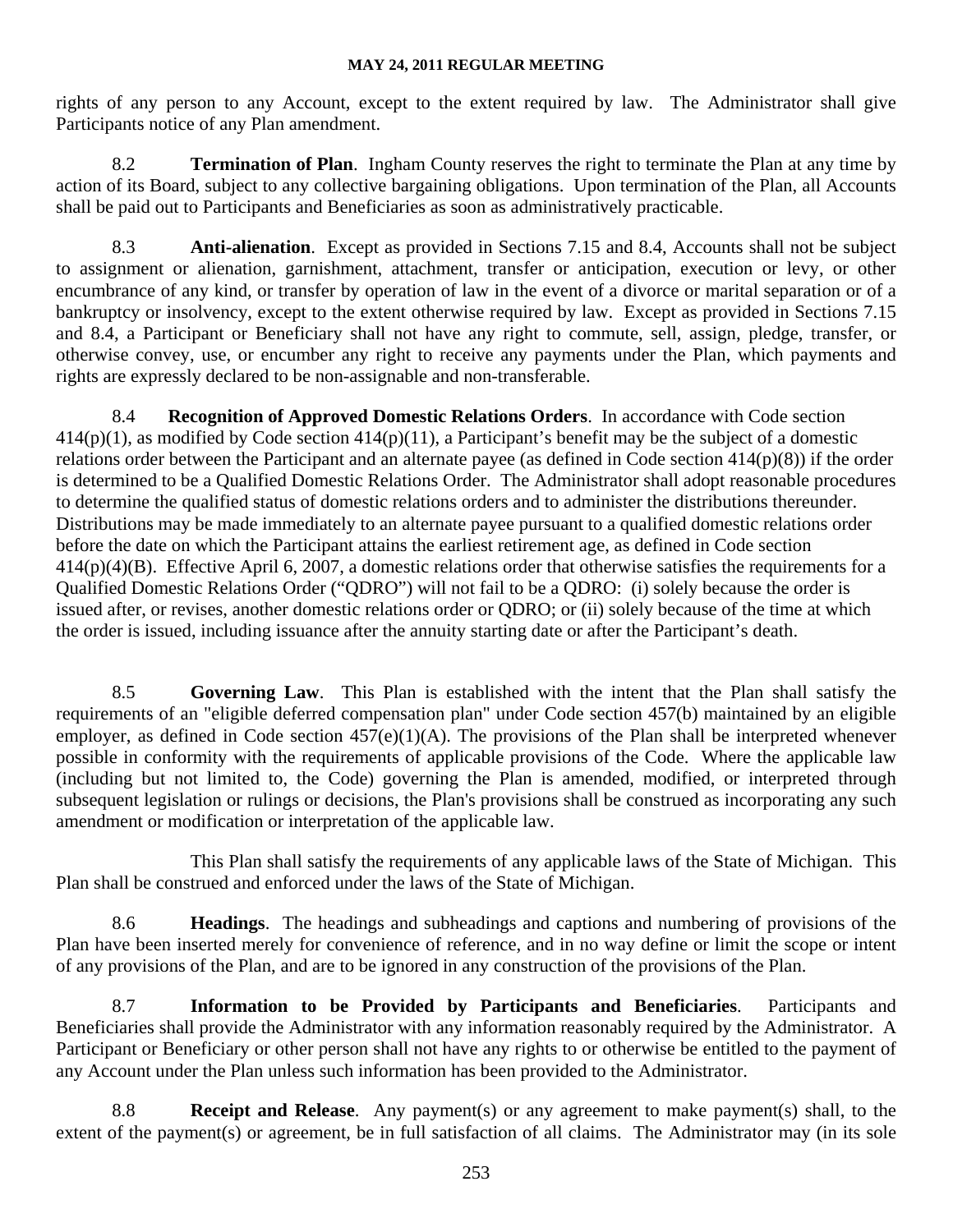rights of any person to any Account, except to the extent required by law. The Administrator shall give Participants notice of any Plan amendment.

8.2 **Termination of Plan**. Ingham County reserves the right to terminate the Plan at any time by action of its Board, subject to any collective bargaining obligations. Upon termination of the Plan, all Accounts shall be paid out to Participants and Beneficiaries as soon as administratively practicable.

8.3 **Anti-alienation**. Except as provided in Sections 7.15 and 8.4, Accounts shall not be subject to assignment or alienation, garnishment, attachment, transfer or anticipation, execution or levy, or other encumbrance of any kind, or transfer by operation of law in the event of a divorce or marital separation or of a bankruptcy or insolvency, except to the extent otherwise required by law. Except as provided in Sections 7.15 and 8.4, a Participant or Beneficiary shall not have any right to commute, sell, assign, pledge, transfer, or otherwise convey, use, or encumber any right to receive any payments under the Plan, which payments and rights are expressly declared to be non-assignable and non-transferable.

8.4 **Recognition of Approved Domestic Relations Orders**. In accordance with Code section 414(p)(1), as modified by Code section 414(p)(11), a Participant's benefit may be the subject of a domestic relations order between the Participant and an alternate payee (as defined in Code section 414(p)(8)) if the order is determined to be a Qualified Domestic Relations Order. The Administrator shall adopt reasonable procedures to determine the qualified status of domestic relations orders and to administer the distributions thereunder. Distributions may be made immediately to an alternate payee pursuant to a qualified domestic relations order before the date on which the Participant attains the earliest retirement age, as defined in Code section 414(p)(4)(B). Effective April 6, 2007, a domestic relations order that otherwise satisfies the requirements for a Qualified Domestic Relations Order ("QDRO") will not fail to be a QDRO: (i) solely because the order is issued after, or revises, another domestic relations order or QDRO; or (ii) solely because of the time at which the order is issued, including issuance after the annuity starting date or after the Participant's death.

8.5 **Governing Law**. This Plan is established with the intent that the Plan shall satisfy the requirements of an "eligible deferred compensation plan" under Code section 457(b) maintained by an eligible employer, as defined in Code section 457(e)(1)(A). The provisions of the Plan shall be interpreted whenever possible in conformity with the requirements of applicable provisions of the Code. Where the applicable law (including but not limited to, the Code) governing the Plan is amended, modified, or interpreted through subsequent legislation or rulings or decisions, the Plan's provisions shall be construed as incorporating any such amendment or modification or interpretation of the applicable law.

This Plan shall satisfy the requirements of any applicable laws of the State of Michigan. This Plan shall be construed and enforced under the laws of the State of Michigan.

8.6 **Headings**. The headings and subheadings and captions and numbering of provisions of the Plan have been inserted merely for convenience of reference, and in no way define or limit the scope or intent of any provisions of the Plan, and are to be ignored in any construction of the provisions of the Plan.

8.7 **Information to be Provided by Participants and Beneficiaries**. Participants and Beneficiaries shall provide the Administrator with any information reasonably required by the Administrator. A Participant or Beneficiary or other person shall not have any rights to or otherwise be entitled to the payment of any Account under the Plan unless such information has been provided to the Administrator.

8.8 **Receipt and Release**. Any payment(s) or any agreement to make payment(s) shall, to the extent of the payment(s) or agreement, be in full satisfaction of all claims. The Administrator may (in its sole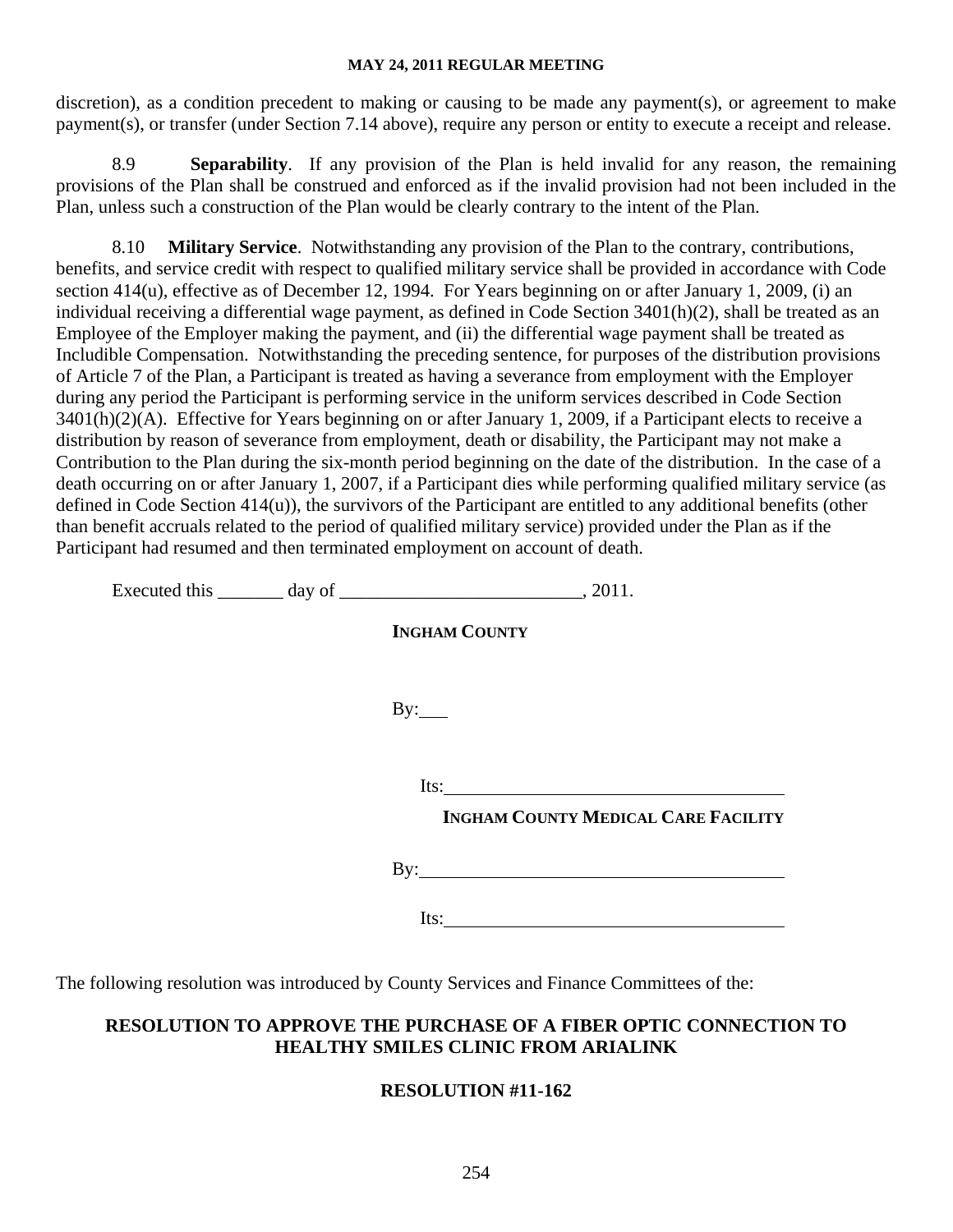discretion), as a condition precedent to making or causing to be made any payment(s), or agreement to make payment(s), or transfer (under Section 7.14 above), require any person or entity to execute a receipt and release.

8.9 **Separability**. If any provision of the Plan is held invalid for any reason, the remaining provisions of the Plan shall be construed and enforced as if the invalid provision had not been included in the Plan, unless such a construction of the Plan would be clearly contrary to the intent of the Plan.

8.10 **Military Service**. Notwithstanding any provision of the Plan to the contrary, contributions, benefits, and service credit with respect to qualified military service shall be provided in accordance with Code section 414(u), effective as of December 12, 1994. For Years beginning on or after January 1, 2009, (i) an individual receiving a differential wage payment, as defined in Code Section 3401(h)(2), shall be treated as an Employee of the Employer making the payment, and (ii) the differential wage payment shall be treated as Includible Compensation. Notwithstanding the preceding sentence, for purposes of the distribution provisions of Article 7 of the Plan, a Participant is treated as having a severance from employment with the Employer during any period the Participant is performing service in the uniform services described in Code Section 3401(h)(2)(A). Effective for Years beginning on or after January 1, 2009, if a Participant elects to receive a distribution by reason of severance from employment, death or disability, the Participant may not make a Contribution to the Plan during the six-month period beginning on the date of the distribution. In the case of a death occurring on or after January 1, 2007, if a Participant dies while performing qualified military service (as defined in Code Section 414(u)), the survivors of the Participant are entitled to any additional benefits (other than benefit accruals related to the period of qualified military service) provided under the Plan as if the Participant had resumed and then terminated employment on account of death.

Executed this _______ day of _________________________, 2011.

**INGHAM COUNTY**

By:___

Its:____________________________________

**INGHAM COUNTY MEDICAL CARE FACILITY**

By:____________________________________

Its:____________________________________

The following resolution was introduced by County Services and Finance Committees of the:

**RESOLUTION TO APPROVE THE PURCHASE OF A FIBER OPTIC CONNECTION TO HEALTHY SMILES CLINIC FROM ARIALINK**

**RESOLUTION #11-162**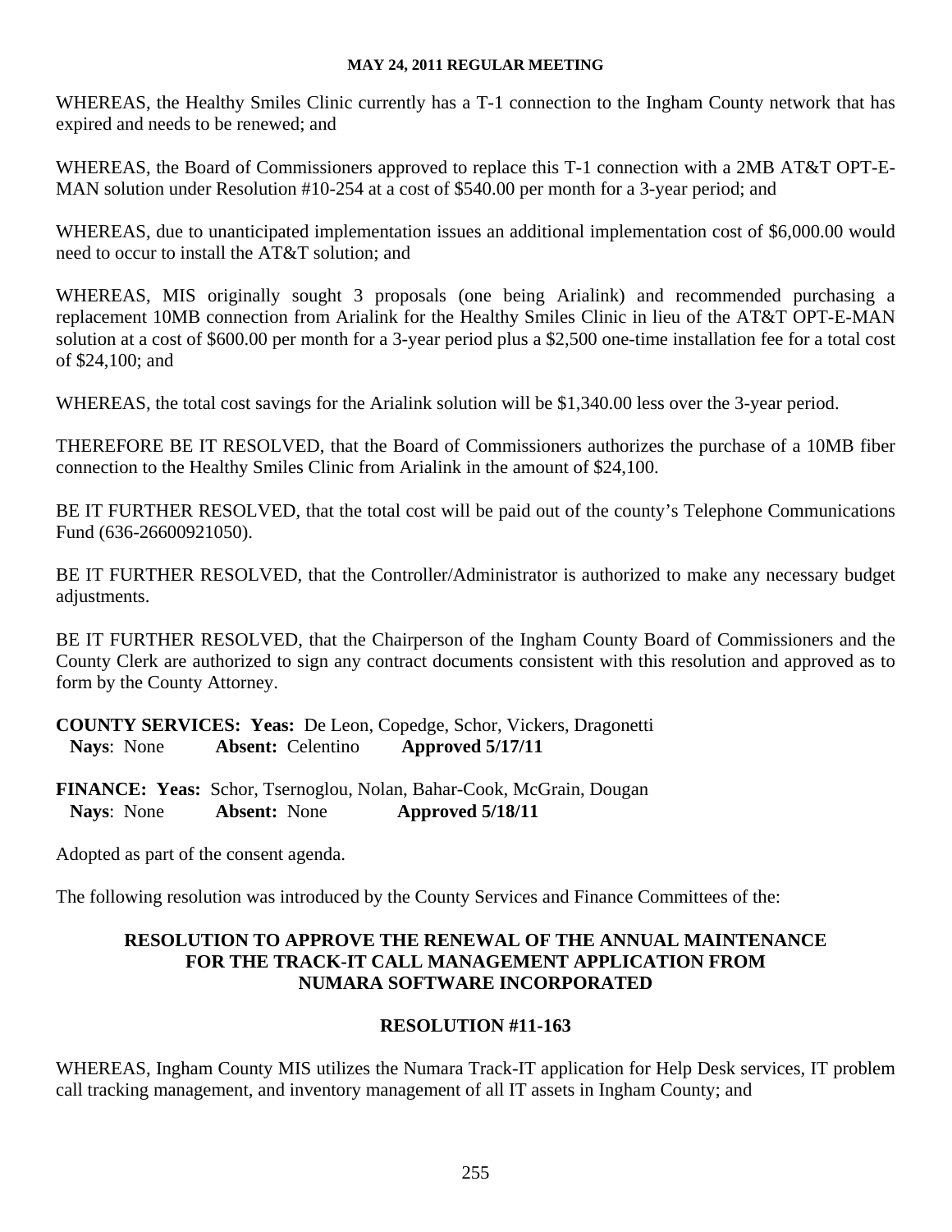WHEREAS, the Healthy Smiles Clinic currently has a T-1 connection to the Ingham County network that has expired and needs to be renewed; and

WHEREAS, the Board of Commissioners approved to replace this T-1 connection with a 2MB AT&T OPT-E-MAN solution under Resolution #10-254 at a cost of $540.00 per month for a 3-year period; and

WHEREAS, due to unanticipated implementation issues an additional implementation cost of $6,000.00 would need to occur to install the AT&T solution; and

WHEREAS, MIS originally sought 3 proposals (one being Arialink) and recommended purchasing a replacement 10MB connection from Arialink for the Healthy Smiles Clinic in lieu of the AT&T OPT-E-MAN solution at a cost of $600.00 per month for a 3-year period plus a $2,500 one-time installation fee for a total cost of $24,100; and

WHEREAS, the total cost savings for the Arialink solution will be $1,340.00 less over the 3-year period.

THEREFORE BE IT RESOLVED, that the Board of Commissioners authorizes the purchase of a 10MB fiber connection to the Healthy Smiles Clinic from Arialink in the amount of $24,100.

BE IT FURTHER RESOLVED, that the total cost will be paid out of the county's Telephone Communications Fund (636-26600921050).

BE IT FURTHER RESOLVED, that the Controller/Administrator is authorized to make any necessary budget adjustments.

BE IT FURTHER RESOLVED, that the Chairperson of the Ingham County Board of Commissioners and the County Clerk are authorized to sign any contract documents consistent with this resolution and approved as to form by the County Attorney.

**COUNTY SERVICES: Yeas:** De Leon, Copedge, Schor, Vickers, Dragonetti
**Nays**: None **Absent:** Celentino **Approved 5/17/11**

**FINANCE: Yeas:** Schor, Tsernoglou, Nolan, Bahar-Cook, McGrain, Dougan
**Nays**: None **Absent:** None **Approved 5/18/11**

Adopted as part of the consent agenda.

The following resolution was introduced by the County Services and Finance Committees of the:

## RESOLUTION TO APPROVE THE RENEWAL OF THE ANNUAL MAINTENANCE FOR THE TRACK-IT CALL MANAGEMENT APPLICATION FROM NUMARA SOFTWARE INCORPORATED

## RESOLUTION #11-163

WHEREAS, Ingham County MIS utilizes the Numara Track-IT application for Help Desk services, IT problem call tracking management, and inventory management of all IT assets in Ingham County; and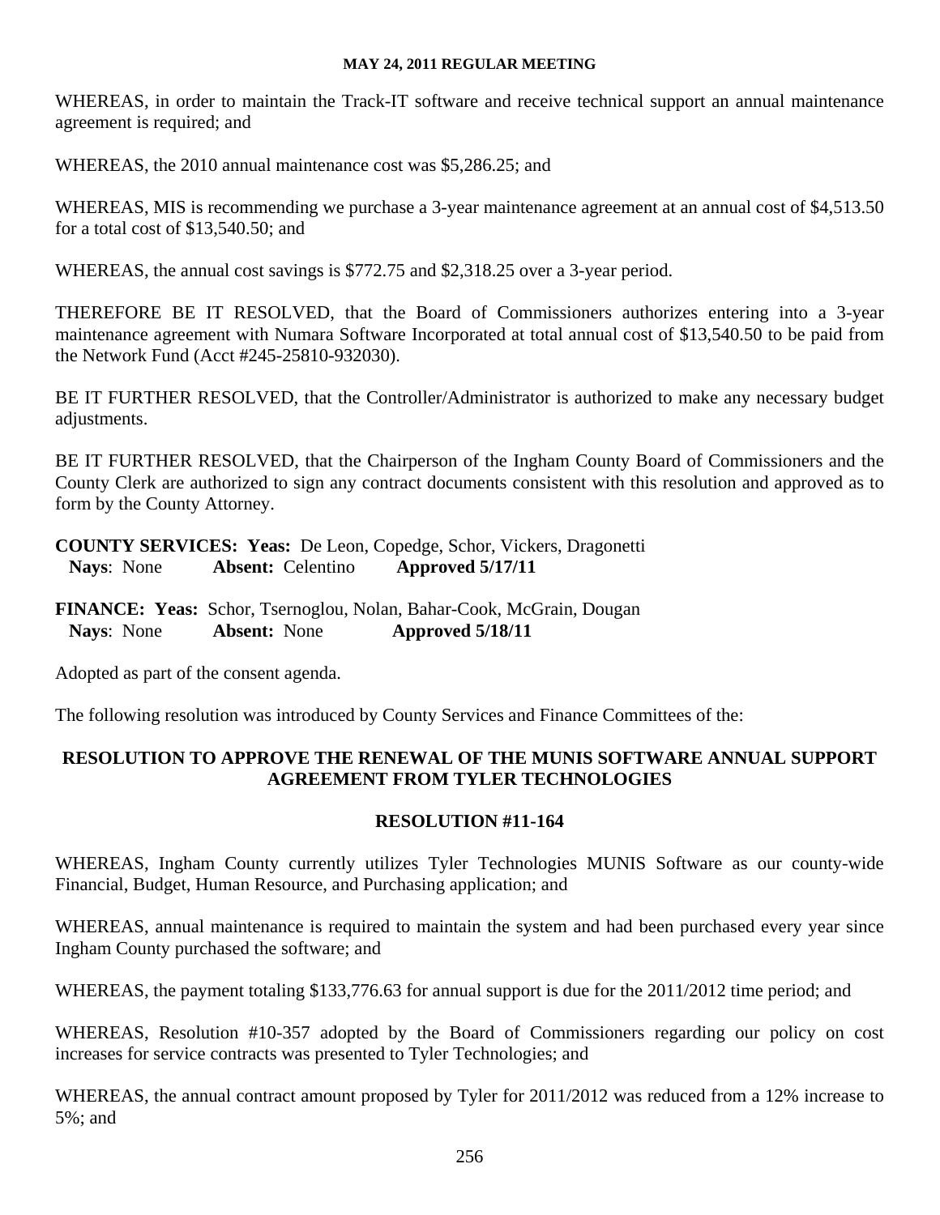WHEREAS, in order to maintain the Track-IT software and receive technical support an annual maintenance agreement is required; and

WHEREAS, the 2010 annual maintenance cost was $5,286.25; and

WHEREAS, MIS is recommending we purchase a 3-year maintenance agreement at an annual cost of $4,513.50 for a total cost of $13,540.50; and

WHEREAS, the annual cost savings is $772.75 and $2,318.25 over a 3-year period.

THEREFORE BE IT RESOLVED, that the Board of Commissioners authorizes entering into a 3-year maintenance agreement with Numara Software Incorporated at total annual cost of $13,540.50 to be paid from the Network Fund (Acct #245-25810-932030).

BE IT FURTHER RESOLVED, that the Controller/Administrator is authorized to make any necessary budget adjustments.

BE IT FURTHER RESOLVED, that the Chairperson of the Ingham County Board of Commissioners and the County Clerk are authorized to sign any contract documents consistent with this resolution and approved as to form by the County Attorney.

**COUNTY SERVICES: Yeas:** De Leon, Copedge, Schor, Vickers, Dragonetti
**Nays**: None **Absent:** Celentino **Approved 5/17/11**

**FINANCE: Yeas:** Schor, Tsernoglou, Nolan, Bahar-Cook, McGrain, Dougan
**Nays**: None **Absent:** None **Approved 5/18/11**

Adopted as part of the consent agenda.

The following resolution was introduced by County Services and Finance Committees of the:

## RESOLUTION TO APPROVE THE RENEWAL OF THE MUNIS SOFTWARE ANNUAL SUPPORT AGREEMENT FROM TYLER TECHNOLOGIES

### RESOLUTION #11-164

WHEREAS, Ingham County currently utilizes Tyler Technologies MUNIS Software as our county-wide Financial, Budget, Human Resource, and Purchasing application; and

WHEREAS, annual maintenance is required to maintain the system and had been purchased every year since Ingham County purchased the software; and

WHEREAS, the payment totaling $133,776.63 for annual support is due for the 2011/2012 time period; and

WHEREAS, Resolution #10-357 adopted by the Board of Commissioners regarding our policy on cost increases for service contracts was presented to Tyler Technologies; and

WHEREAS, the annual contract amount proposed by Tyler for 2011/2012 was reduced from a 12% increase to 5%; and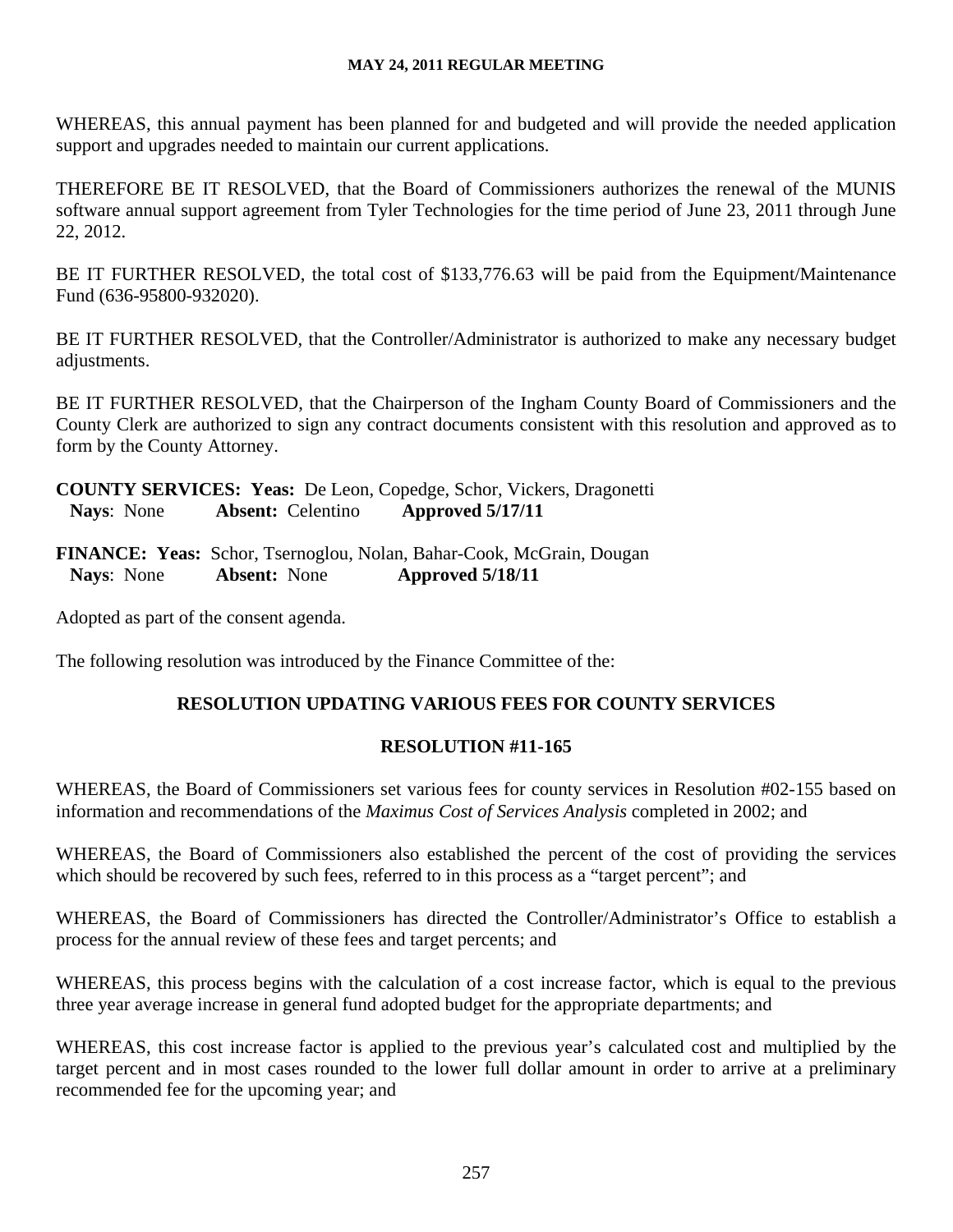WHEREAS, this annual payment has been planned for and budgeted and will provide the needed application support and upgrades needed to maintain our current applications.

THEREFORE BE IT RESOLVED, that the Board of Commissioners authorizes the renewal of the MUNIS software annual support agreement from Tyler Technologies for the time period of June 23, 2011 through June 22, 2012.

BE IT FURTHER RESOLVED, the total cost of $133,776.63 will be paid from the Equipment/Maintenance Fund (636-95800-932020).

BE IT FURTHER RESOLVED, that the Controller/Administrator is authorized to make any necessary budget adjustments.

BE IT FURTHER RESOLVED, that the Chairperson of the Ingham County Board of Commissioners and the County Clerk are authorized to sign any contract documents consistent with this resolution and approved as to form by the County Attorney.

**COUNTY SERVICES: Yeas:** De Leon, Copedge, Schor, Vickers, Dragonetti
**Nays**: None **Absent:** Celentino **Approved 5/17/11**

**FINANCE: Yeas:** Schor, Tsernoglou, Nolan, Bahar-Cook, McGrain, Dougan
**Nays**: None **Absent:** None **Approved 5/18/11**

Adopted as part of the consent agenda.

The following resolution was introduced by the Finance Committee of the:

**RESOLUTION UPDATING VARIOUS FEES FOR COUNTY SERVICES**

**RESOLUTION #11-165**

WHEREAS, the Board of Commissioners set various fees for county services in Resolution #02-155 based on information and recommendations of the *Maximus Cost of Services Analysis* completed in 2002; and

WHEREAS, the Board of Commissioners also established the percent of the cost of providing the services which should be recovered by such fees, referred to in this process as a "target percent"; and

WHEREAS, the Board of Commissioners has directed the Controller/Administrator's Office to establish a process for the annual review of these fees and target percents; and

WHEREAS, this process begins with the calculation of a cost increase factor, which is equal to the previous three year average increase in general fund adopted budget for the appropriate departments; and

WHEREAS, this cost increase factor is applied to the previous year's calculated cost and multiplied by the target percent and in most cases rounded to the lower full dollar amount in order to arrive at a preliminary recommended fee for the upcoming year; and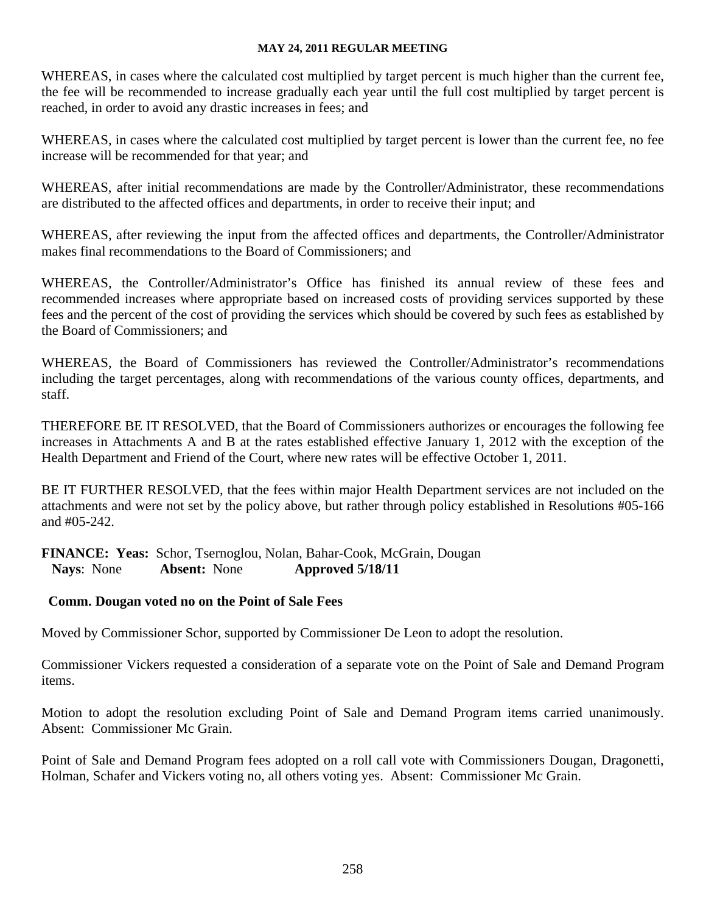WHEREAS, in cases where the calculated cost multiplied by target percent is much higher than the current fee, the fee will be recommended to increase gradually each year until the full cost multiplied by target percent is reached, in order to avoid any drastic increases in fees; and

WHEREAS, in cases where the calculated cost multiplied by target percent is lower than the current fee, no fee increase will be recommended for that year; and

WHEREAS, after initial recommendations are made by the Controller/Administrator, these recommendations are distributed to the affected offices and departments, in order to receive their input; and

WHEREAS, after reviewing the input from the affected offices and departments, the Controller/Administrator makes final recommendations to the Board of Commissioners; and

WHEREAS, the Controller/Administrator's Office has finished its annual review of these fees and recommended increases where appropriate based on increased costs of providing services supported by these fees and the percent of the cost of providing the services which should be covered by such fees as established by the Board of Commissioners; and

WHEREAS, the Board of Commissioners has reviewed the Controller/Administrator's recommendations including the target percentages, along with recommendations of the various county offices, departments, and staff.

THEREFORE BE IT RESOLVED, that the Board of Commissioners authorizes or encourages the following fee increases in Attachments A and B at the rates established effective January 1, 2012 with the exception of the Health Department and Friend of the Court, where new rates will be effective October 1, 2011.

BE IT FURTHER RESOLVED, that the fees within major Health Department services are not included on the attachments and were not set by the policy above, but rather through policy established in Resolutions #05-166 and #05-242.

**FINANCE: Yeas:** Schor, Tsernoglou, Nolan, Bahar-Cook, McGrain, Dougan
**Nays**: None **Absent:** None **Approved 5/18/11**

**Comm. Dougan voted no on the Point of Sale Fees**

Moved by Commissioner Schor, supported by Commissioner De Leon to adopt the resolution.

Commissioner Vickers requested a consideration of a separate vote on the Point of Sale and Demand Program items.

Motion to adopt the resolution excluding Point of Sale and Demand Program items carried unanimously. Absent: Commissioner Mc Grain.

Point of Sale and Demand Program fees adopted on a roll call vote with Commissioners Dougan, Dragonetti, Holman, Schafer and Vickers voting no, all others voting yes. Absent: Commissioner Mc Grain.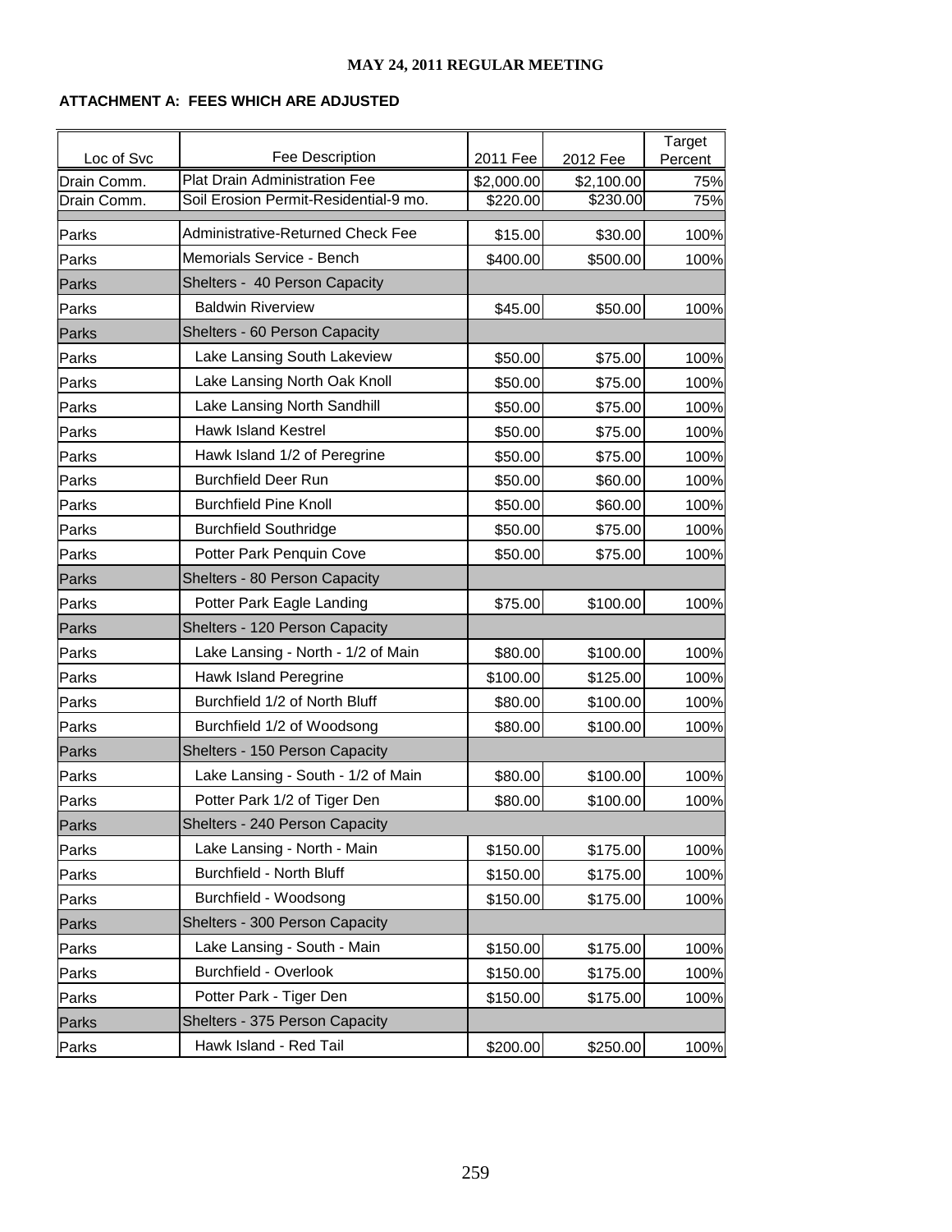**MAY 24, 2011 REGULAR MEETING**

**ATTACHMENT A: FEES WHICH ARE ADJUSTED**

| Loc of Svc | Fee Description | 2011 Fee | 2012 Fee | Target Percent |
|---|---|---|---|---|
| Drain Comm. | Plat Drain Administration Fee | $2,000.00 | $2,100.00 | 75% |
| Drain Comm. | Soil Erosion Permit-Residential-9 mo. | $220.00 | $230.00 | 75% |
| Parks | Administrative-Returned Check Fee | $15.00 | $30.00 | 100% |
| Parks | Memorials Service - Bench | $400.00 | $500.00 | 100% |
| Parks | Shelters - 40 Person Capacity | | | |
| Parks | Baldwin Riverview | $45.00 | $50.00 | 100% |
| Parks | Shelters - 60 Person Capacity | | | |
| Parks | Lake Lansing South Lakeview | $50.00 | $75.00 | 100% |
| Parks | Lake Lansing North Oak Knoll | $50.00 | $75.00 | 100% |
| Parks | Lake Lansing North Sandhill | $50.00 | $75.00 | 100% |
| Parks | Hawk Island Kestrel | $50.00 | $75.00 | 100% |
| Parks | Hawk Island 1/2 of Peregrine | $50.00 | $75.00 | 100% |
| Parks | Burchfield Deer Run | $50.00 | $60.00 | 100% |
| Parks | Burchfield Pine Knoll | $50.00 | $60.00 | 100% |
| Parks | Burchfield Southridge | $50.00 | $75.00 | 100% |
| Parks | Potter Park Penquin Cove | $50.00 | $75.00 | 100% |
| Parks | Shelters - 80 Person Capacity | | | |
| Parks | Potter Park Eagle Landing | $75.00 | $100.00 | 100% |
| Parks | Shelters - 120 Person Capacity | | | |
| Parks | Lake Lansing - North - 1/2 of Main | $80.00 | $100.00 | 100% |
| Parks | Hawk Island Peregrine | $100.00 | $125.00 | 100% |
| Parks | Burchfield 1/2 of North Bluff | $80.00 | $100.00 | 100% |
| Parks | Burchfield 1/2 of Woodsong | $80.00 | $100.00 | 100% |
| Parks | Shelters - 150 Person Capacity | | | |
| Parks | Lake Lansing - South - 1/2 of Main | $80.00 | $100.00 | 100% |
| Parks | Potter Park 1/2 of Tiger Den | $80.00 | $100.00 | 100% |
| Parks | Shelters - 240 Person Capacity | | | |
| Parks | Lake Lansing - North - Main | $150.00 | $175.00 | 100% |
| Parks | Burchfield - North Bluff | $150.00 | $175.00 | 100% |
| Parks | Burchfield - Woodsong | $150.00 | $175.00 | 100% |
| Parks | Shelters - 300 Person Capacity | | | |
| Parks | Lake Lansing - South - Main | $150.00 | $175.00 | 100% |
| Parks | Burchfield - Overlook | $150.00 | $175.00 | 100% |
| Parks | Potter Park - Tiger Den | $150.00 | $175.00 | 100% |
| Parks | Shelters - 375 Person Capacity | | | |
| Parks | Hawk Island - Red Tail | $200.00 | $250.00 | 100% |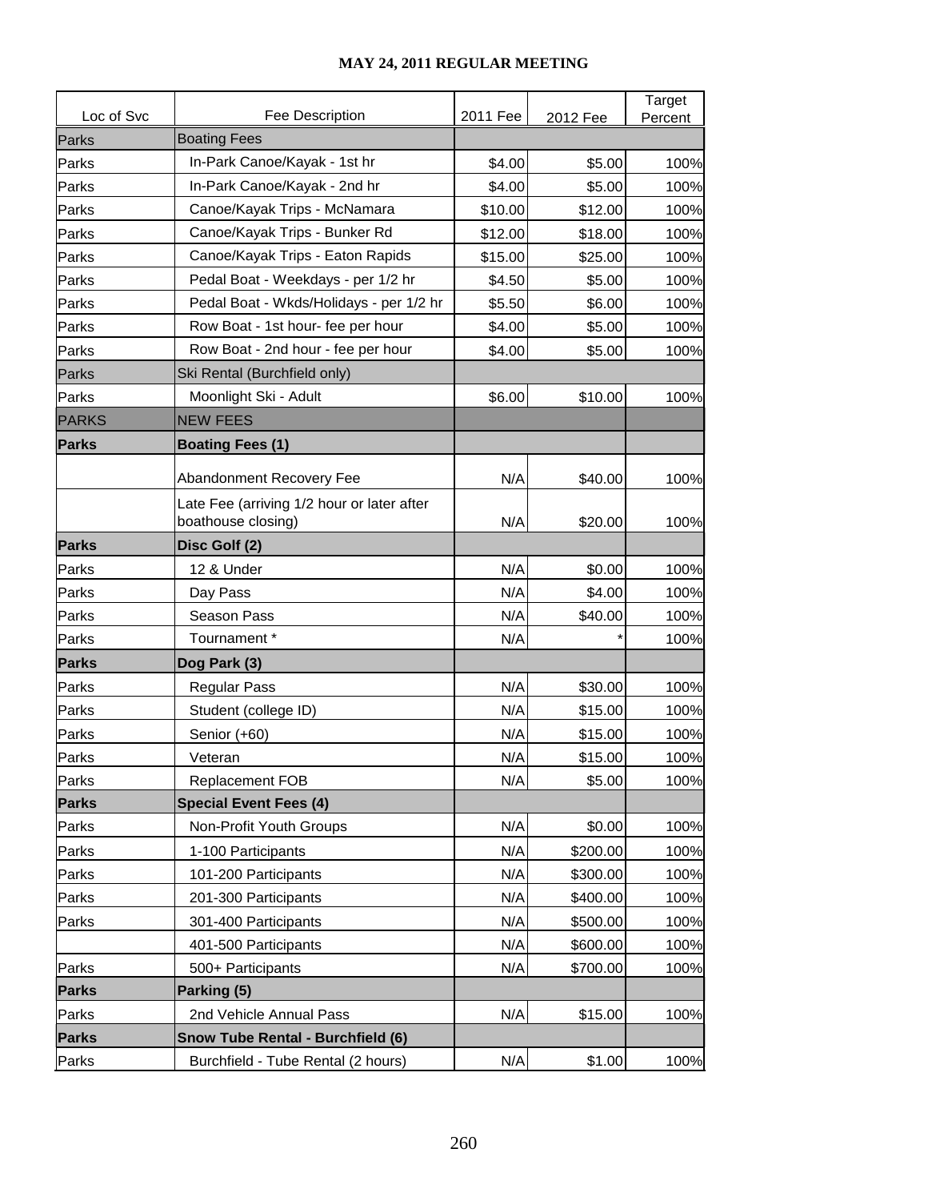**MAY 24, 2011 REGULAR MEETING**

| Loc of Svc | Fee Description | 2011 Fee | 2012 Fee | Target Percent |
|---|---|---|---|---|
| Parks | Boating Fees | | | |
| Parks | In-Park Canoe/Kayak - 1st hr | $4.00 | $5.00 | 100% |
| Parks | In-Park Canoe/Kayak - 2nd hr | $4.00 | $5.00 | 100% |
| Parks | Canoe/Kayak Trips - McNamara | $10.00 | $12.00 | 100% |
| Parks | Canoe/Kayak Trips - Bunker Rd | $12.00 | $18.00 | 100% |
| Parks | Canoe/Kayak Trips - Eaton Rapids | $15.00 | $25.00 | 100% |
| Parks | Pedal Boat - Weekdays - per 1/2 hr | $4.50 | $5.00 | 100% |
| Parks | Pedal Boat - Wkds/Holidays - per 1/2 hr | $5.50 | $6.00 | 100% |
| Parks | Row Boat - 1st hour- fee per hour | $4.00 | $5.00 | 100% |
| Parks | Row Boat - 2nd hour - fee per hour | $4.00 | $5.00 | 100% |
| Parks | Ski Rental (Burchfield only) | | | |
| Parks | Moonlight Ski - Adult | $6.00 | $10.00 | 100% |
| PARKS | NEW FEES | | | |
| **Parks** | **Boating Fees (1)** | | | |
| | Abandonment Recovery Fee | N/A | $40.00 | 100% |
| | Late Fee (arriving 1/2 hour or later after boathouse closing) | N/A | $20.00 | 100% |
| **Parks** | **Disc Golf (2)** | | | |
| Parks | 12 & Under | N/A | $0.00 | 100% |
| Parks | Day Pass | N/A | $4.00 | 100% |
| Parks | Season Pass | N/A | $40.00 | 100% |
| Parks | Tournament * | N/A | * | 100% |
| **Parks** | **Dog Park (3)** | | | |
| Parks | Regular Pass | N/A | $30.00 | 100% |
| Parks | Student (college ID) | N/A | $15.00 | 100% |
| Parks | Senior (+60) | N/A | $15.00 | 100% |
| Parks | Veteran | N/A | $15.00 | 100% |
| Parks | Replacement FOB | N/A | $5.00 | 100% |
| **Parks** | **Special Event Fees (4)** | | | |
| Parks | Non-Profit Youth Groups | N/A | $0.00 | 100% |
| Parks | 1-100 Participants | N/A | $200.00 | 100% |
| Parks | 101-200 Participants | N/A | $300.00 | 100% |
| Parks | 201-300 Participants | N/A | $400.00 | 100% |
| Parks | 301-400 Participants | N/A | $500.00 | 100% |
| | 401-500 Participants | N/A | $600.00 | 100% |
| Parks | 500+ Participants | N/A | $700.00 | 100% |
| **Parks** | **Parking (5)** | | | |
| Parks | 2nd Vehicle Annual Pass | N/A | $15.00 | 100% |
| **Parks** | **Snow Tube Rental - Burchfield (6)** | | | |
| Parks | Burchfield - Tube Rental (2 hours) | N/A | $1.00 | 100% |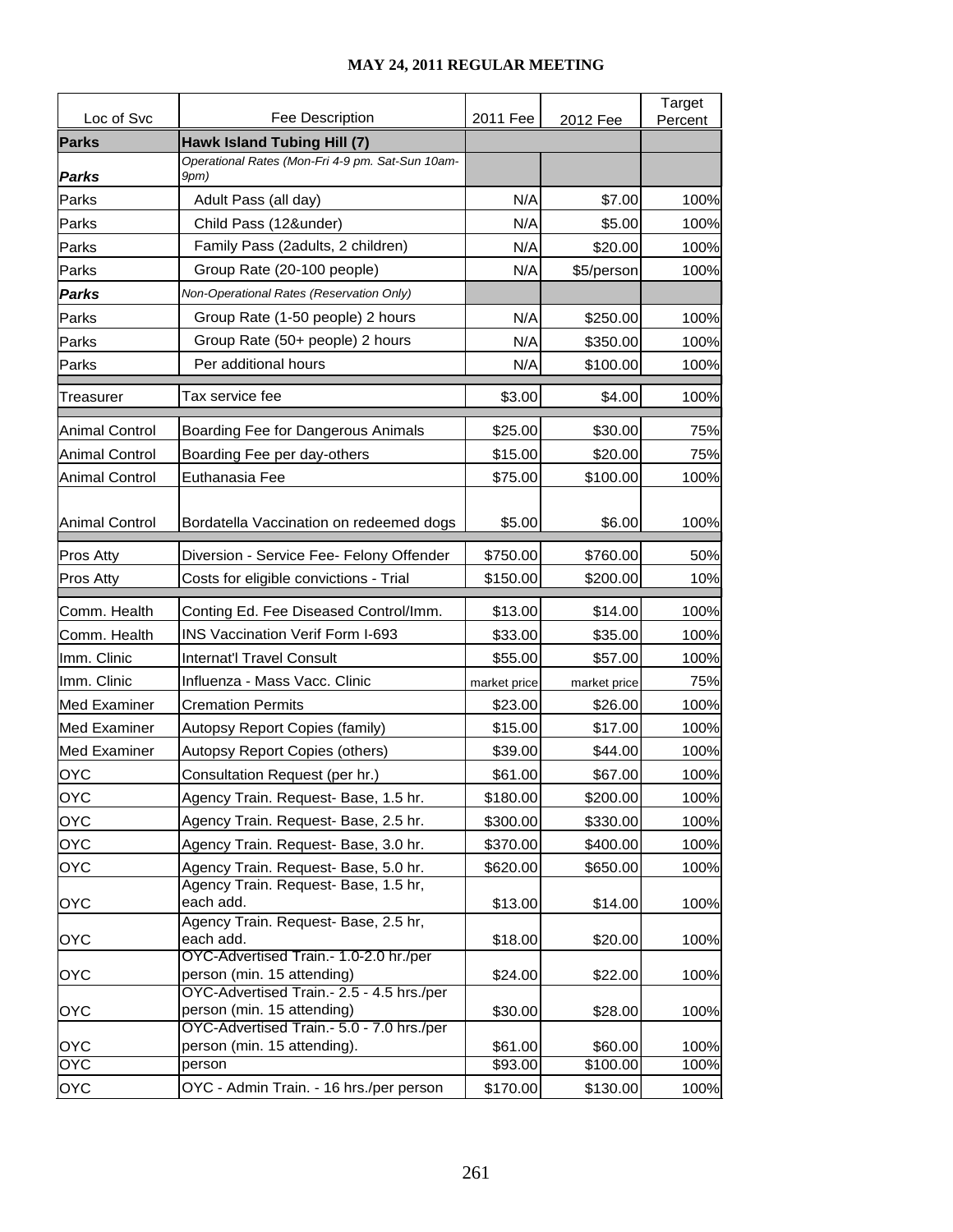**MAY 24, 2011 REGULAR MEETING**

| Loc of Svc | Fee Description | 2011 Fee | 2012 Fee | Target Percent |
|---|---|---|---|---|
| **Parks** | **Hawk Island Tubing Hill (7)** | | | |
| ***Parks*** | *Operational Rates (Mon-Fri 4-9 pm. Sat-Sun 10am-9pm)* | | | |
| Parks | Adult Pass (all day) | N/A | $7.00 | 100% |
| Parks | Child Pass (12&under) | N/A | $5.00 | 100% |
| Parks | Family Pass (2adults, 2 children) | N/A | $20.00 | 100% |
| Parks | Group Rate (20-100 people) | N/A | $5/person | 100% |
| ***Parks*** | *Non-Operational Rates (Reservation Only)* | | | |
| Parks | Group Rate (1-50 people) 2 hours | N/A | $250.00 | 100% |
| Parks | Group Rate (50+ people) 2 hours | N/A | $350.00 | 100% |
| Parks | Per additional hours | N/A | $100.00 | 100% |
| Treasurer | Tax service fee | $3.00 | $4.00 | 100% |
| Animal Control | Boarding Fee for Dangerous Animals | $25.00 | $30.00 | 75% |
| Animal Control | Boarding Fee per day-others | $15.00 | $20.00 | 75% |
| Animal Control | Euthanasia Fee | $75.00 | $100.00 | 100% |
| Animal Control | Bordatella Vaccination on redeemed dogs | $5.00 | $6.00 | 100% |
| Pros Atty | Diversion - Service Fee- Felony Offender | $750.00 | $760.00 | 50% |
| Pros Atty | Costs for eligible convictions - Trial | $150.00 | $200.00 | 10% |
| Comm. Health | Conting Ed. Fee Diseased Control/Imm. | $13.00 | $14.00 | 100% |
| Comm. Health | INS Vaccination Verif Form I-693 | $33.00 | $35.00 | 100% |
| Imm. Clinic | Internat'l Travel Consult | $55.00 | $57.00 | 100% |
| Imm. Clinic | Influenza - Mass Vacc. Clinic | market price | market price | 75% |
| Med Examiner | Cremation Permits | $23.00 | $26.00 | 100% |
| Med Examiner | Autopsy Report Copies (family) | $15.00 | $17.00 | 100% |
| Med Examiner | Autopsy Report Copies (others) | $39.00 | $44.00 | 100% |
| OYC | Consultation Request (per hr.) | $61.00 | $67.00 | 100% |
| OYC | Agency Train. Request- Base, 1.5 hr. | $180.00 | $200.00 | 100% |
| OYC | Agency Train. Request- Base, 2.5 hr. | $300.00 | $330.00 | 100% |
| OYC | Agency Train. Request- Base, 3.0 hr. | $370.00 | $400.00 | 100% |
| OYC | Agency Train. Request- Base, 5.0 hr. | $620.00 | $650.00 | 100% |
| OYC | Agency Train. Request- Base, 1.5 hr, each add. | $13.00 | $14.00 | 100% |
| OYC | Agency Train. Request- Base, 2.5 hr, each add. | $18.00 | $20.00 | 100% |
| OYC | OYC-Advertised Train.- 1.0-2.0 hr./per person (min. 15 attending) | $24.00 | $22.00 | 100% |
| OYC | OYC-Advertised Train.- 2.5 - 4.5 hrs./per person (min. 15 attending) | $30.00 | $28.00 | 100% |
| OYC | OYC-Advertised Train.- 5.0 - 7.0 hrs./per person (min. 15 attending). | $61.00 | $60.00 | 100% |
| OYC | person | $93.00 | $100.00 | 100% |
| OYC | OYC - Admin Train. - 16 hrs./per person | $170.00 | $130.00 | 100% |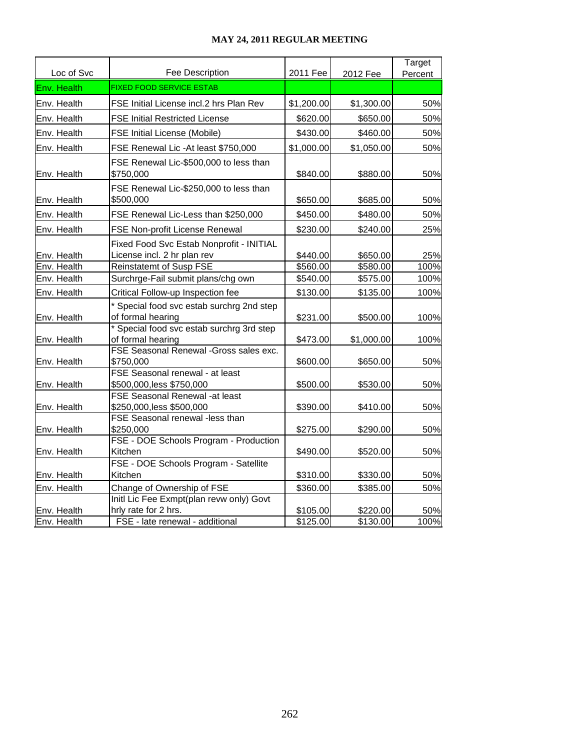**MAY 24, 2011 REGULAR MEETING**

| Loc of Svc | Fee Description | 2011 Fee | 2012 Fee | Target Percent |
|---|---|---|---|---|
| Env. Health | FIXED FOOD SERVICE ESTAB | | | |
| Env. Health | FSE Initial License incl.2 hrs Plan Rev | $1,200.00 | $1,300.00 | 50% |
| Env. Health | FSE Initial Restricted License | $620.00 | $650.00 | 50% |
| Env. Health | FSE Initial License (Mobile) | $430.00 | $460.00 | 50% |
| Env. Health | FSE Renewal Lic -At least $750,000 | $1,000.00 | $1,050.00 | 50% |
| Env. Health | FSE Renewal Lic-$500,000 to less than $750,000 | $840.00 | $880.00 | 50% |
| Env. Health | FSE Renewal Lic-$250,000 to less than $500,000 | $650.00 | $685.00 | 50% |
| Env. Health | FSE Renewal Lic-Less than $250,000 | $450.00 | $480.00 | 50% |
| Env. Health | FSE Non-profit License Renewal | $230.00 | $240.00 | 25% |
| Env. Health | Fixed Food Svc Estab Nonprofit - INITIAL License incl. 2 hr plan rev | $440.00 | $650.00 | 25% |
| Env. Health | Reinstatemt of Susp FSE | $560.00 | $580.00 | 100% |
| Env. Health | Surchrge-Fail submit plans/chg own | $540.00 | $575.00 | 100% |
| Env. Health | Critical Follow-up Inspection fee | $130.00 | $135.00 | 100% |
| Env. Health | * Special food svc estab surchrg 2nd step of formal hearing | $231.00 | $500.00 | 100% |
| Env. Health | * Special food svc estab surchrg 3rd step of formal hearing | $473.00 | $1,000.00 | 100% |
| Env. Health | FSE Seasonal Renewal -Gross sales exc. $750,000 | $600.00 | $650.00 | 50% |
| Env. Health | FSE Seasonal renewal - at least $500,000,less $750,000 | $500.00 | $530.00 | 50% |
| Env. Health | FSE Seasonal Renewal -at least $250,000,less $500,000 | $390.00 | $410.00 | 50% |
| Env. Health | FSE Seasonal renewal -less than $250,000 | $275.00 | $290.00 | 50% |
| Env. Health | FSE - DOE Schools Program - Production Kitchen | $490.00 | $520.00 | 50% |
| Env. Health | FSE - DOE Schools Program - Satellite Kitchen | $310.00 | $330.00 | 50% |
| Env. Health | Change of Ownership of FSE | $360.00 | $385.00 | 50% |
| Env. Health | Initl Lic Fee Exmpt(plan revw only) Govt hrly rate for 2 hrs. | $105.00 | $220.00 | 50% |
| Env. Health | FSE - late renewal - additional | $125.00 | $130.00 | 100% |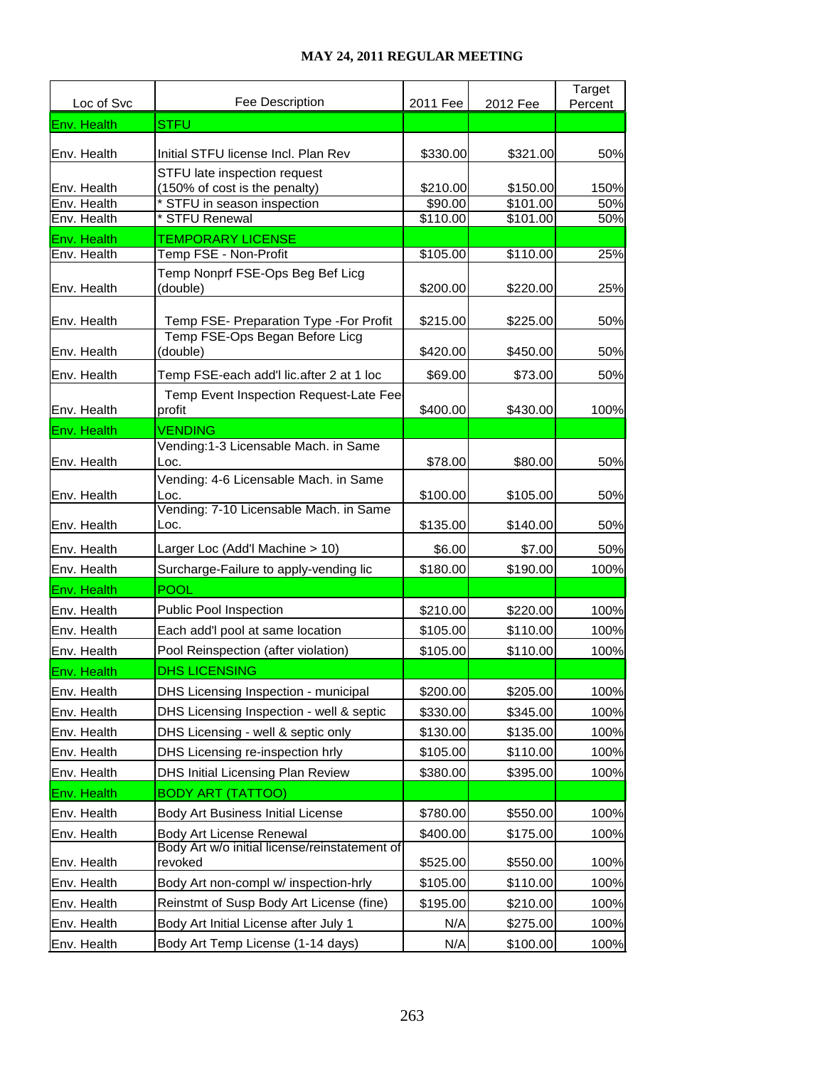## MAY 24, 2011 REGULAR MEETING

| Loc of Svc | Fee Description | 2011 Fee | 2012 Fee | Target Percent |
|---|---|---|---|---|
| Env. Health | STFU | | | |
| Env. Health | Initial STFU license Incl. Plan Rev | $330.00 | $321.00 | 50% |
| Env. Health | STFU late inspection request (150% of cost is the penalty) | $210.00 | $150.00 | 150% |
| Env. Health | * STFU in season inspection | $90.00 | $101.00 | 50% |
| Env. Health | * STFU Renewal | $110.00 | $101.00 | 50% |
| Env. Health | TEMPORARY LICENSE | | | |
| Env. Health | Temp FSE - Non-Profit | $105.00 | $110.00 | 25% |
| Env. Health | Temp Nonprf FSE-Ops Beg Bef Licg (double) | $200.00 | $220.00 | 25% |
| Env. Health | Temp FSE- Preparation Type -For Profit | $215.00 | $225.00 | 50% |
| Env. Health | Temp FSE-Ops Began Before Licg (double) | $420.00 | $450.00 | 50% |
| Env. Health | Temp FSE-each add'l lic.after 2 at 1 loc | $69.00 | $73.00 | 50% |
| Env. Health | Temp Event Inspection Request-Late Fee-profit | $400.00 | $430.00 | 100% |
| Env. Health | VENDING | | | |
| Env. Health | Vending:1-3 Licensable Mach. in Same Loc. | $78.00 | $80.00 | 50% |
| Env. Health | Vending: 4-6 Licensable Mach. in Same Loc. | $100.00 | $105.00 | 50% |
| Env. Health | Vending: 7-10 Licensable Mach. in Same Loc. | $135.00 | $140.00 | 50% |
| Env. Health | Larger Loc (Add'l Machine > 10) | $6.00 | $7.00 | 50% |
| Env. Health | Surcharge-Failure to apply-vending lic | $180.00 | $190.00 | 100% |
| Env. Health | POOL | | | |
| Env. Health | Public Pool Inspection | $210.00 | $220.00 | 100% |
| Env. Health | Each add'l pool at same location | $105.00 | $110.00 | 100% |
| Env. Health | Pool Reinspection (after violation) | $105.00 | $110.00 | 100% |
| Env. Health | DHS LICENSING | | | |
| Env. Health | DHS Licensing Inspection - municipal | $200.00 | $205.00 | 100% |
| Env. Health | DHS Licensing Inspection - well & septic | $330.00 | $345.00 | 100% |
| Env. Health | DHS Licensing - well & septic only | $130.00 | $135.00 | 100% |
| Env. Health | DHS Licensing re-inspection hrly | $105.00 | $110.00 | 100% |
| Env. Health | DHS Initial Licensing Plan Review | $380.00 | $395.00 | 100% |
| Env. Health | BODY ART (TATTOO) | | | |
| Env. Health | Body Art Business Initial License | $780.00 | $550.00 | 100% |
| Env. Health | Body Art License Renewal | $400.00 | $175.00 | 100% |
| Env. Health | Body Art w/o initial license/reinstatement of revoked | $525.00 | $550.00 | 100% |
| Env. Health | Body Art non-compl w/ inspection-hrly | $105.00 | $110.00 | 100% |
| Env. Health | Reinstmt of Susp Body Art License (fine) | $195.00 | $210.00 | 100% |
| Env. Health | Body Art Initial License after July 1 | N/A | $275.00 | 100% |
| Env. Health | Body Art Temp License (1-14 days) | N/A | $100.00 | 100% |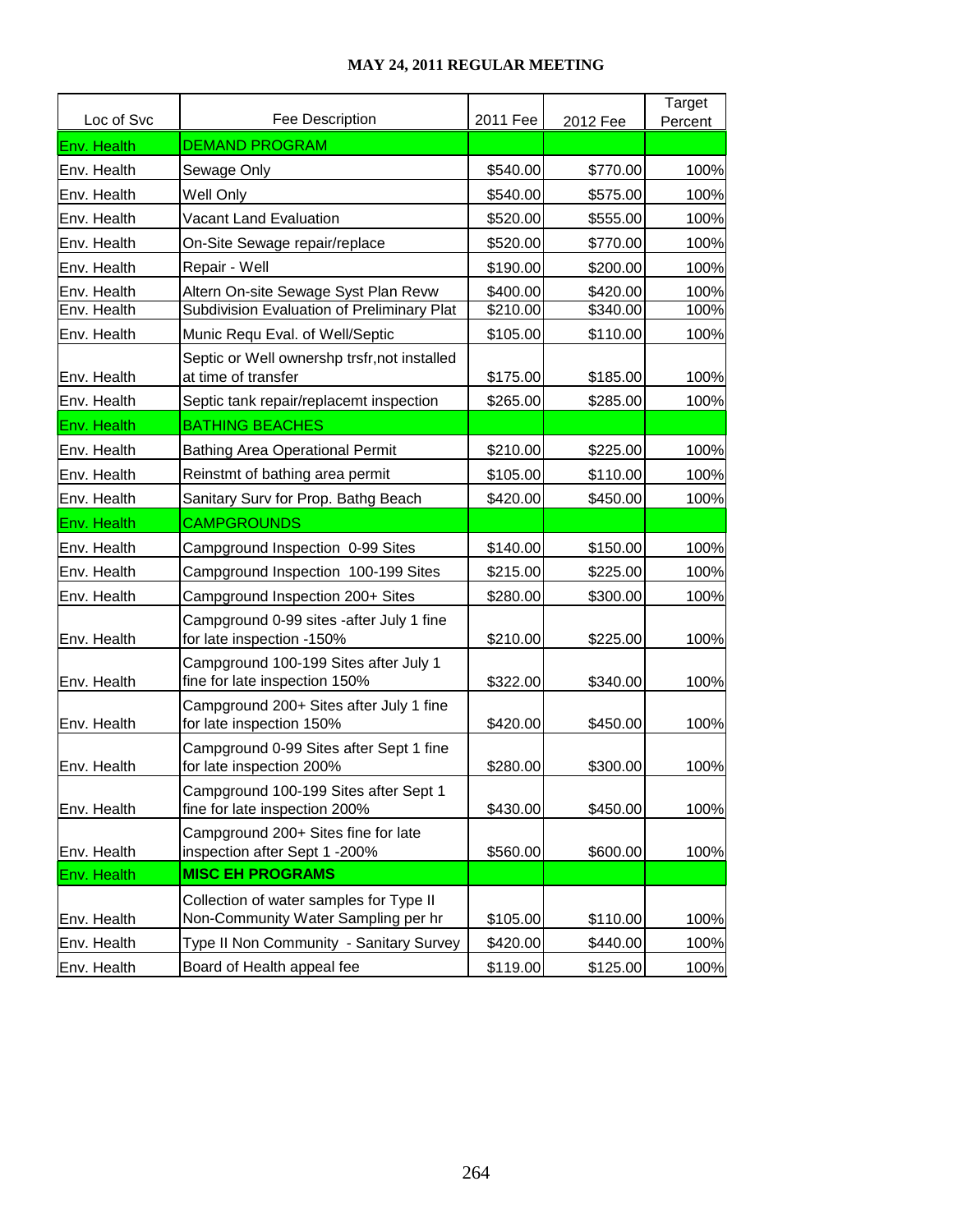**MAY 24, 2011 REGULAR MEETING**

| Loc of Svc | Fee Description | 2011 Fee | 2012 Fee | Target Percent |
|---|---|---|---|---|
| Env. Health | **DEMAND PROGRAM** | | | |
| Env. Health | Sewage Only | $540.00 | $770.00 | 100% |
| Env. Health | Well Only | $540.00 | $575.00 | 100% |
| Env. Health | Vacant Land Evaluation | $520.00 | $555.00 | 100% |
| Env. Health | On-Site Sewage repair/replace | $520.00 | $770.00 | 100% |
| Env. Health | Repair - Well | $190.00 | $200.00 | 100% |
| Env. Health | Altern On-site Sewage Syst Plan Revw | $400.00 | $420.00 | 100% |
| Env. Health | Subdivision Evaluation of Preliminary Plat | $210.00 | $340.00 | 100% |
| Env. Health | Munic Requ Eval. of Well/Septic | $105.00 | $110.00 | 100% |
| Env. Health | Septic or Well ownershp trsfr,not installed at time of transfer | $175.00 | $185.00 | 100% |
| Env. Health | Septic tank repair/replacemt inspection | $265.00 | $285.00 | 100% |
| Env. Health | **BATHING BEACHES** | | | |
| Env. Health | Bathing Area Operational Permit | $210.00 | $225.00 | 100% |
| Env. Health | Reinstmt of bathing area permit | $105.00 | $110.00 | 100% |
| Env. Health | Sanitary Surv for Prop. Bathg Beach | $420.00 | $450.00 | 100% |
| Env. Health | **CAMPGROUNDS** | | | |
| Env. Health | Campground Inspection 0-99 Sites | $140.00 | $150.00 | 100% |
| Env. Health | Campground Inspection 100-199 Sites | $215.00 | $225.00 | 100% |
| Env. Health | Campground Inspection 200+ Sites | $280.00 | $300.00 | 100% |
| Env. Health | Campground 0-99 sites -after July 1 fine for late inspection -150% | $210.00 | $225.00 | 100% |
| Env. Health | Campground 100-199 Sites after July 1 fine for late inspection 150% | $322.00 | $340.00 | 100% |
| Env. Health | Campground 200+ Sites after July 1 fine for late inspection 150% | $420.00 | $450.00 | 100% |
| Env. Health | Campground 0-99 Sites after Sept 1 fine for late inspection 200% | $280.00 | $300.00 | 100% |
| Env. Health | Campground 100-199 Sites after Sept 1 fine for late inspection 200% | $430.00 | $450.00 | 100% |
| Env. Health | Campground 200+ Sites fine for late inspection after Sept 1 -200% | $560.00 | $600.00 | 100% |
| Env. Health | **MISC EH PROGRAMS** | | | |
| Env. Health | Collection of water samples for Type II Non-Community Water Sampling per hr | $105.00 | $110.00 | 100% |
| Env. Health | Type II Non Community - Sanitary Survey | $420.00 | $440.00 | 100% |
| Env. Health | Board of Health appeal fee | $119.00 | $125.00 | 100% |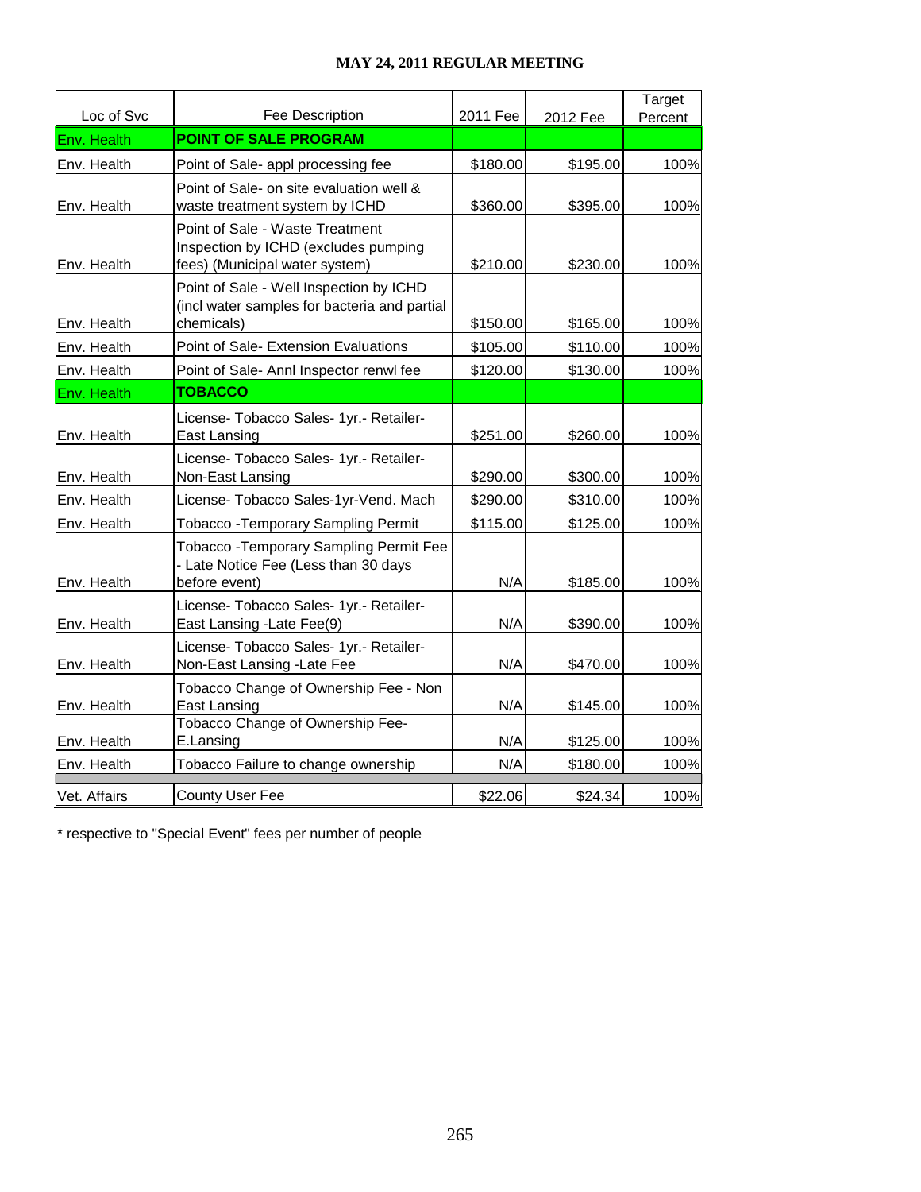**MAY 24, 2011 REGULAR MEETING**

| Loc of Svc | Fee Description | 2011 Fee | 2012 Fee | Target Percent |
|---|---|---|---|---|
| Env. Health | **POINT OF SALE PROGRAM** | | | |
| Env. Health | Point of Sale- appl processing fee | $180.00 | $195.00 | 100% |
| Env. Health | Point of Sale- on site evaluation well & waste treatment system by ICHD | $360.00 | $395.00 | 100% |
| Env. Health | Point of Sale - Waste Treatment Inspection by ICHD (excludes pumping fees) (Municipal water system) | $210.00 | $230.00 | 100% |
| Env. Health | Point of Sale - Well Inspection by ICHD (incl water samples for bacteria and partial chemicals) | $150.00 | $165.00 | 100% |
| Env. Health | Point of Sale- Extension Evaluations | $105.00 | $110.00 | 100% |
| Env. Health | Point of Sale- Annl Inspector renwl fee | $120.00 | $130.00 | 100% |
| Env. Health | **TOBACCO** | | | |
| Env. Health | License- Tobacco Sales- 1yr.- Retailer- East Lansing | $251.00 | $260.00 | 100% |
| Env. Health | License- Tobacco Sales- 1yr.- Retailer- Non-East Lansing | $290.00 | $300.00 | 100% |
| Env. Health | License- Tobacco Sales-1yr-Vend. Mach | $290.00 | $310.00 | 100% |
| Env. Health | Tobacco -Temporary Sampling Permit | $115.00 | $125.00 | 100% |
| Env. Health | Tobacco -Temporary Sampling Permit Fee - Late Notice Fee (Less than 30 days before event) | N/A | $185.00 | 100% |
| Env. Health | License- Tobacco Sales- 1yr.- Retailer- East Lansing -Late Fee(9) | N/A | $390.00 | 100% |
| Env. Health | License- Tobacco Sales- 1yr.- Retailer- Non-East Lansing -Late Fee | N/A | $470.00 | 100% |
| Env. Health | Tobacco Change of Ownership Fee - Non East Lansing | N/A | $145.00 | 100% |
| Env. Health | Tobacco Change of Ownership Fee- E.Lansing | N/A | $125.00 | 100% |
| Env. Health | Tobacco Failure to change ownership | N/A | $180.00 | 100% |
| Vet. Affairs | County User Fee | $22.06 | $24.34 | 100% |

* respective to "Special Event" fees per number of people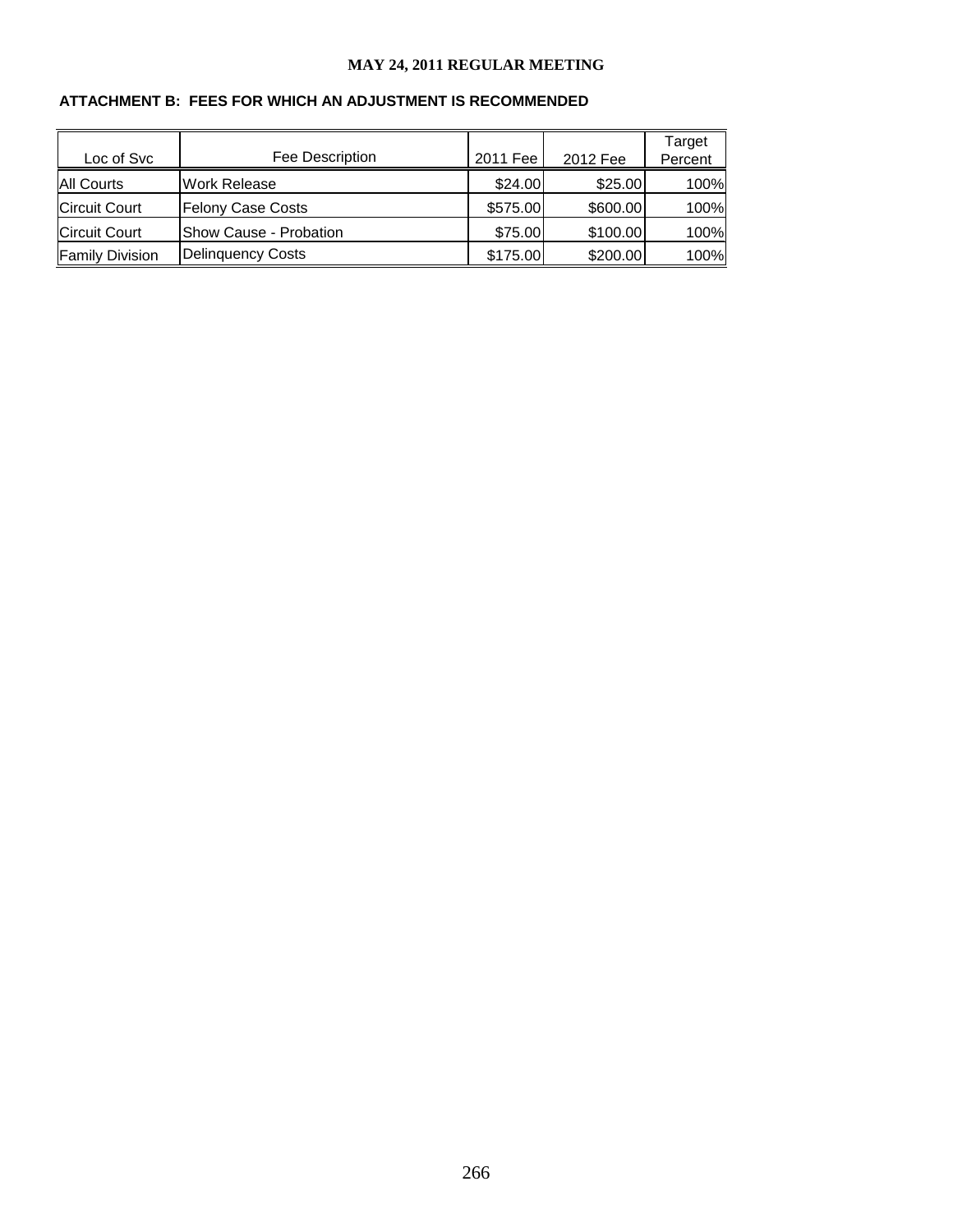**ATTACHMENT B: FEES FOR WHICH AN ADJUSTMENT IS RECOMMENDED**

| Loc of Svc | Fee Description | 2011 Fee | 2012 Fee | Target Percent |
|---|---|---|---|---|
| All Courts | Work Release | $24.00 | $25.00 | 100% |
| Circuit Court | Felony Case Costs | $575.00 | $600.00 | 100% |
| Circuit Court | Show Cause - Probation | $75.00 | $100.00 | 100% |
| Family Division | Delinquency Costs | $175.00 | $200.00 | 100% |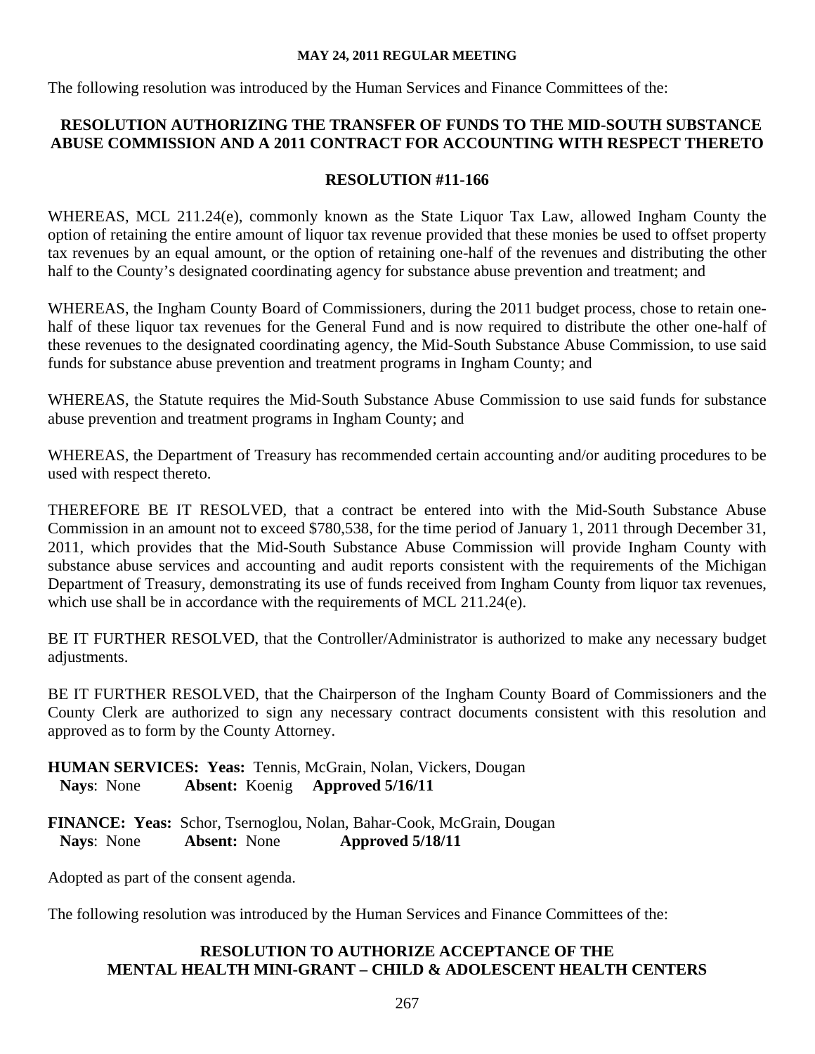The following resolution was introduced by the Human Services and Finance Committees of the:

## RESOLUTION AUTHORIZING THE TRANSFER OF FUNDS TO THE MID-SOUTH SUBSTANCE ABUSE COMMISSION AND A 2011 CONTRACT FOR ACCOUNTING WITH RESPECT THERETO

### RESOLUTION #11-166

WHEREAS, MCL 211.24(e), commonly known as the State Liquor Tax Law, allowed Ingham County the option of retaining the entire amount of liquor tax revenue provided that these monies be used to offset property tax revenues by an equal amount, or the option of retaining one-half of the revenues and distributing the other half to the County's designated coordinating agency for substance abuse prevention and treatment; and

WHEREAS, the Ingham County Board of Commissioners, during the 2011 budget process, chose to retain one-half of these liquor tax revenues for the General Fund and is now required to distribute the other one-half of these revenues to the designated coordinating agency, the Mid-South Substance Abuse Commission, to use said funds for substance abuse prevention and treatment programs in Ingham County; and

WHEREAS, the Statute requires the Mid-South Substance Abuse Commission to use said funds for substance abuse prevention and treatment programs in Ingham County; and

WHEREAS, the Department of Treasury has recommended certain accounting and/or auditing procedures to be used with respect thereto.

THEREFORE BE IT RESOLVED, that a contract be entered into with the Mid-South Substance Abuse Commission in an amount not to exceed $780,538, for the time period of January 1, 2011 through December 31, 2011, which provides that the Mid-South Substance Abuse Commission will provide Ingham County with substance abuse services and accounting and audit reports consistent with the requirements of the Michigan Department of Treasury, demonstrating its use of funds received from Ingham County from liquor tax revenues, which use shall be in accordance with the requirements of MCL 211.24(e).

BE IT FURTHER RESOLVED, that the Controller/Administrator is authorized to make any necessary budget adjustments.

BE IT FURTHER RESOLVED, that the Chairperson of the Ingham County Board of Commissioners and the County Clerk are authorized to sign any necessary contract documents consistent with this resolution and approved as to form by the County Attorney.

**HUMAN SERVICES: Yeas:** Tennis, McGrain, Nolan, Vickers, Dougan
**Nays**: None **Absent:** Koenig **Approved 5/16/11**

**FINANCE: Yeas:** Schor, Tsernoglou, Nolan, Bahar-Cook, McGrain, Dougan
**Nays**: None **Absent:** None **Approved 5/18/11**

Adopted as part of the consent agenda.

The following resolution was introduced by the Human Services and Finance Committees of the:

## RESOLUTION TO AUTHORIZE ACCEPTANCE OF THE MENTAL HEALTH MINI-GRANT – CHILD & ADOLESCENT HEALTH CENTERS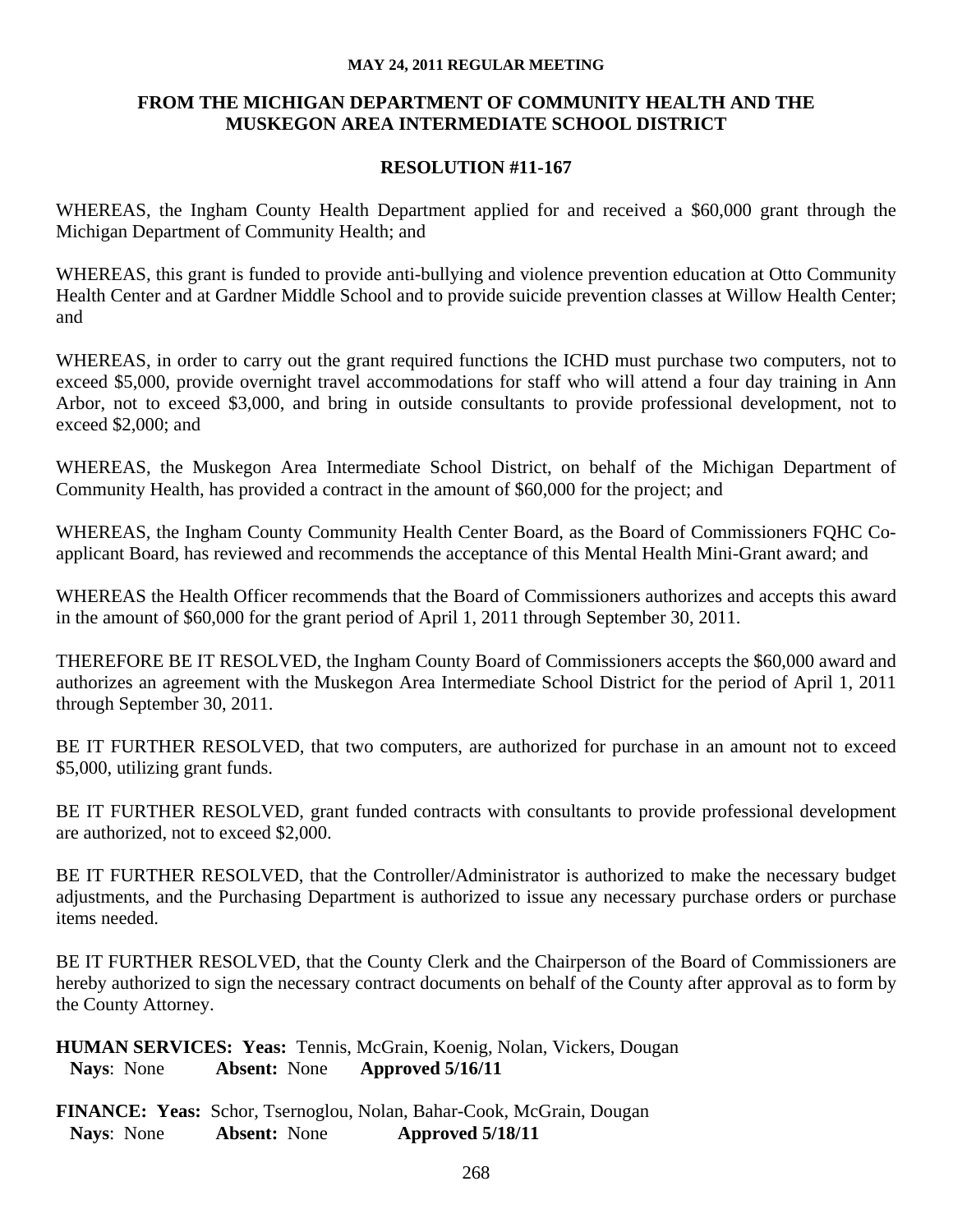**MAY 24, 2011 REGULAR MEETING**

## FROM THE MICHIGAN DEPARTMENT OF COMMUNITY HEALTH AND THE MUSKEGON AREA INTERMEDIATE SCHOOL DISTRICT

### RESOLUTION #11-167

WHEREAS, the Ingham County Health Department applied for and received a $60,000 grant through the Michigan Department of Community Health; and

WHEREAS, this grant is funded to provide anti-bullying and violence prevention education at Otto Community Health Center and at Gardner Middle School and to provide suicide prevention classes at Willow Health Center; and

WHEREAS, in order to carry out the grant required functions the ICHD must purchase two computers, not to exceed $5,000, provide overnight travel accommodations for staff who will attend a four day training in Ann Arbor, not to exceed $3,000, and bring in outside consultants to provide professional development, not to exceed $2,000; and

WHEREAS, the Muskegon Area Intermediate School District, on behalf of the Michigan Department of Community Health, has provided a contract in the amount of $60,000 for the project; and

WHEREAS, the Ingham County Community Health Center Board, as the Board of Commissioners FQHC Co-applicant Board, has reviewed and recommends the acceptance of this Mental Health Mini-Grant award; and

WHEREAS the Health Officer recommends that the Board of Commissioners authorizes and accepts this award in the amount of $60,000 for the grant period of April 1, 2011 through September 30, 2011.

THEREFORE BE IT RESOLVED, the Ingham County Board of Commissioners accepts the $60,000 award and authorizes an agreement with the Muskegon Area Intermediate School District for the period of April 1, 2011 through September 30, 2011.

BE IT FURTHER RESOLVED, that two computers, are authorized for purchase in an amount not to exceed $5,000, utilizing grant funds.

BE IT FURTHER RESOLVED, grant funded contracts with consultants to provide professional development are authorized, not to exceed $2,000.

BE IT FURTHER RESOLVED, that the Controller/Administrator is authorized to make the necessary budget adjustments, and the Purchasing Department is authorized to issue any necessary purchase orders or purchase items needed.

BE IT FURTHER RESOLVED, that the County Clerk and the Chairperson of the Board of Commissioners are hereby authorized to sign the necessary contract documents on behalf of the County after approval as to form by the County Attorney.

**HUMAN SERVICES: Yeas:** Tennis, McGrain, Koenig, Nolan, Vickers, Dougan
**Nays**: None **Absent:** None **Approved 5/16/11**

**FINANCE: Yeas:** Schor, Tsernoglou, Nolan, Bahar-Cook, McGrain, Dougan
**Nays**: None **Absent:** None **Approved 5/18/11**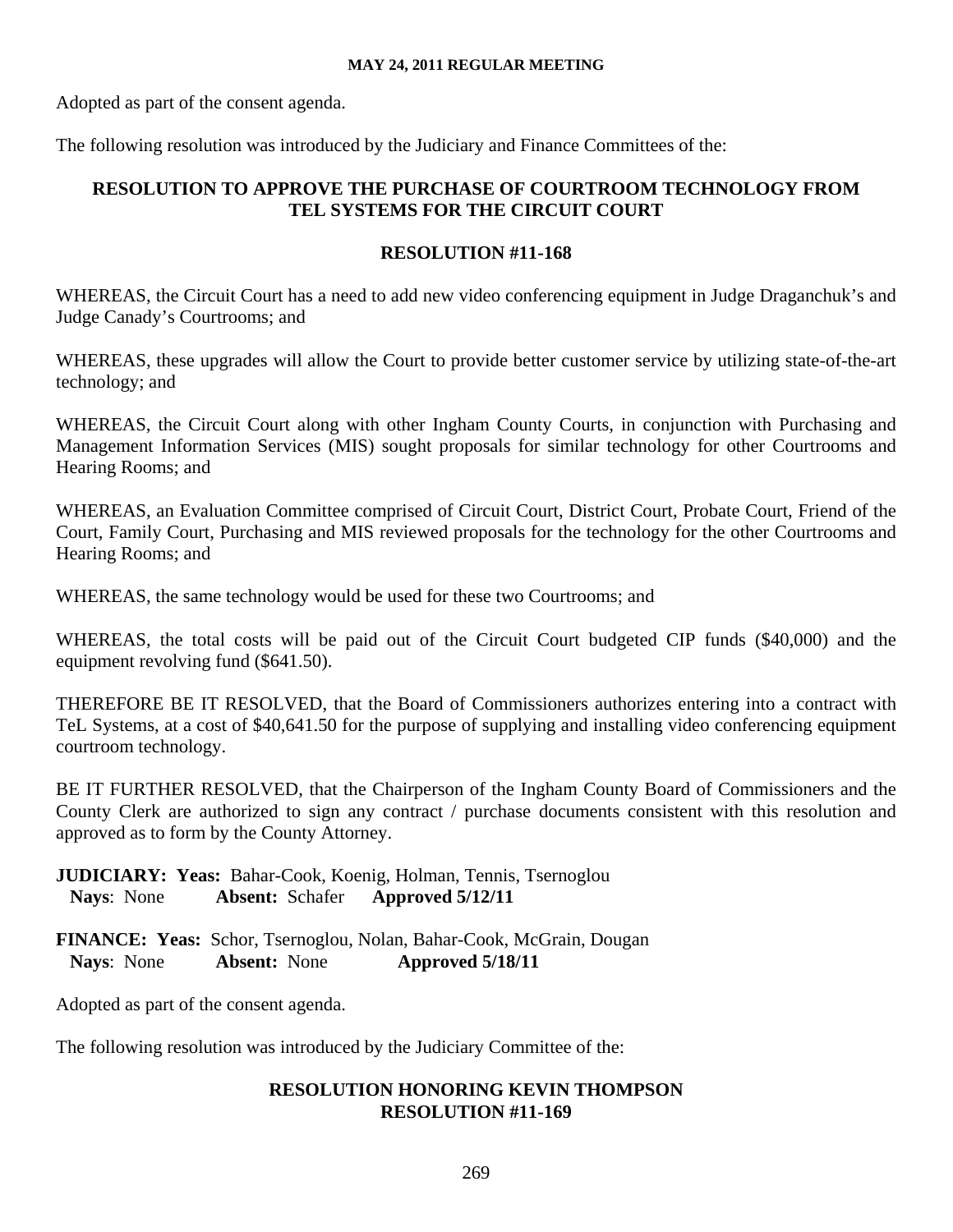Adopted as part of the consent agenda.

The following resolution was introduced by the Judiciary and Finance Committees of the:

## RESOLUTION TO APPROVE THE PURCHASE OF COURTROOM TECHNOLOGY FROM TEL SYSTEMS FOR THE CIRCUIT COURT

## RESOLUTION #11-168

WHEREAS, the Circuit Court has a need to add new video conferencing equipment in Judge Draganchuk's and Judge Canady's Courtrooms; and

WHEREAS, these upgrades will allow the Court to provide better customer service by utilizing state-of-the-art technology; and

WHEREAS, the Circuit Court along with other Ingham County Courts, in conjunction with Purchasing and Management Information Services (MIS) sought proposals for similar technology for other Courtrooms and Hearing Rooms; and

WHEREAS, an Evaluation Committee comprised of Circuit Court, District Court, Probate Court, Friend of the Court, Family Court, Purchasing and MIS reviewed proposals for the technology for the other Courtrooms and Hearing Rooms; and

WHEREAS, the same technology would be used for these two Courtrooms; and

WHEREAS, the total costs will be paid out of the Circuit Court budgeted CIP funds ($40,000) and the equipment revolving fund ($641.50).

THEREFORE BE IT RESOLVED, that the Board of Commissioners authorizes entering into a contract with TeL Systems, at a cost of $40,641.50 for the purpose of supplying and installing video conferencing equipment courtroom technology.

BE IT FURTHER RESOLVED, that the Chairperson of the Ingham County Board of Commissioners and the County Clerk are authorized to sign any contract / purchase documents consistent with this resolution and approved as to form by the County Attorney.

**JUDICIARY: Yeas:** Bahar-Cook, Koenig, Holman, Tennis, Tsernoglou
**Nays**: None **Absent:** Schafer **Approved 5/12/11**

**FINANCE: Yeas:** Schor, Tsernoglou, Nolan, Bahar-Cook, McGrain, Dougan
**Nays**: None **Absent:** None **Approved 5/18/11**

Adopted as part of the consent agenda.

The following resolution was introduced by the Judiciary Committee of the:

## RESOLUTION HONORING KEVIN THOMPSON
## RESOLUTION #11-169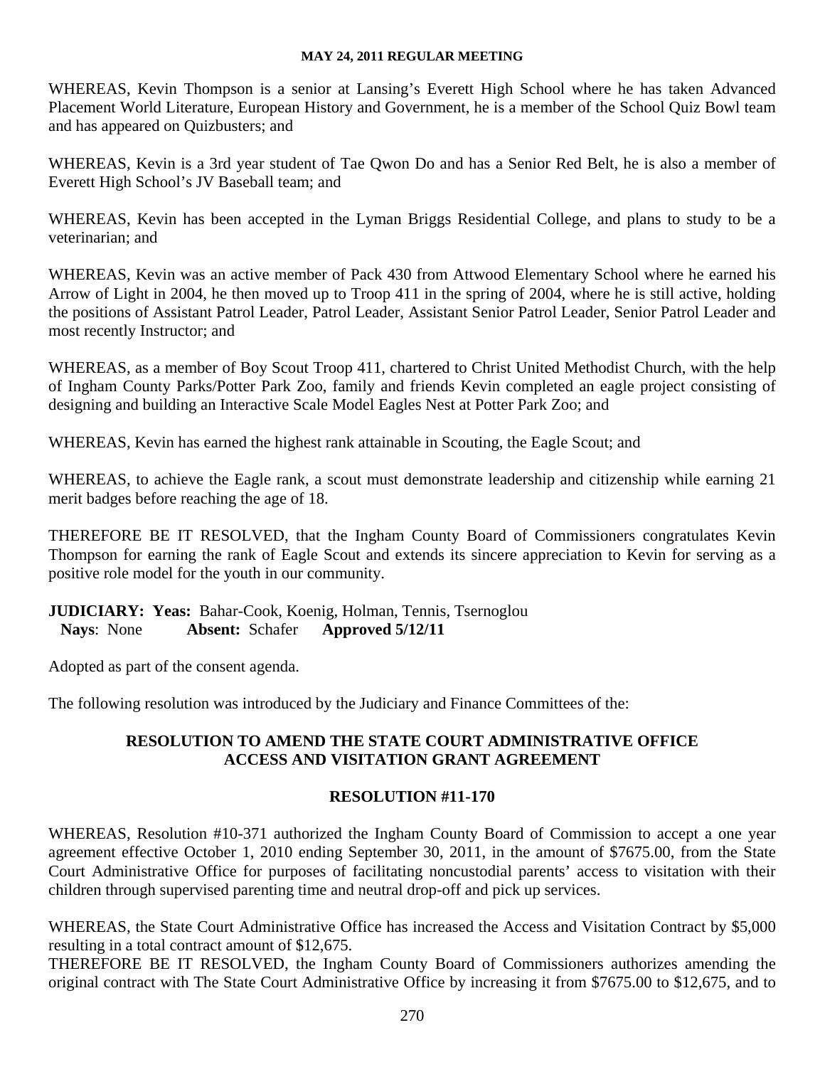WHEREAS, Kevin Thompson is a senior at Lansing's Everett High School where he has taken Advanced Placement World Literature, European History and Government, he is a member of the School Quiz Bowl team and has appeared on Quizbusters; and

WHEREAS, Kevin is a 3rd year student of Tae Qwon Do and has a Senior Red Belt, he is also a member of Everett High School's JV Baseball team; and

WHEREAS, Kevin has been accepted in the Lyman Briggs Residential College, and plans to study to be a veterinarian; and

WHEREAS, Kevin was an active member of Pack 430 from Attwood Elementary School where he earned his Arrow of Light in 2004, he then moved up to Troop 411 in the spring of 2004, where he is still active, holding the positions of Assistant Patrol Leader, Patrol Leader, Assistant Senior Patrol Leader, Senior Patrol Leader and most recently Instructor; and

WHEREAS, as a member of Boy Scout Troop 411, chartered to Christ United Methodist Church, with the help of Ingham County Parks/Potter Park Zoo, family and friends Kevin completed an eagle project consisting of designing and building an Interactive Scale Model Eagles Nest at Potter Park Zoo; and

WHEREAS, Kevin has earned the highest rank attainable in Scouting, the Eagle Scout; and

WHEREAS, to achieve the Eagle rank, a scout must demonstrate leadership and citizenship while earning 21 merit badges before reaching the age of 18.

THEREFORE BE IT RESOLVED, that the Ingham County Board of Commissioners congratulates Kevin Thompson for earning the rank of Eagle Scout and extends its sincere appreciation to Kevin for serving as a positive role model for the youth in our community.

**JUDICIARY: Yeas:** Bahar-Cook, Koenig, Holman, Tennis, Tsernoglou
**Nays**: None **Absent:** Schafer **Approved 5/12/11**

Adopted as part of the consent agenda.

The following resolution was introduced by the Judiciary and Finance Committees of the:

**RESOLUTION TO AMEND THE STATE COURT ADMINISTRATIVE OFFICE ACCESS AND VISITATION GRANT AGREEMENT**

**RESOLUTION #11-170**

WHEREAS, Resolution #10-371 authorized the Ingham County Board of Commission to accept a one year agreement effective October 1, 2010 ending September 30, 2011, in the amount of $7675.00, from the State Court Administrative Office for purposes of facilitating noncustodial parents' access to visitation with their children through supervised parenting time and neutral drop-off and pick up services.

WHEREAS, the State Court Administrative Office has increased the Access and Visitation Contract by $5,000 resulting in a total contract amount of $12,675.

THEREFORE BE IT RESOLVED, the Ingham County Board of Commissioners authorizes amending the original contract with The State Court Administrative Office by increasing it from $7675.00 to $12,675, and to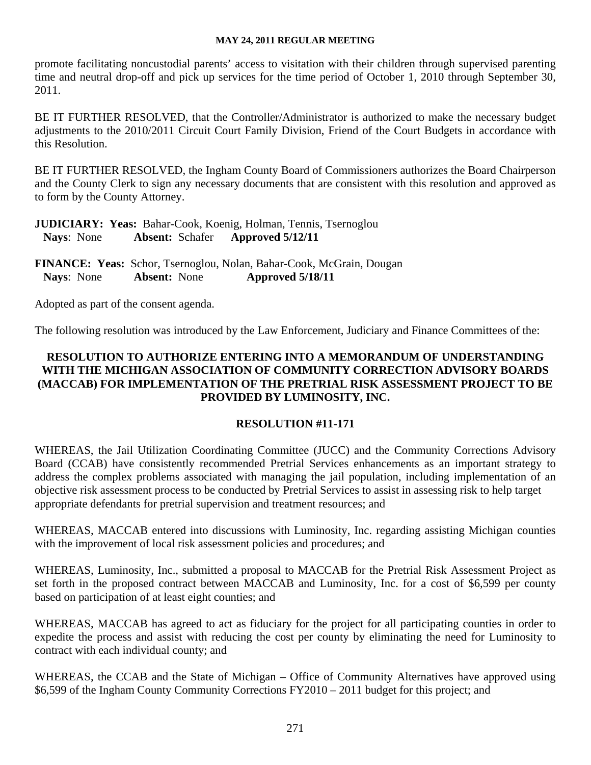promote facilitating noncustodial parents' access to visitation with their children through supervised parenting time and neutral drop-off and pick up services for the time period of October 1, 2010 through September 30, 2011.

BE IT FURTHER RESOLVED, that the Controller/Administrator is authorized to make the necessary budget adjustments to the 2010/2011 Circuit Court Family Division, Friend of the Court Budgets in accordance with this Resolution.

BE IT FURTHER RESOLVED, the Ingham County Board of Commissioners authorizes the Board Chairperson and the County Clerk to sign any necessary documents that are consistent with this resolution and approved as to form by the County Attorney.

**JUDICIARY: Yeas:** Bahar-Cook, Koenig, Holman, Tennis, Tsernoglou
**Nays**: None **Absent:** Schafer **Approved 5/12/11**

**FINANCE: Yeas:** Schor, Tsernoglou, Nolan, Bahar-Cook, McGrain, Dougan
**Nays**: None **Absent:** None **Approved 5/18/11**

Adopted as part of the consent agenda.

The following resolution was introduced by the Law Enforcement, Judiciary and Finance Committees of the:

## RESOLUTION TO AUTHORIZE ENTERING INTO A MEMORANDUM OF UNDERSTANDING WITH THE MICHIGAN ASSOCIATION OF COMMUNITY CORRECTION ADVISORY BOARDS (MACCAB) FOR IMPLEMENTATION OF THE PRETRIAL RISK ASSESSMENT PROJECT TO BE PROVIDED BY LUMINOSITY, INC.

## RESOLUTION #11-171

WHEREAS, the Jail Utilization Coordinating Committee (JUCC) and the Community Corrections Advisory Board (CCAB) have consistently recommended Pretrial Services enhancements as an important strategy to address the complex problems associated with managing the jail population, including implementation of an objective risk assessment process to be conducted by Pretrial Services to assist in assessing risk to help target appropriate defendants for pretrial supervision and treatment resources; and

WHEREAS, MACCAB entered into discussions with Luminosity, Inc. regarding assisting Michigan counties with the improvement of local risk assessment policies and procedures; and

WHEREAS, Luminosity, Inc., submitted a proposal to MACCAB for the Pretrial Risk Assessment Project as set forth in the proposed contract between MACCAB and Luminosity, Inc. for a cost of $6,599 per county based on participation of at least eight counties; and

WHEREAS, MACCAB has agreed to act as fiduciary for the project for all participating counties in order to expedite the process and assist with reducing the cost per county by eliminating the need for Luminosity to contract with each individual county; and

WHEREAS, the CCAB and the State of Michigan – Office of Community Alternatives have approved using $6,599 of the Ingham County Community Corrections FY2010 – 2011 budget for this project; and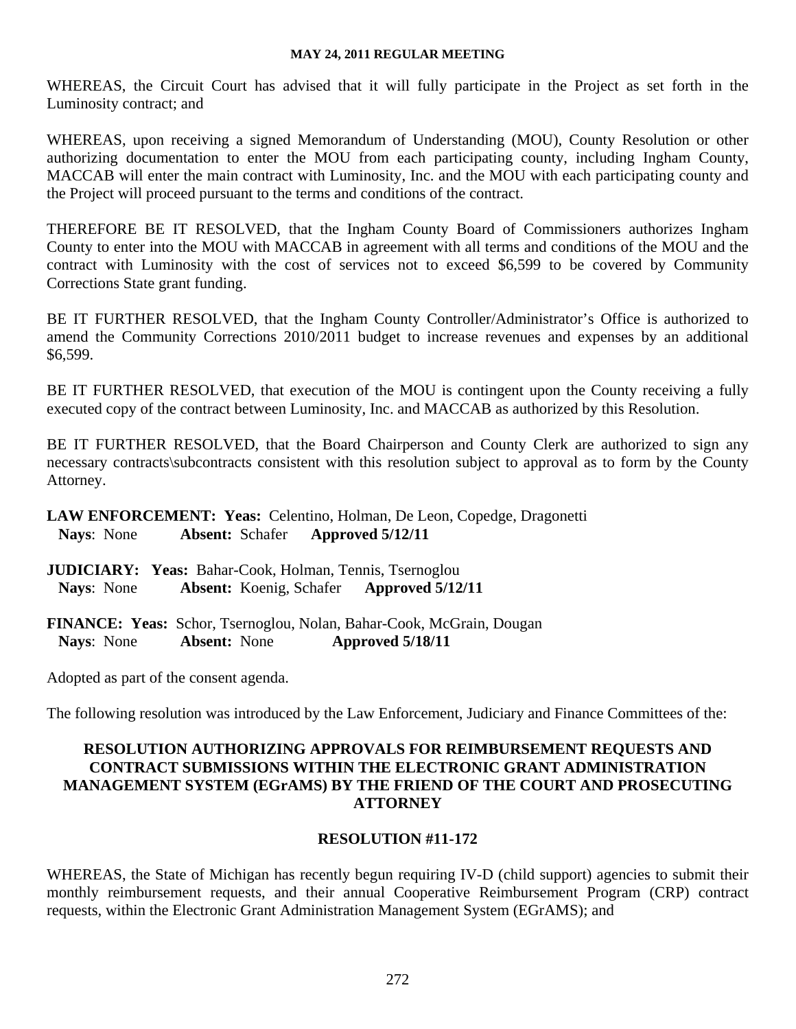WHEREAS, the Circuit Court has advised that it will fully participate in the Project as set forth in the Luminosity contract; and

WHEREAS, upon receiving a signed Memorandum of Understanding (MOU), County Resolution or other authorizing documentation to enter the MOU from each participating county, including Ingham County, MACCAB will enter the main contract with Luminosity, Inc. and the MOU with each participating county and the Project will proceed pursuant to the terms and conditions of the contract.

THEREFORE BE IT RESOLVED, that the Ingham County Board of Commissioners authorizes Ingham County to enter into the MOU with MACCAB in agreement with all terms and conditions of the MOU and the contract with Luminosity with the cost of services not to exceed $6,599 to be covered by Community Corrections State grant funding.

BE IT FURTHER RESOLVED, that the Ingham County Controller/Administrator's Office is authorized to amend the Community Corrections 2010/2011 budget to increase revenues and expenses by an additional $6,599.

BE IT FURTHER RESOLVED, that execution of the MOU is contingent upon the County receiving a fully executed copy of the contract between Luminosity, Inc. and MACCAB as authorized by this Resolution.

BE IT FURTHER RESOLVED, that the Board Chairperson and County Clerk are authorized to sign any necessary contracts\subcontracts consistent with this resolution subject to approval as to form by the County Attorney.

**LAW ENFORCEMENT: Yeas:** Celentino, Holman, De Leon, Copedge, Dragonetti
**Nays**: None **Absent:** Schafer **Approved 5/12/11**

**JUDICIARY: Yeas:** Bahar-Cook, Holman, Tennis, Tsernoglou
**Nays**: None **Absent:** Koenig, Schafer **Approved 5/12/11**

**FINANCE: Yeas:** Schor, Tsernoglou, Nolan, Bahar-Cook, McGrain, Dougan
**Nays**: None **Absent:** None **Approved 5/18/11**

Adopted as part of the consent agenda.

The following resolution was introduced by the Law Enforcement, Judiciary and Finance Committees of the:

## RESOLUTION AUTHORIZING APPROVALS FOR REIMBURSEMENT REQUESTS AND CONTRACT SUBMISSIONS WITHIN THE ELECTRONIC GRANT ADMINISTRATION MANAGEMENT SYSTEM (EGrAMS) BY THE FRIEND OF THE COURT AND PROSECUTING ATTORNEY

### RESOLUTION #11-172

WHEREAS, the State of Michigan has recently begun requiring IV-D (child support) agencies to submit their monthly reimbursement requests, and their annual Cooperative Reimbursement Program (CRP) contract requests, within the Electronic Grant Administration Management System (EGrAMS); and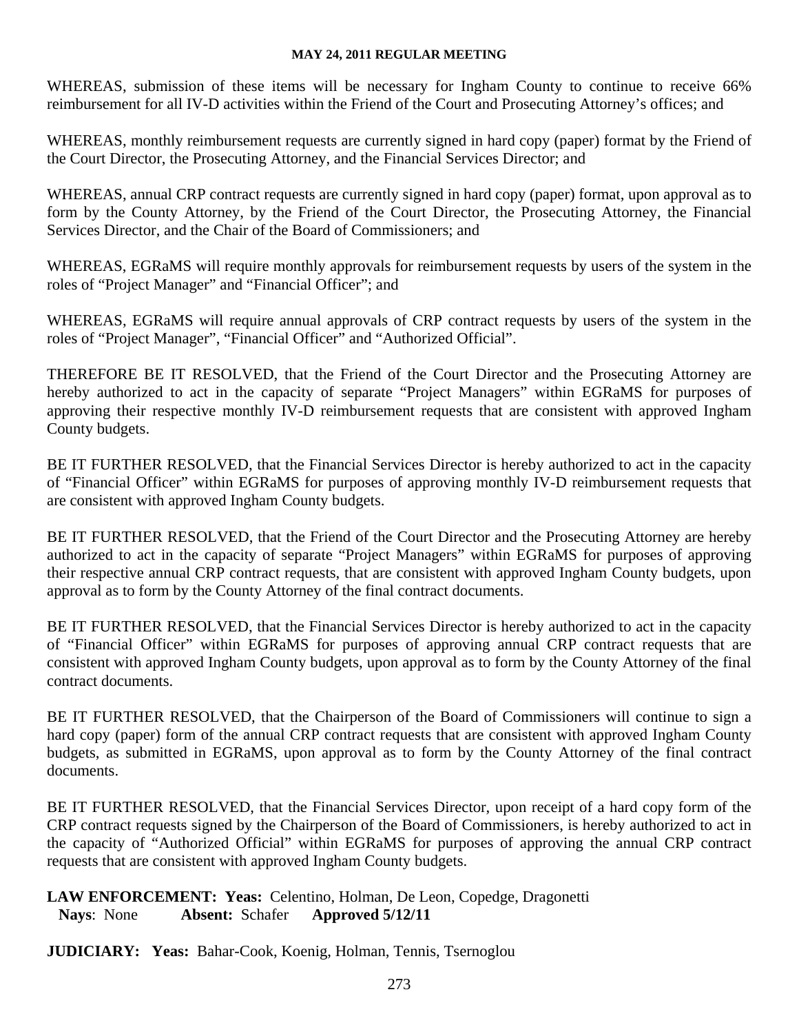WHEREAS, submission of these items will be necessary for Ingham County to continue to receive 66% reimbursement for all IV-D activities within the Friend of the Court and Prosecuting Attorney's offices; and

WHEREAS, monthly reimbursement requests are currently signed in hard copy (paper) format by the Friend of the Court Director, the Prosecuting Attorney, and the Financial Services Director; and

WHEREAS, annual CRP contract requests are currently signed in hard copy (paper) format, upon approval as to form by the County Attorney, by the Friend of the Court Director, the Prosecuting Attorney, the Financial Services Director, and the Chair of the Board of Commissioners; and

WHEREAS, EGRaMS will require monthly approvals for reimbursement requests by users of the system in the roles of "Project Manager" and "Financial Officer"; and

WHEREAS, EGRaMS will require annual approvals of CRP contract requests by users of the system in the roles of "Project Manager", "Financial Officer" and "Authorized Official".

THEREFORE BE IT RESOLVED, that the Friend of the Court Director and the Prosecuting Attorney are hereby authorized to act in the capacity of separate "Project Managers" within EGRaMS for purposes of approving their respective monthly IV-D reimbursement requests that are consistent with approved Ingham County budgets.

BE IT FURTHER RESOLVED, that the Financial Services Director is hereby authorized to act in the capacity of "Financial Officer" within EGRaMS for purposes of approving monthly IV-D reimbursement requests that are consistent with approved Ingham County budgets.

BE IT FURTHER RESOLVED, that the Friend of the Court Director and the Prosecuting Attorney are hereby authorized to act in the capacity of separate "Project Managers" within EGRaMS for purposes of approving their respective annual CRP contract requests, that are consistent with approved Ingham County budgets, upon approval as to form by the County Attorney of the final contract documents.

BE IT FURTHER RESOLVED, that the Financial Services Director is hereby authorized to act in the capacity of "Financial Officer" within EGRaMS for purposes of approving annual CRP contract requests that are consistent with approved Ingham County budgets, upon approval as to form by the County Attorney of the final contract documents.

BE IT FURTHER RESOLVED, that the Chairperson of the Board of Commissioners will continue to sign a hard copy (paper) form of the annual CRP contract requests that are consistent with approved Ingham County budgets, as submitted in EGRaMS, upon approval as to form by the County Attorney of the final contract documents.

BE IT FURTHER RESOLVED, that the Financial Services Director, upon receipt of a hard copy form of the CRP contract requests signed by the Chairperson of the Board of Commissioners, is hereby authorized to act in the capacity of "Authorized Official" within EGRaMS for purposes of approving the annual CRP contract requests that are consistent with approved Ingham County budgets.

**LAW ENFORCEMENT: Yeas:** Celentino, Holman, De Leon, Copedge, Dragonetti
**Nays**: None **Absent:** Schafer **Approved 5/12/11**

**JUDICIARY: Yeas:** Bahar-Cook, Koenig, Holman, Tennis, Tsernoglou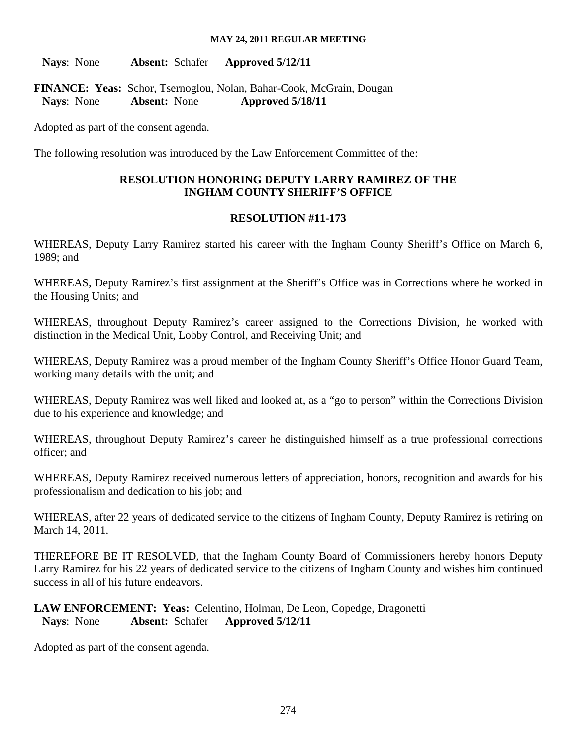**Nays**: None **Absent:** Schafer **Approved 5/12/11**

**FINANCE: Yeas:** Schor, Tsernoglou, Nolan, Bahar-Cook, McGrain, Dougan
**Nays**: None **Absent:** None **Approved 5/18/11**

Adopted as part of the consent agenda.

The following resolution was introduced by the Law Enforcement Committee of the:

**RESOLUTION HONORING DEPUTY LARRY RAMIREZ OF THE INGHAM COUNTY SHERIFF'S OFFICE**

**RESOLUTION #11-173**

WHEREAS, Deputy Larry Ramirez started his career with the Ingham County Sheriff's Office on March 6, 1989; and

WHEREAS, Deputy Ramirez's first assignment at the Sheriff's Office was in Corrections where he worked in the Housing Units; and

WHEREAS, throughout Deputy Ramirez's career assigned to the Corrections Division, he worked with distinction in the Medical Unit, Lobby Control, and Receiving Unit; and

WHEREAS, Deputy Ramirez was a proud member of the Ingham County Sheriff's Office Honor Guard Team, working many details with the unit; and

WHEREAS, Deputy Ramirez was well liked and looked at, as a "go to person" within the Corrections Division due to his experience and knowledge; and

WHEREAS, throughout Deputy Ramirez's career he distinguished himself as a true professional corrections officer; and

WHEREAS, Deputy Ramirez received numerous letters of appreciation, honors, recognition and awards for his professionalism and dedication to his job; and

WHEREAS, after 22 years of dedicated service to the citizens of Ingham County, Deputy Ramirez is retiring on March 14, 2011.

THEREFORE BE IT RESOLVED, that the Ingham County Board of Commissioners hereby honors Deputy Larry Ramirez for his 22 years of dedicated service to the citizens of Ingham County and wishes him continued success in all of his future endeavors.

**LAW ENFORCEMENT: Yeas:** Celentino, Holman, De Leon, Copedge, Dragonetti
**Nays**: None **Absent:** Schafer **Approved 5/12/11**

Adopted as part of the consent agenda.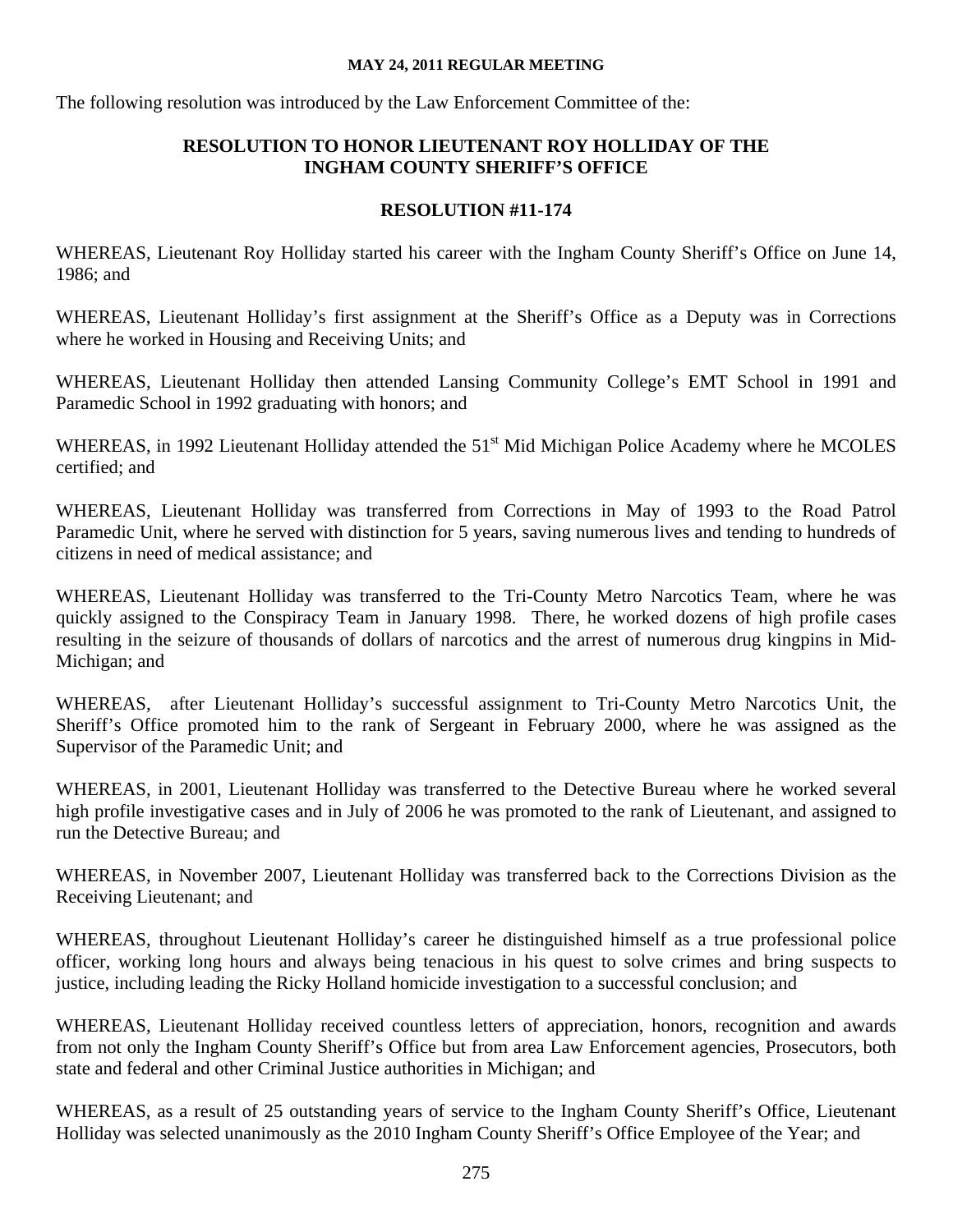**MAY 24, 2011 REGULAR MEETING**

The following resolution was introduced by the Law Enforcement Committee of the:

## RESOLUTION TO HONOR LIEUTENANT ROY HOLLIDAY OF THE INGHAM COUNTY SHERIFF'S OFFICE

### RESOLUTION #11-174

WHEREAS, Lieutenant Roy Holliday started his career with the Ingham County Sheriff's Office on June 14, 1986; and

WHEREAS, Lieutenant Holliday's first assignment at the Sheriff's Office as a Deputy was in Corrections where he worked in Housing and Receiving Units; and

WHEREAS, Lieutenant Holliday then attended Lansing Community College's EMT School in 1991 and Paramedic School in 1992 graduating with honors; and

WHEREAS, in 1992 Lieutenant Holliday attended the 51st Mid Michigan Police Academy where he MCOLES certified; and

WHEREAS, Lieutenant Holliday was transferred from Corrections in May of 1993 to the Road Patrol Paramedic Unit, where he served with distinction for 5 years, saving numerous lives and tending to hundreds of citizens in need of medical assistance; and

WHEREAS, Lieutenant Holliday was transferred to the Tri-County Metro Narcotics Team, where he was quickly assigned to the Conspiracy Team in January 1998. There, he worked dozens of high profile cases resulting in the seizure of thousands of dollars of narcotics and the arrest of numerous drug kingpins in Mid-Michigan; and

WHEREAS, after Lieutenant Holliday's successful assignment to Tri-County Metro Narcotics Unit, the Sheriff's Office promoted him to the rank of Sergeant in February 2000, where he was assigned as the Supervisor of the Paramedic Unit; and

WHEREAS, in 2001, Lieutenant Holliday was transferred to the Detective Bureau where he worked several high profile investigative cases and in July of 2006 he was promoted to the rank of Lieutenant, and assigned to run the Detective Bureau; and

WHEREAS, in November 2007, Lieutenant Holliday was transferred back to the Corrections Division as the Receiving Lieutenant; and

WHEREAS, throughout Lieutenant Holliday's career he distinguished himself as a true professional police officer, working long hours and always being tenacious in his quest to solve crimes and bring suspects to justice, including leading the Ricky Holland homicide investigation to a successful conclusion; and

WHEREAS, Lieutenant Holliday received countless letters of appreciation, honors, recognition and awards from not only the Ingham County Sheriff's Office but from area Law Enforcement agencies, Prosecutors, both state and federal and other Criminal Justice authorities in Michigan; and

WHEREAS, as a result of 25 outstanding years of service to the Ingham County Sheriff's Office, Lieutenant Holliday was selected unanimously as the 2010 Ingham County Sheriff's Office Employee of the Year; and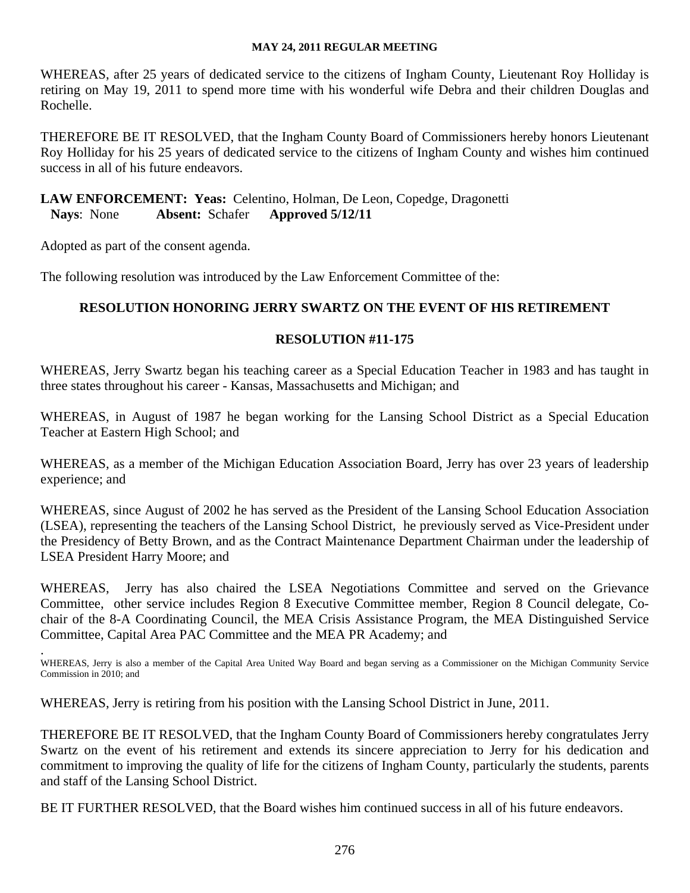WHEREAS, after 25 years of dedicated service to the citizens of Ingham County, Lieutenant Roy Holliday is retiring on May 19, 2011 to spend more time with his wonderful wife Debra and their children Douglas and Rochelle.

THEREFORE BE IT RESOLVED, that the Ingham County Board of Commissioners hereby honors Lieutenant Roy Holliday for his 25 years of dedicated service to the citizens of Ingham County and wishes him continued success in all of his future endeavors.

**LAW ENFORCEMENT: Yeas:** Celentino, Holman, De Leon, Copedge, Dragonetti
**Nays**: None **Absent:** Schafer **Approved 5/12/11**

Adopted as part of the consent agenda.

The following resolution was introduced by the Law Enforcement Committee of the:

**RESOLUTION HONORING JERRY SWARTZ ON THE EVENT OF HIS RETIREMENT**

**RESOLUTION #11-175**

WHEREAS, Jerry Swartz began his teaching career as a Special Education Teacher in 1983 and has taught in three states throughout his career - Kansas, Massachusetts and Michigan; and

WHEREAS, in August of 1987 he began working for the Lansing School District as a Special Education Teacher at Eastern High School; and

WHEREAS, as a member of the Michigan Education Association Board, Jerry has over 23 years of leadership experience; and

WHEREAS, since August of 2002 he has served as the President of the Lansing School Education Association (LSEA), representing the teachers of the Lansing School District, he previously served as Vice-President under the Presidency of Betty Brown, and as the Contract Maintenance Department Chairman under the leadership of LSEA President Harry Moore; and

WHEREAS, Jerry has also chaired the LSEA Negotiations Committee and served on the Grievance Committee, other service includes Region 8 Executive Committee member, Region 8 Council delegate, Co-chair of the 8-A Coordinating Council, the MEA Crisis Assistance Program, the MEA Distinguished Service Committee, Capital Area PAC Committee and the MEA PR Academy; and

.
WHEREAS, Jerry is also a member of the Capital Area United Way Board and began serving as a Commissioner on the Michigan Community Service Commission in 2010; and

WHEREAS, Jerry is retiring from his position with the Lansing School District in June, 2011.

THEREFORE BE IT RESOLVED, that the Ingham County Board of Commissioners hereby congratulates Jerry Swartz on the event of his retirement and extends its sincere appreciation to Jerry for his dedication and commitment to improving the quality of life for the citizens of Ingham County, particularly the students, parents and staff of the Lansing School District.

BE IT FURTHER RESOLVED, that the Board wishes him continued success in all of his future endeavors.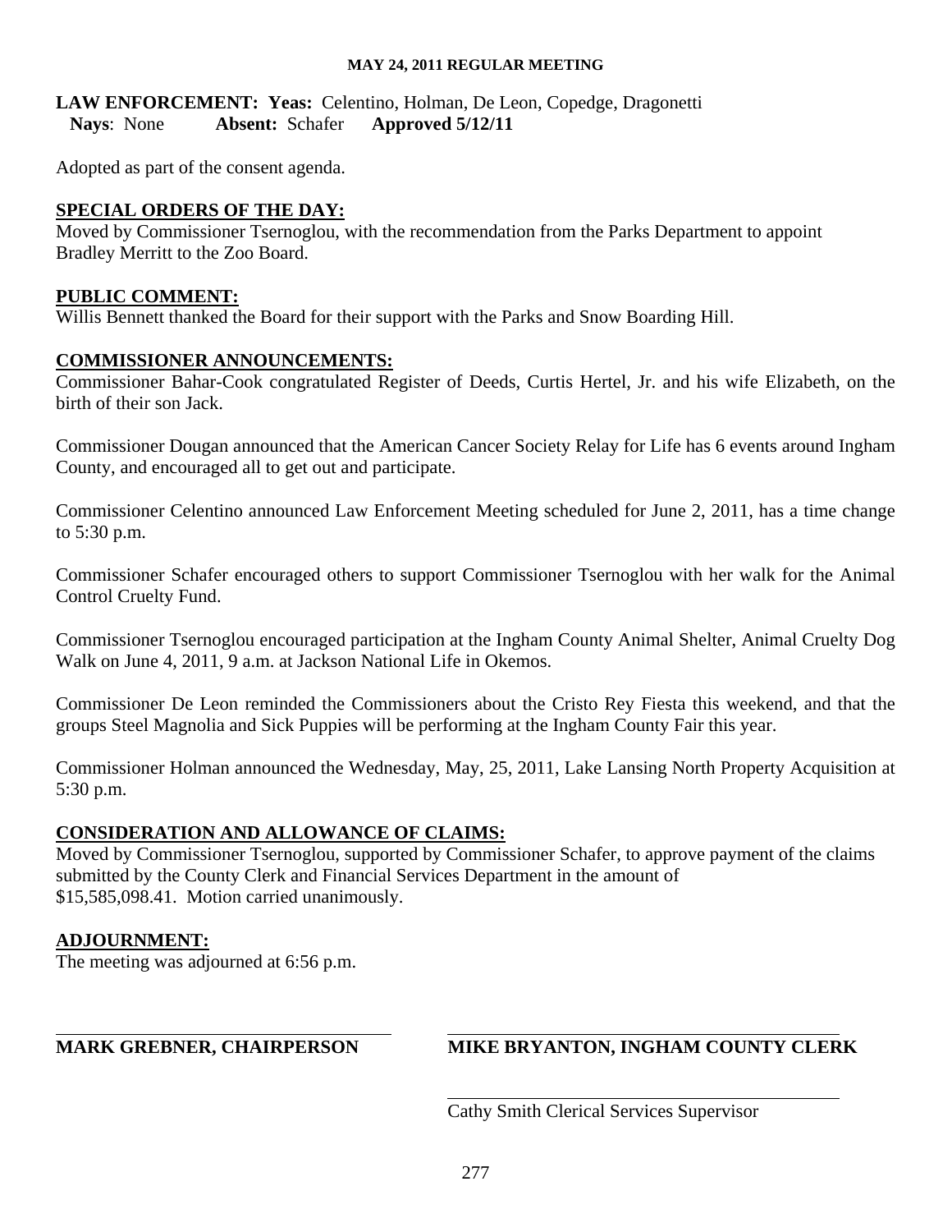**LAW ENFORCEMENT: Yeas:** Celentino, Holman, De Leon, Copedge, Dragonetti
**Nays**: None **Absent:** Schafer **Approved 5/12/11**

Adopted as part of the consent agenda.

**SPECIAL ORDERS OF THE DAY:**

Moved by Commissioner Tsernoglou, with the recommendation from the Parks Department to appoint Bradley Merritt to the Zoo Board.

**PUBLIC COMMENT:**

Willis Bennett thanked the Board for their support with the Parks and Snow Boarding Hill.

**COMMISSIONER ANNOUNCEMENTS:**

Commissioner Bahar-Cook congratulated Register of Deeds, Curtis Hertel, Jr. and his wife Elizabeth, on the birth of their son Jack.

Commissioner Dougan announced that the American Cancer Society Relay for Life has 6 events around Ingham County, and encouraged all to get out and participate.

Commissioner Celentino announced Law Enforcement Meeting scheduled for June 2, 2011, has a time change to 5:30 p.m.

Commissioner Schafer encouraged others to support Commissioner Tsernoglou with her walk for the Animal Control Cruelty Fund.

Commissioner Tsernoglou encouraged participation at the Ingham County Animal Shelter, Animal Cruelty Dog Walk on June 4, 2011, 9 a.m. at Jackson National Life in Okemos.

Commissioner De Leon reminded the Commissioners about the Cristo Rey Fiesta this weekend, and that the groups Steel Magnolia and Sick Puppies will be performing at the Ingham County Fair this year.

Commissioner Holman announced the Wednesday, May, 25, 2011, Lake Lansing North Property Acquisition at 5:30 p.m.

**CONSIDERATION AND ALLOWANCE OF CLAIMS:**

Moved by Commissioner Tsernoglou, supported by Commissioner Schafer, to approve payment of the claims submitted by the County Clerk and Financial Services Department in the amount of $15,585,098.41. Motion carried unanimously.

**ADJOURNMENT:**

The meeting was adjourned at 6:56 p.m.

**MARK GREBNER, CHAIRPERSON**

**MIKE BRYANTON, INGHAM COUNTY CLERK**

Cathy Smith Clerical Services Supervisor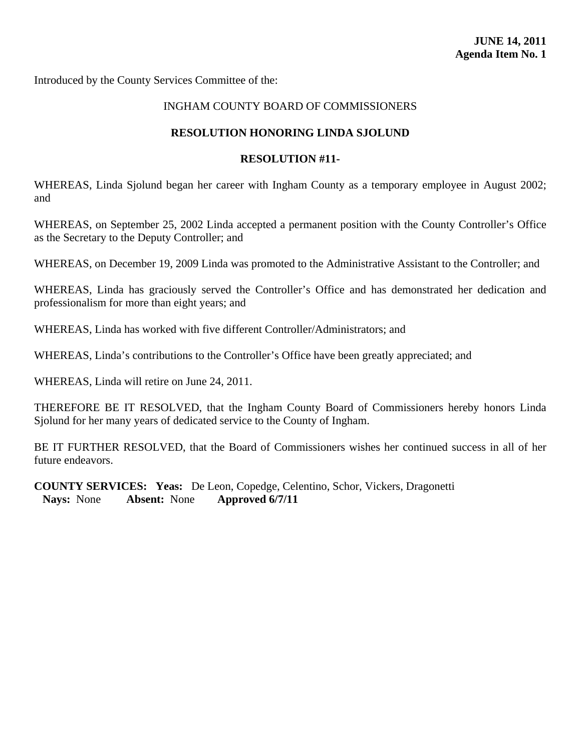**JUNE 14, 2011**
**Agenda Item No. 1**

Introduced by the County Services Committee of the:

INGHAM COUNTY BOARD OF COMMISSIONERS

**RESOLUTION HONORING LINDA SJOLUND**

**RESOLUTION #11-**

WHEREAS, Linda Sjolund began her career with Ingham County as a temporary employee in August 2002; and

WHEREAS, on September 25, 2002 Linda accepted a permanent position with the County Controller's Office as the Secretary to the Deputy Controller; and

WHEREAS, on December 19, 2009 Linda was promoted to the Administrative Assistant to the Controller; and

WHEREAS, Linda has graciously served the Controller's Office and has demonstrated her dedication and professionalism for more than eight years; and

WHEREAS, Linda has worked with five different Controller/Administrators; and

WHEREAS, Linda's contributions to the Controller's Office have been greatly appreciated; and

WHEREAS, Linda will retire on June 24, 2011.

THEREFORE BE IT RESOLVED, that the Ingham County Board of Commissioners hereby honors Linda Sjolund for her many years of dedicated service to the County of Ingham.

BE IT FURTHER RESOLVED, that the Board of Commissioners wishes her continued success in all of her future endeavors.

**COUNTY SERVICES: Yeas:** De Leon, Copedge, Celentino, Schor, Vickers, Dragonetti
**Nays:** None **Absent:** None **Approved 6/7/11**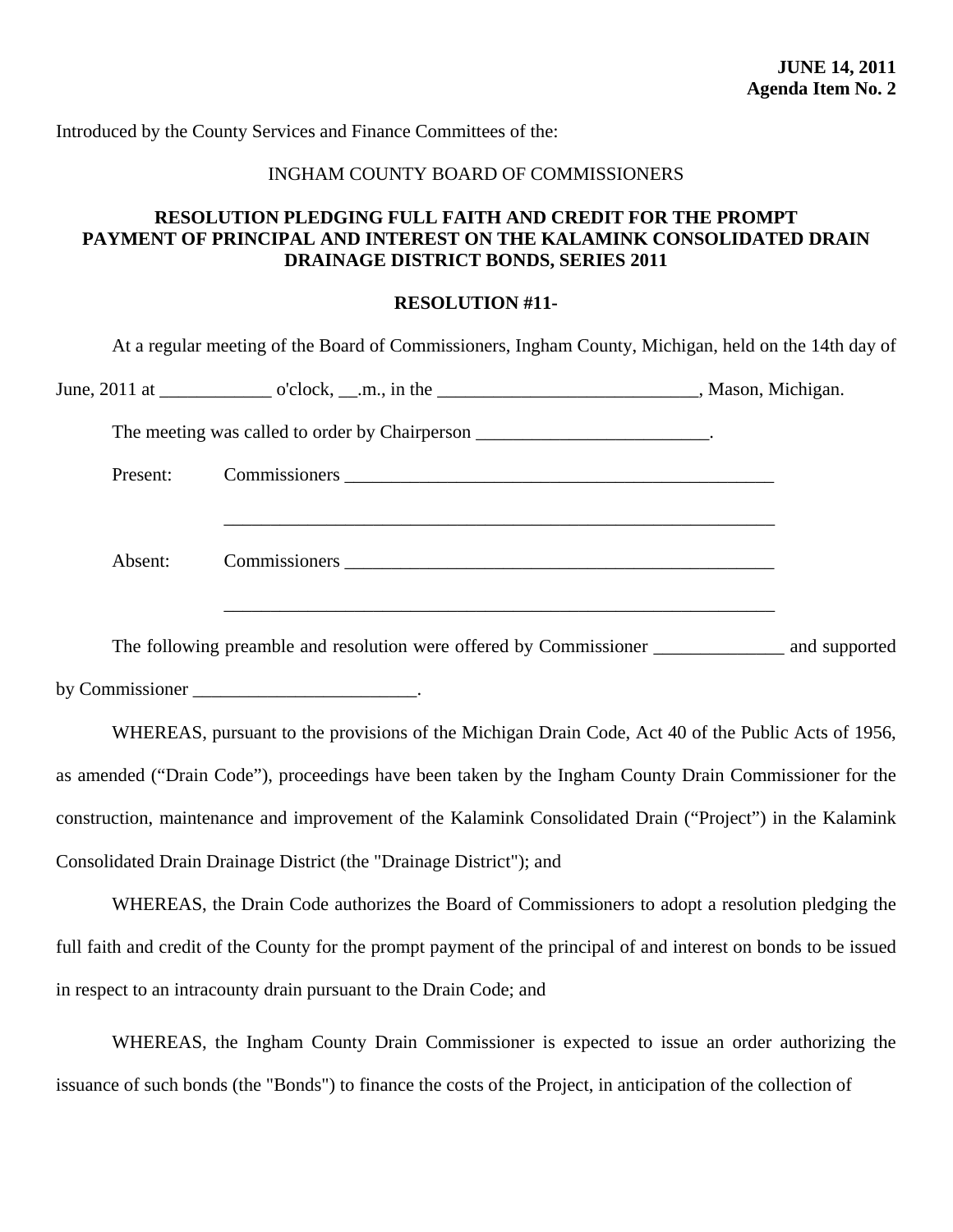**JUNE 14, 2011**
**Agenda Item No. 2**

Introduced by the County Services and Finance Committees of the:

INGHAM COUNTY BOARD OF COMMISSIONERS

**RESOLUTION PLEDGING FULL FAITH AND CREDIT FOR THE PROMPT PAYMENT OF PRINCIPAL AND INTEREST ON THE KALAMINK CONSOLIDATED DRAIN DRAINAGE DISTRICT BONDS, SERIES 2011**

**RESOLUTION #11-**

At a regular meeting of the Board of Commissioners, Ingham County, Michigan, held on the 14th day of June, 2011 at ____________ o'clock, __.m., in the ____________________________, Mason, Michigan.

The meeting was called to order by Chairperson _________________________.

Present: Commissioners ________________________________________________

_____________________________________________________________

Absent: Commissioners ________________________________________________

_____________________________________________________________

The following preamble and resolution were offered by Commissioner ______________ and supported by Commissioner ________________________.

WHEREAS, pursuant to the provisions of the Michigan Drain Code, Act 40 of the Public Acts of 1956, as amended ("Drain Code"), proceedings have been taken by the Ingham County Drain Commissioner for the construction, maintenance and improvement of the Kalamink Consolidated Drain ("Project") in the Kalamink Consolidated Drain Drainage District (the "Drainage District"); and

WHEREAS, the Drain Code authorizes the Board of Commissioners to adopt a resolution pledging the full faith and credit of the County for the prompt payment of the principal of and interest on bonds to be issued in respect to an intracounty drain pursuant to the Drain Code; and

WHEREAS, the Ingham County Drain Commissioner is expected to issue an order authorizing the issuance of such bonds (the "Bonds") to finance the costs of the Project, in anticipation of the collection of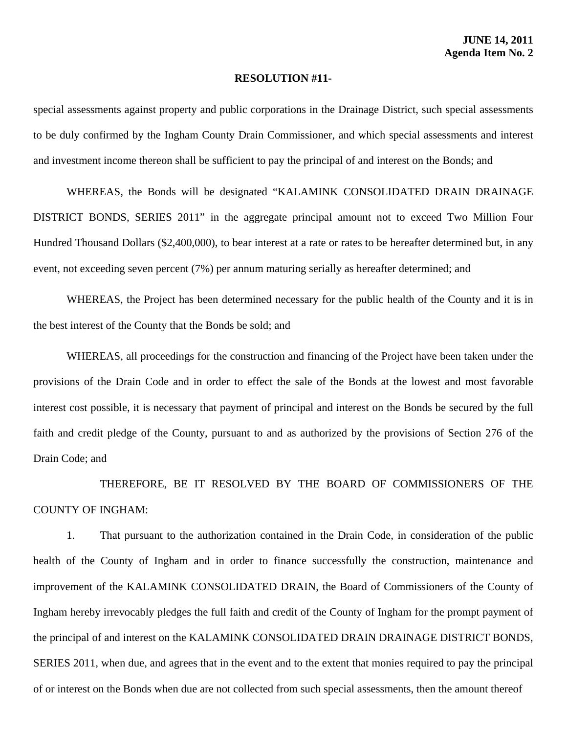**JUNE 14, 2011**
**Agenda Item No. 2**

**RESOLUTION #11-**

special assessments against property and public corporations in the Drainage District, such special assessments to be duly confirmed by the Ingham County Drain Commissioner, and which special assessments and interest and investment income thereon shall be sufficient to pay the principal of and interest on the Bonds; and

WHEREAS, the Bonds will be designated "KALAMINK CONSOLIDATED DRAIN DRAINAGE DISTRICT BONDS, SERIES 2011" in the aggregate principal amount not to exceed Two Million Four Hundred Thousand Dollars ($2,400,000), to bear interest at a rate or rates to be hereafter determined but, in any event, not exceeding seven percent (7%) per annum maturing serially as hereafter determined; and

WHEREAS, the Project has been determined necessary for the public health of the County and it is in the best interest of the County that the Bonds be sold; and

WHEREAS, all proceedings for the construction and financing of the Project have been taken under the provisions of the Drain Code and in order to effect the sale of the Bonds at the lowest and most favorable interest cost possible, it is necessary that payment of principal and interest on the Bonds be secured by the full faith and credit pledge of the County, pursuant to and as authorized by the provisions of Section 276 of the Drain Code; and

THEREFORE, BE IT RESOLVED BY THE BOARD OF COMMISSIONERS OF THE COUNTY OF INGHAM:

1. That pursuant to the authorization contained in the Drain Code, in consideration of the public health of the County of Ingham and in order to finance successfully the construction, maintenance and improvement of the KALAMINK CONSOLIDATED DRAIN, the Board of Commissioners of the County of Ingham hereby irrevocably pledges the full faith and credit of the County of Ingham for the prompt payment of the principal of and interest on the KALAMINK CONSOLIDATED DRAIN DRAINAGE DISTRICT BONDS, SERIES 2011, when due, and agrees that in the event and to the extent that monies required to pay the principal of or interest on the Bonds when due are not collected from such special assessments, then the amount thereof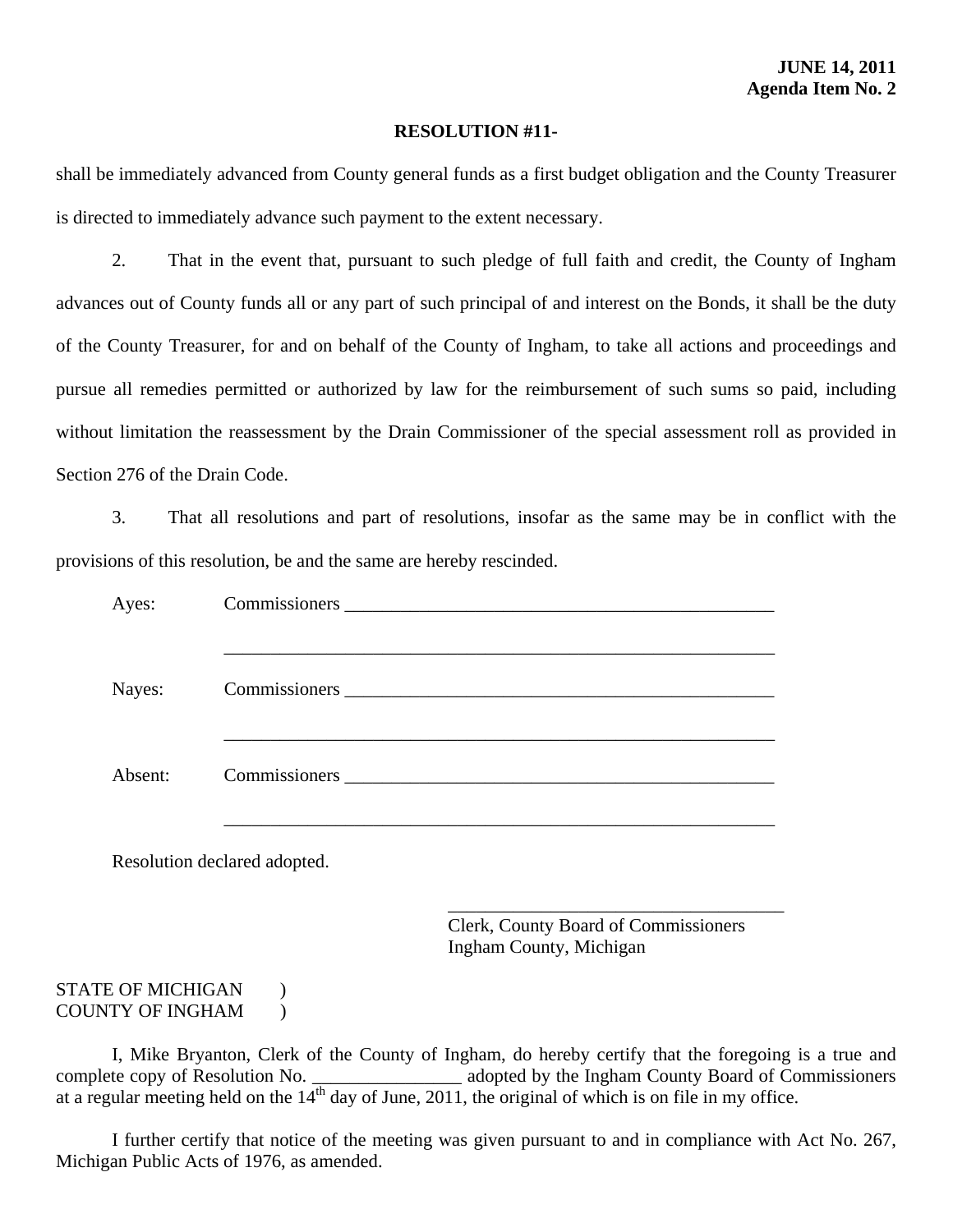**JUNE 14, 2011**
**Agenda Item No. 2**

**RESOLUTION #11-**

shall be immediately advanced from County general funds as a first budget obligation and the County Treasurer is directed to immediately advance such payment to the extent necessary.

2. That in the event that, pursuant to such pledge of full faith and credit, the County of Ingham advances out of County funds all or any part of such principal of and interest on the Bonds, it shall be the duty of the County Treasurer, for and on behalf of the County of Ingham, to take all actions and proceedings and pursue all remedies permitted or authorized by law for the reimbursement of such sums so paid, including without limitation the reassessment by the Drain Commissioner of the special assessment roll as provided in Section 276 of the Drain Code.

3. That all resolutions and part of resolutions, insofar as the same may be in conflict with the provisions of this resolution, be and the same are hereby rescinded.

Ayes: Commissioners ________________________________________________

______________________________________________________________

Nayes: Commissioners ________________________________________________

______________________________________________________________

Absent: Commissioners ________________________________________________

______________________________________________________________

Resolution declared adopted.

_____________________________________
Clerk, County Board of Commissioners
Ingham County, Michigan

STATE OF MICHIGAN )
COUNTY OF INGHAM )

I, Mike Bryanton, Clerk of the County of Ingham, do hereby certify that the foregoing is a true and complete copy of Resolution No. ________________ adopted by the Ingham County Board of Commissioners at a regular meeting held on the 14th day of June, 2011, the original of which is on file in my office.

I further certify that notice of the meeting was given pursuant to and in compliance with Act No. 267, Michigan Public Acts of 1976, as amended.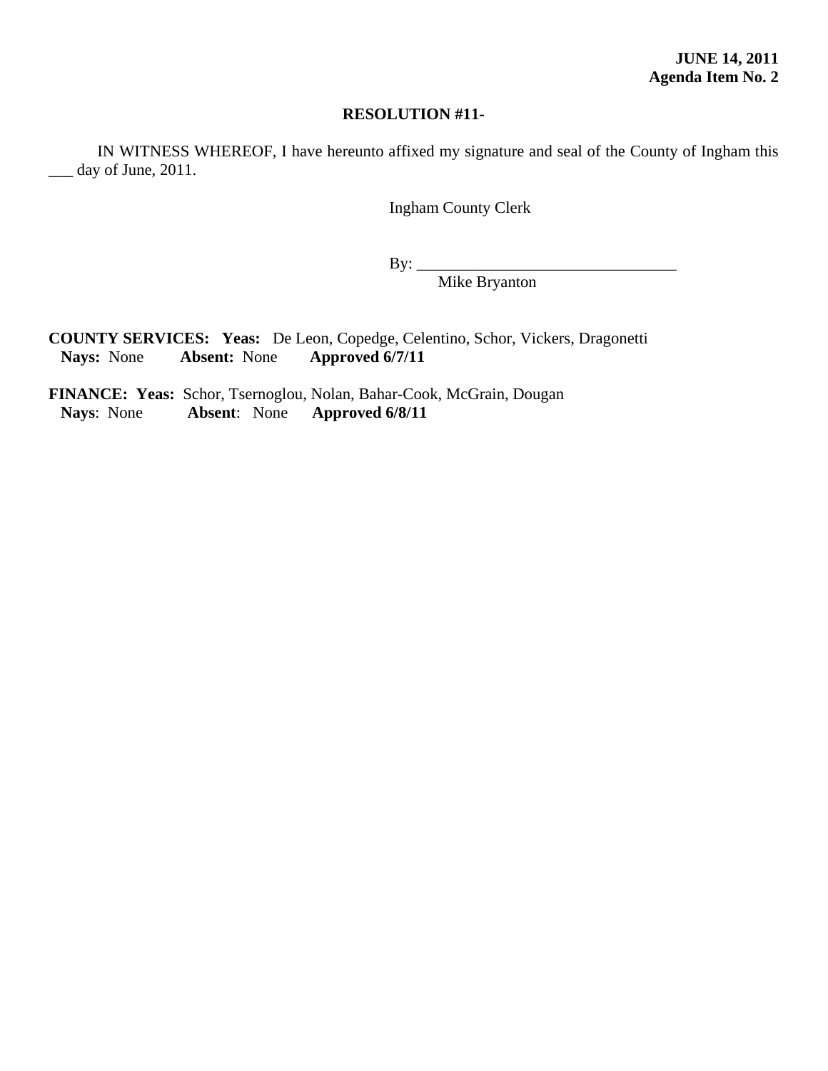**JUNE 14, 2011**
**Agenda Item No. 2**

**RESOLUTION #11-**

IN WITNESS WHEREOF, I have hereunto affixed my signature and seal of the County of Ingham this ___ day of June, 2011.

Ingham County Clerk

By: ________________________________
Mike Bryanton

**COUNTY SERVICES: Yeas:** De Leon, Copedge, Celentino, Schor, Vickers, Dragonetti
**Nays:** None **Absent:** None **Approved 6/7/11**

**FINANCE: Yeas:** Schor, Tsernoglou, Nolan, Bahar-Cook, McGrain, Dougan
**Nays**: None **Absent**: None **Approved 6/8/11**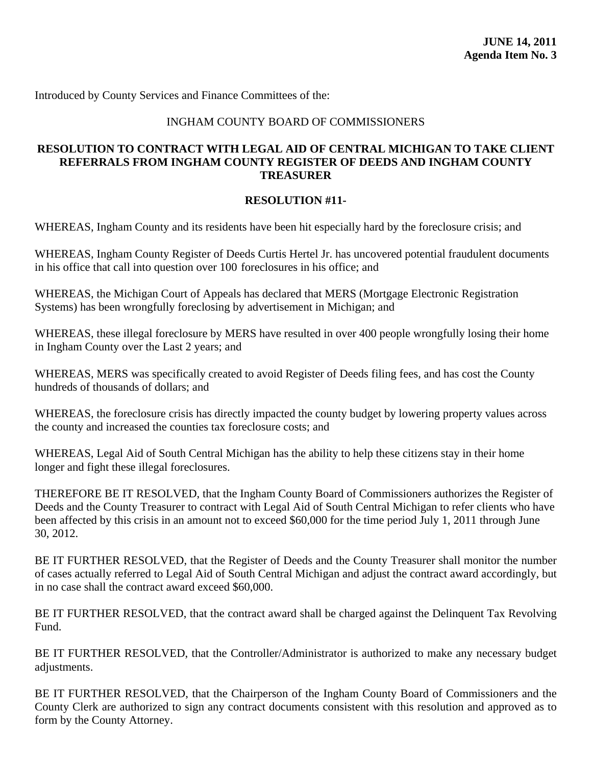**JUNE 14, 2011**
**Agenda Item No. 3**

Introduced by County Services and Finance Committees of the:

INGHAM COUNTY BOARD OF COMMISSIONERS

**RESOLUTION TO CONTRACT WITH LEGAL AID OF CENTRAL MICHIGAN TO TAKE CLIENT REFERRALS FROM INGHAM COUNTY REGISTER OF DEEDS AND INGHAM COUNTY TREASURER**

**RESOLUTION #11-**

WHEREAS, Ingham County and its residents have been hit especially hard by the foreclosure crisis; and

WHEREAS, Ingham County Register of Deeds Curtis Hertel Jr. has uncovered potential fraudulent documents in his office that call into question over 100 foreclosures in his office; and

WHEREAS, the Michigan Court of Appeals has declared that MERS (Mortgage Electronic Registration Systems) has been wrongfully foreclosing by advertisement in Michigan; and

WHEREAS, these illegal foreclosure by MERS have resulted in over 400 people wrongfully losing their home in Ingham County over the Last 2 years; and

WHEREAS, MERS was specifically created to avoid Register of Deeds filing fees, and has cost the County hundreds of thousands of dollars; and

WHEREAS, the foreclosure crisis has directly impacted the county budget by lowering property values across the county and increased the counties tax foreclosure costs; and

WHEREAS, Legal Aid of South Central Michigan has the ability to help these citizens stay in their home longer and fight these illegal foreclosures.

THEREFORE BE IT RESOLVED, that the Ingham County Board of Commissioners authorizes the Register of Deeds and the County Treasurer to contract with Legal Aid of South Central Michigan to refer clients who have been affected by this crisis in an amount not to exceed $60,000 for the time period July 1, 2011 through June 30, 2012.

BE IT FURTHER RESOLVED, that the Register of Deeds and the County Treasurer shall monitor the number of cases actually referred to Legal Aid of South Central Michigan and adjust the contract award accordingly, but in no case shall the contract award exceed $60,000.

BE IT FURTHER RESOLVED, that the contract award shall be charged against the Delinquent Tax Revolving Fund.

BE IT FURTHER RESOLVED, that the Controller/Administrator is authorized to make any necessary budget adjustments.

BE IT FURTHER RESOLVED, that the Chairperson of the Ingham County Board of Commissioners and the County Clerk are authorized to sign any contract documents consistent with this resolution and approved as to form by the County Attorney.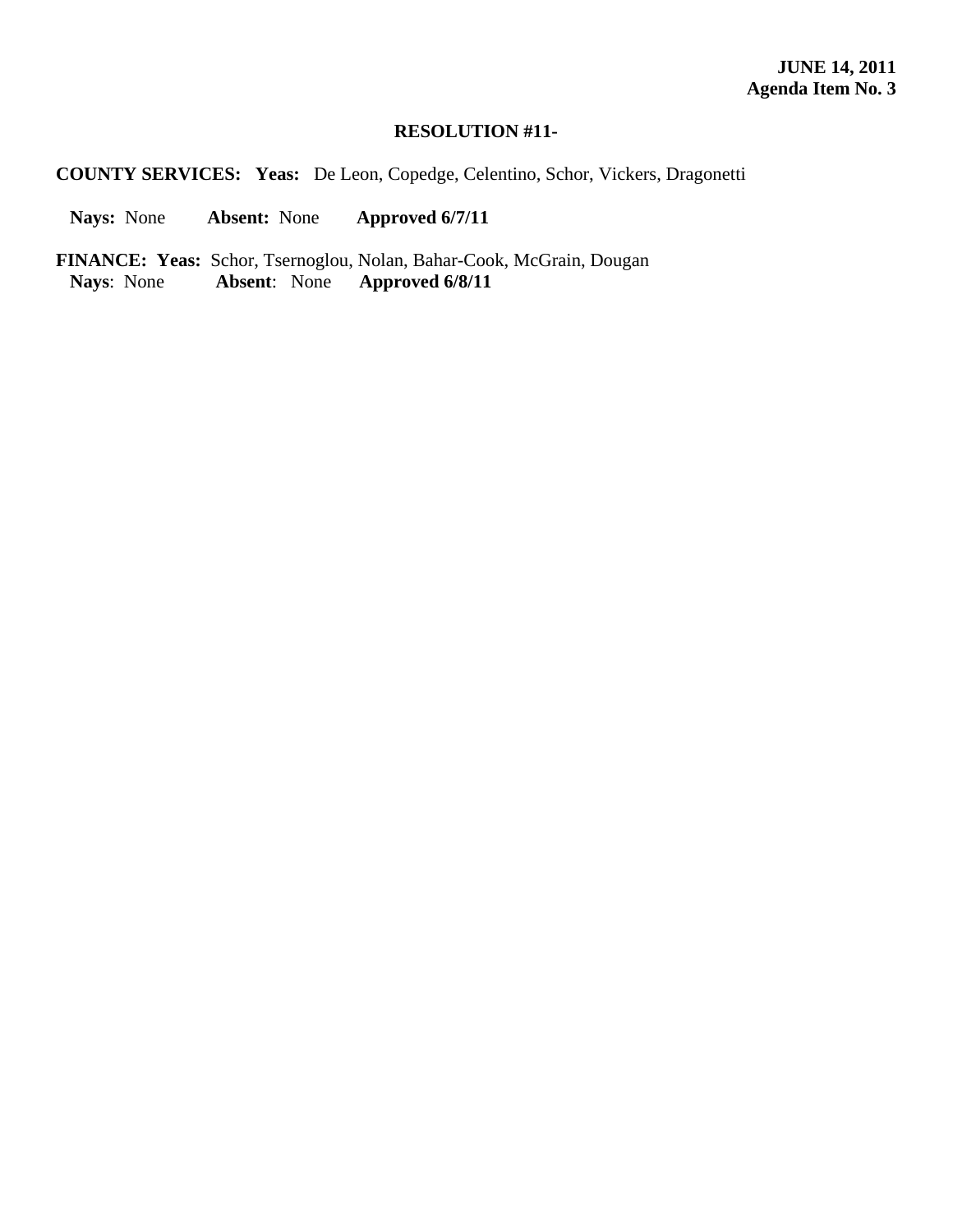**JUNE 14, 2011**
**Agenda Item No. 3**

**RESOLUTION #11-**

**COUNTY SERVICES: Yeas:** De Leon, Copedge, Celentino, Schor, Vickers, Dragonetti

**Nays:** None **Absent:** None **Approved 6/7/11**

**FINANCE: Yeas:** Schor, Tsernoglou, Nolan, Bahar-Cook, McGrain, Dougan
**Nays**: None **Absent**: None **Approved 6/8/11**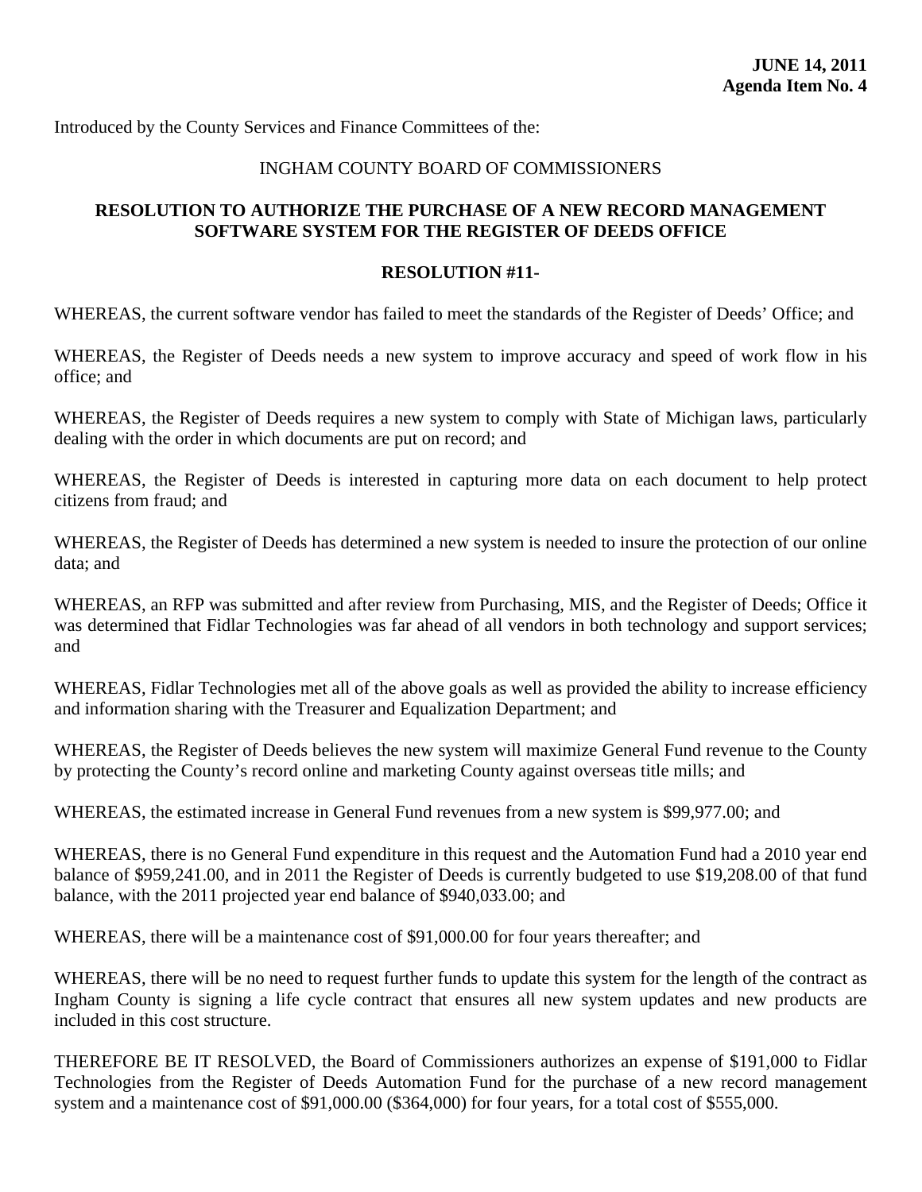**JUNE 14, 2011**
**Agenda Item No. 4**

Introduced by the County Services and Finance Committees of the:

INGHAM COUNTY BOARD OF COMMISSIONERS

## RESOLUTION TO AUTHORIZE THE PURCHASE OF A NEW RECORD MANAGEMENT SOFTWARE SYSTEM FOR THE REGISTER OF DEEDS OFFICE

**RESOLUTION #11-**

WHEREAS, the current software vendor has failed to meet the standards of the Register of Deeds' Office; and

WHEREAS, the Register of Deeds needs a new system to improve accuracy and speed of work flow in his office; and

WHEREAS, the Register of Deeds requires a new system to comply with State of Michigan laws, particularly dealing with the order in which documents are put on record; and

WHEREAS, the Register of Deeds is interested in capturing more data on each document to help protect citizens from fraud; and

WHEREAS, the Register of Deeds has determined a new system is needed to insure the protection of our online data; and

WHEREAS, an RFP was submitted and after review from Purchasing, MIS, and the Register of Deeds; Office it was determined that Fidlar Technologies was far ahead of all vendors in both technology and support services; and

WHEREAS, Fidlar Technologies met all of the above goals as well as provided the ability to increase efficiency and information sharing with the Treasurer and Equalization Department; and

WHEREAS, the Register of Deeds believes the new system will maximize General Fund revenue to the County by protecting the County's record online and marketing County against overseas title mills; and

WHEREAS, the estimated increase in General Fund revenues from a new system is $99,977.00; and

WHEREAS, there is no General Fund expenditure in this request and the Automation Fund had a 2010 year end balance of $959,241.00, and in 2011 the Register of Deeds is currently budgeted to use $19,208.00 of that fund balance, with the 2011 projected year end balance of $940,033.00; and

WHEREAS, there will be a maintenance cost of $91,000.00 for four years thereafter; and

WHEREAS, there will be no need to request further funds to update this system for the length of the contract as Ingham County is signing a life cycle contract that ensures all new system updates and new products are included in this cost structure.

THEREFORE BE IT RESOLVED, the Board of Commissioners authorizes an expense of $191,000 to Fidlar Technologies from the Register of Deeds Automation Fund for the purchase of a new record management system and a maintenance cost of $91,000.00 ($364,000) for four years, for a total cost of $555,000.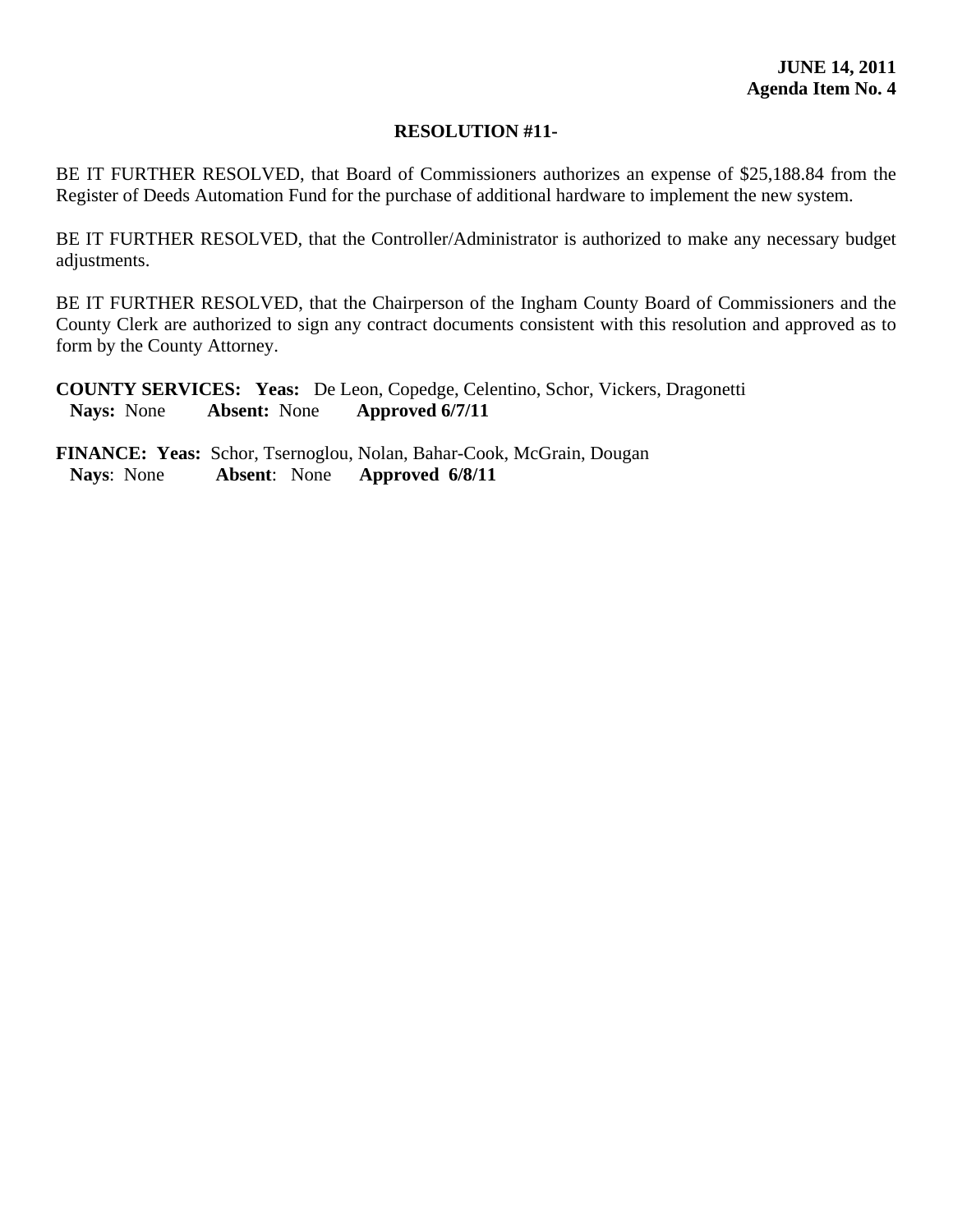**JUNE 14, 2011**
**Agenda Item No. 4**

**RESOLUTION #11-**

BE IT FURTHER RESOLVED, that Board of Commissioners authorizes an expense of $25,188.84 from the Register of Deeds Automation Fund for the purchase of additional hardware to implement the new system.

BE IT FURTHER RESOLVED, that the Controller/Administrator is authorized to make any necessary budget adjustments.

BE IT FURTHER RESOLVED, that the Chairperson of the Ingham County Board of Commissioners and the County Clerk are authorized to sign any contract documents consistent with this resolution and approved as to form by the County Attorney.

**COUNTY SERVICES: Yeas:** De Leon, Copedge, Celentino, Schor, Vickers, Dragonetti
**Nays:** None **Absent:** None **Approved 6/7/11**

**FINANCE: Yeas:** Schor, Tsernoglou, Nolan, Bahar-Cook, McGrain, Dougan
**Nays**: None **Absent**: None **Approved 6/8/11**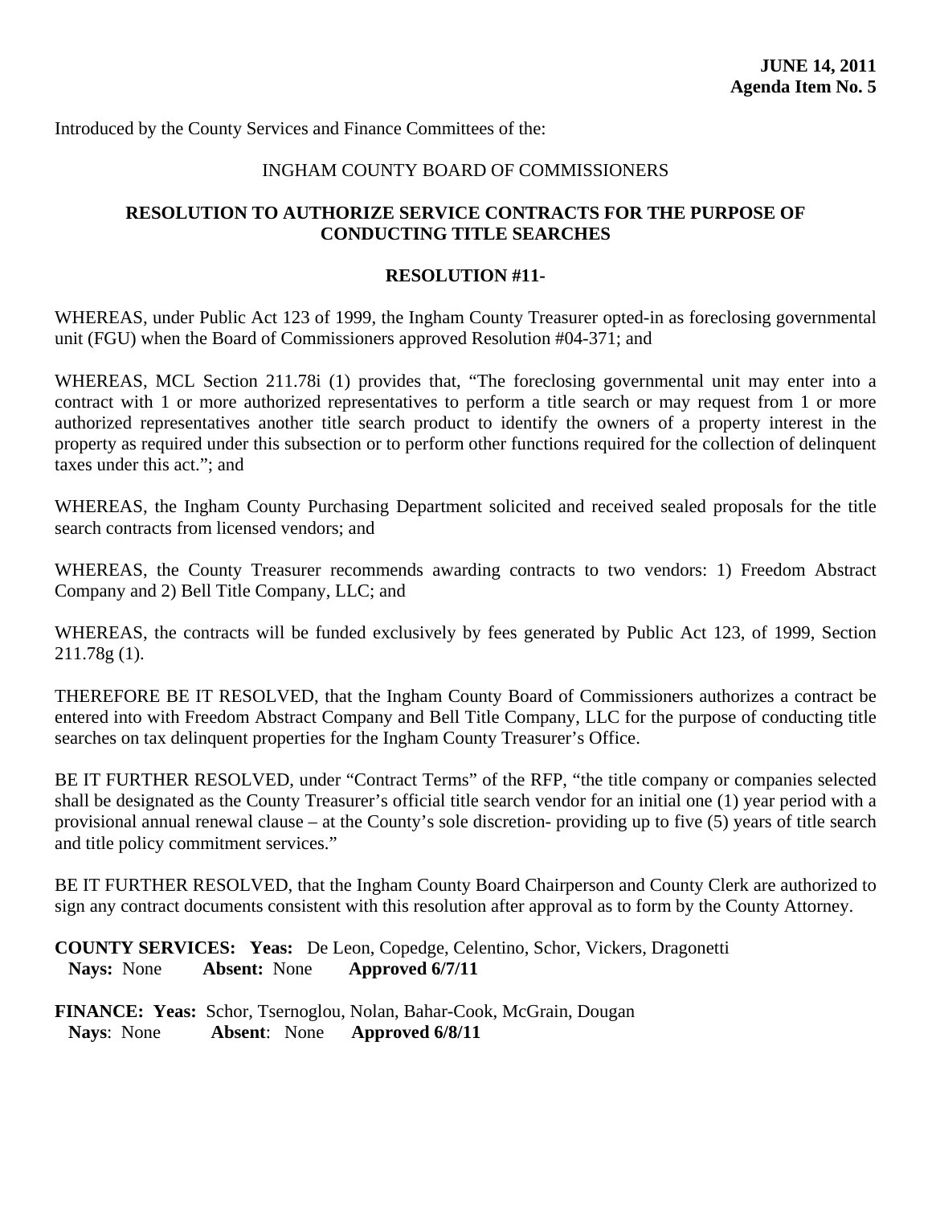**JUNE 14, 2011**
**Agenda Item No. 5**

Introduced by the County Services and Finance Committees of the:

INGHAM COUNTY BOARD OF COMMISSIONERS

**RESOLUTION TO AUTHORIZE SERVICE CONTRACTS FOR THE PURPOSE OF CONDUCTING TITLE SEARCHES**

**RESOLUTION #11-**

WHEREAS, under Public Act 123 of 1999, the Ingham County Treasurer opted-in as foreclosing governmental unit (FGU) when the Board of Commissioners approved Resolution #04-371; and

WHEREAS, MCL Section 211.78i (1) provides that, "The foreclosing governmental unit may enter into a contract with 1 or more authorized representatives to perform a title search or may request from 1 or more authorized representatives another title search product to identify the owners of a property interest in the property as required under this subsection or to perform other functions required for the collection of delinquent taxes under this act."; and

WHEREAS, the Ingham County Purchasing Department solicited and received sealed proposals for the title search contracts from licensed vendors; and

WHEREAS, the County Treasurer recommends awarding contracts to two vendors: 1) Freedom Abstract Company and 2) Bell Title Company, LLC; and

WHEREAS, the contracts will be funded exclusively by fees generated by Public Act 123, of 1999, Section 211.78g (1).

THEREFORE BE IT RESOLVED, that the Ingham County Board of Commissioners authorizes a contract be entered into with Freedom Abstract Company and Bell Title Company, LLC for the purpose of conducting title searches on tax delinquent properties for the Ingham County Treasurer's Office.

BE IT FURTHER RESOLVED, under "Contract Terms" of the RFP, "the title company or companies selected shall be designated as the County Treasurer's official title search vendor for an initial one (1) year period with a provisional annual renewal clause – at the County's sole discretion- providing up to five (5) years of title search and title policy commitment services."

BE IT FURTHER RESOLVED, that the Ingham County Board Chairperson and County Clerk are authorized to sign any contract documents consistent with this resolution after approval as to form by the County Attorney.

**COUNTY SERVICES:** **Yeas:** De Leon, Copedge, Celentino, Schor, Vickers, Dragonetti
**Nays:** None **Absent:** None **Approved 6/7/11**

**FINANCE:** **Yeas:** Schor, Tsernoglou, Nolan, Bahar-Cook, McGrain, Dougan
**Nays**: None **Absent**: None **Approved 6/8/11**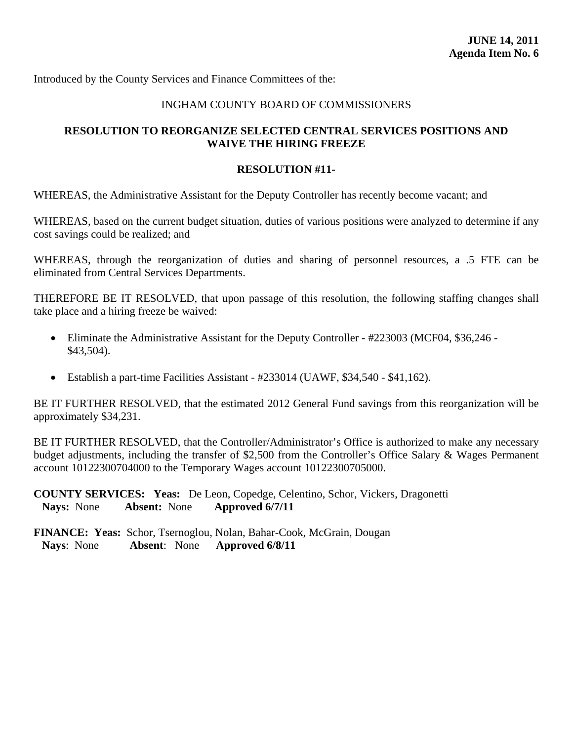**JUNE 14, 2011**
**Agenda Item No. 6**

Introduced by the County Services and Finance Committees of the:

INGHAM COUNTY BOARD OF COMMISSIONERS

**RESOLUTION TO REORGANIZE SELECTED CENTRAL SERVICES POSITIONS AND WAIVE THE HIRING FREEZE**

**RESOLUTION #11-**

WHEREAS, the Administrative Assistant for the Deputy Controller has recently become vacant; and

WHEREAS, based on the current budget situation, duties of various positions were analyzed to determine if any cost savings could be realized; and

WHEREAS, through the reorganization of duties and sharing of personnel resources, a .5 FTE can be eliminated from Central Services Departments.

THEREFORE BE IT RESOLVED, that upon passage of this resolution, the following staffing changes shall take place and a hiring freeze be waived:

- Eliminate the Administrative Assistant for the Deputy Controller - #223003 (MCF04, $36,246 - $43,504).
- Establish a part-time Facilities Assistant - #233014 (UAWF, $34,540 - $41,162).

BE IT FURTHER RESOLVED, that the estimated 2012 General Fund savings from this reorganization will be approximately $34,231.

BE IT FURTHER RESOLVED, that the Controller/Administrator's Office is authorized to make any necessary budget adjustments, including the transfer of $2,500 from the Controller's Office Salary & Wages Permanent account 10122300704000 to the Temporary Wages account 10122300705000.

**COUNTY SERVICES: Yeas:** De Leon, Copedge, Celentino, Schor, Vickers, Dragonetti
**Nays:** None **Absent:** None **Approved 6/7/11**

**FINANCE: Yeas:** Schor, Tsernoglou, Nolan, Bahar-Cook, McGrain, Dougan
**Nays**: None **Absent**: None **Approved 6/8/11**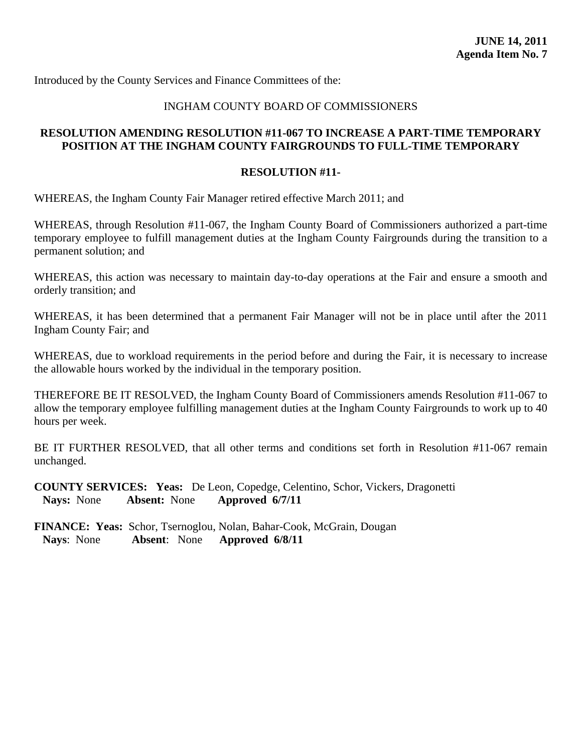**JUNE 14, 2011**
**Agenda Item No. 7**

Introduced by the County Services and Finance Committees of the:

INGHAM COUNTY BOARD OF COMMISSIONERS

## RESOLUTION AMENDING RESOLUTION #11-067 TO INCREASE A PART-TIME TEMPORARY POSITION AT THE INGHAM COUNTY FAIRGROUNDS TO FULL-TIME TEMPORARY

### RESOLUTION #11-

WHEREAS, the Ingham County Fair Manager retired effective March 2011; and

WHEREAS, through Resolution #11-067, the Ingham County Board of Commissioners authorized a part-time temporary employee to fulfill management duties at the Ingham County Fairgrounds during the transition to a permanent solution; and

WHEREAS, this action was necessary to maintain day-to-day operations at the Fair and ensure a smooth and orderly transition; and

WHEREAS, it has been determined that a permanent Fair Manager will not be in place until after the 2011 Ingham County Fair; and

WHEREAS, due to workload requirements in the period before and during the Fair, it is necessary to increase the allowable hours worked by the individual in the temporary position.

THEREFORE BE IT RESOLVED, the Ingham County Board of Commissioners amends Resolution #11-067 to allow the temporary employee fulfilling management duties at the Ingham County Fairgrounds to work up to 40 hours per week.

BE IT FURTHER RESOLVED, that all other terms and conditions set forth in Resolution #11-067 remain unchanged.

**COUNTY SERVICES: Yeas:** De Leon, Copedge, Celentino, Schor, Vickers, Dragonetti
**Nays:** None **Absent:** None **Approved 6/7/11**

**FINANCE: Yeas:** Schor, Tsernoglou, Nolan, Bahar-Cook, McGrain, Dougan
**Nays**: None **Absent**: None **Approved 6/8/11**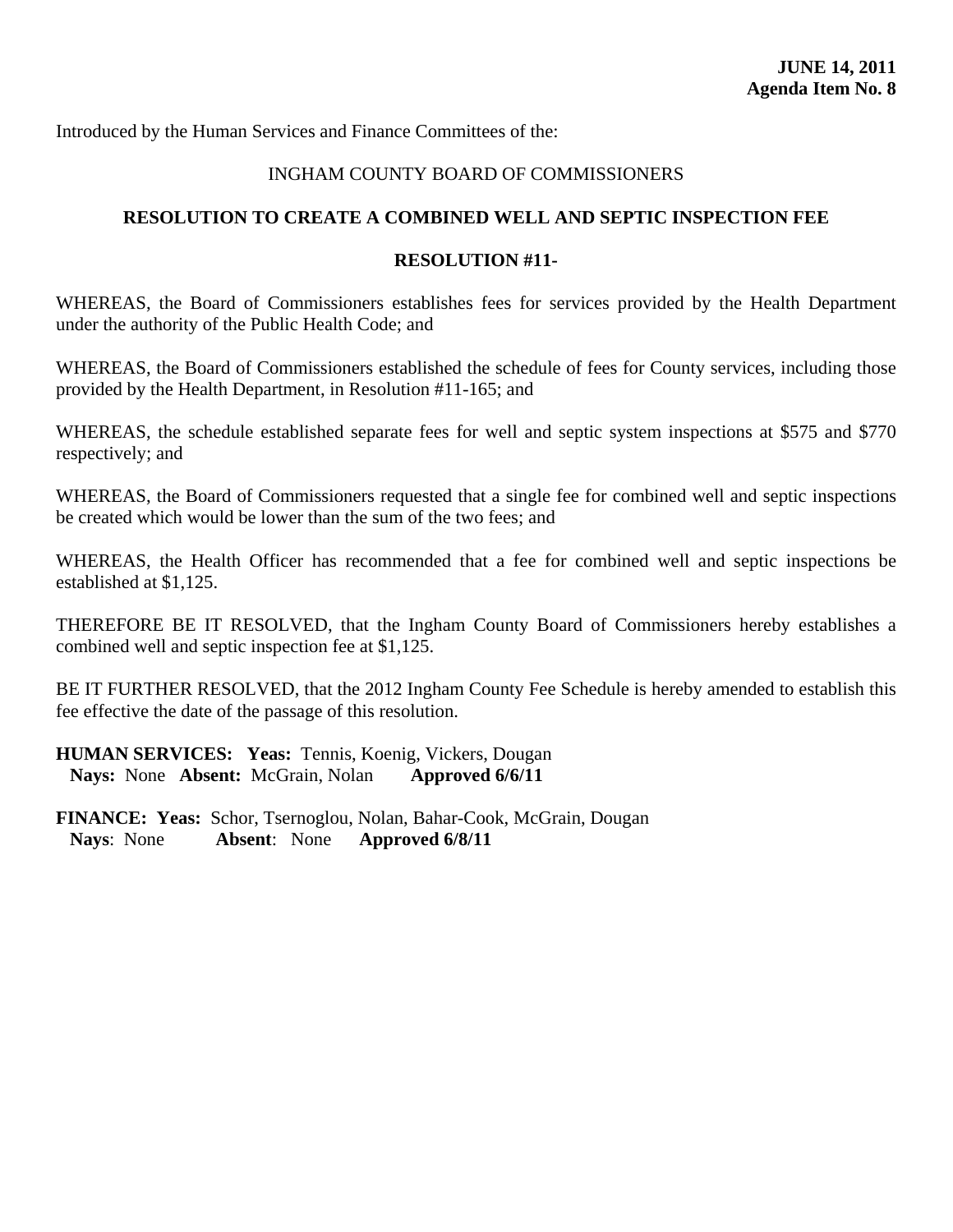**JUNE 14, 2011**
**Agenda Item No. 8**

Introduced by the Human Services and Finance Committees of the:

INGHAM COUNTY BOARD OF COMMISSIONERS

## RESOLUTION TO CREATE A COMBINED WELL AND SEPTIC INSPECTION FEE

### RESOLUTION #11-

WHEREAS, the Board of Commissioners establishes fees for services provided by the Health Department under the authority of the Public Health Code; and

WHEREAS, the Board of Commissioners established the schedule of fees for County services, including those provided by the Health Department, in Resolution #11-165; and

WHEREAS, the schedule established separate fees for well and septic system inspections at $575 and $770 respectively; and

WHEREAS, the Board of Commissioners requested that a single fee for combined well and septic inspections be created which would be lower than the sum of the two fees; and

WHEREAS, the Health Officer has recommended that a fee for combined well and septic inspections be established at $1,125.

THEREFORE BE IT RESOLVED, that the Ingham County Board of Commissioners hereby establishes a combined well and septic inspection fee at $1,125.

BE IT FURTHER RESOLVED, that the 2012 Ingham County Fee Schedule is hereby amended to establish this fee effective the date of the passage of this resolution.

**HUMAN SERVICES: Yeas:** Tennis, Koenig, Vickers, Dougan
**Nays:** None **Absent:** McGrain, Nolan **Approved 6/6/11**

**FINANCE: Yeas:** Schor, Tsernoglou, Nolan, Bahar-Cook, McGrain, Dougan
**Nays**: None **Absent**: None **Approved 6/8/11**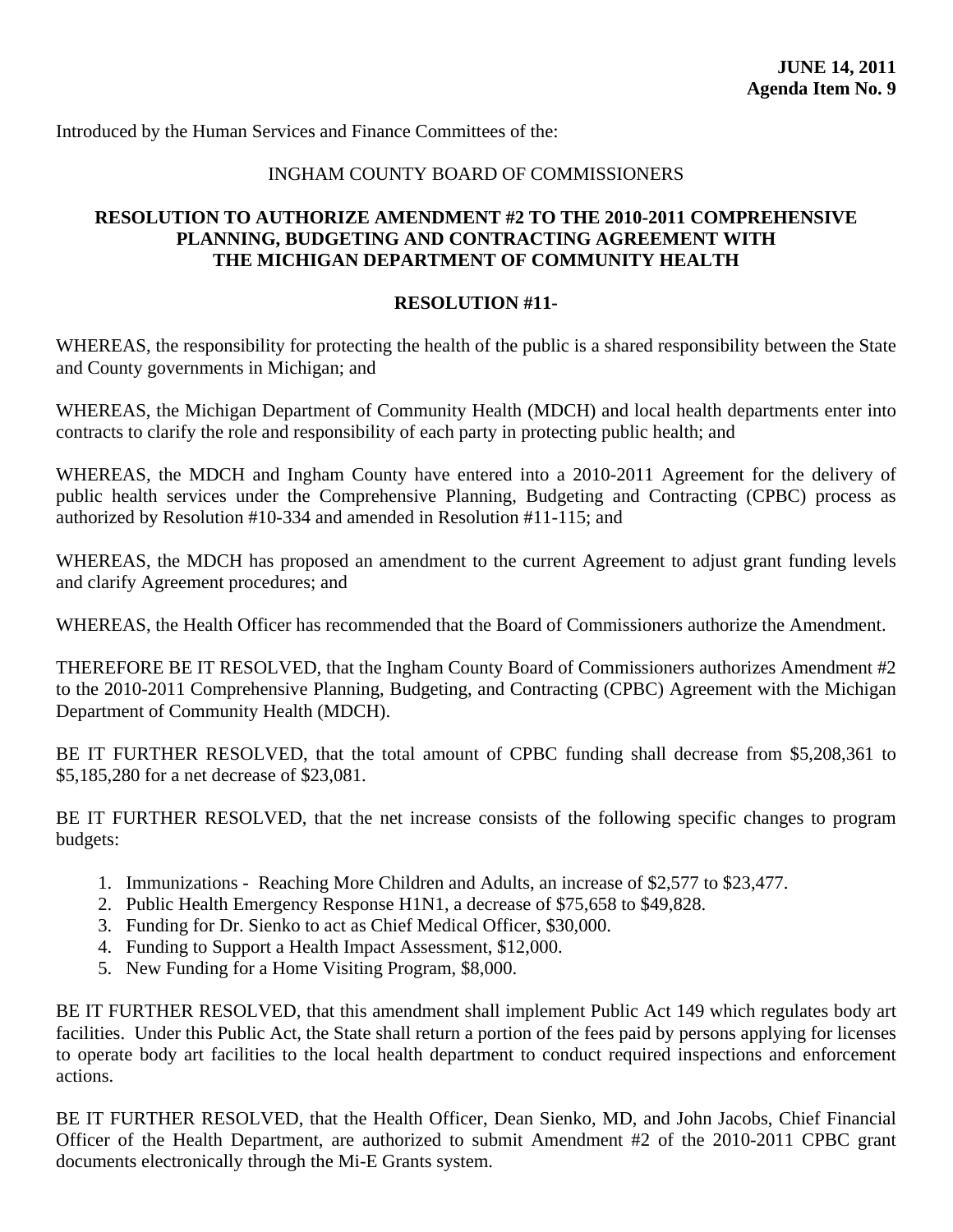**JUNE 14, 2011**
**Agenda Item No. 9**

Introduced by the Human Services and Finance Committees of the:

INGHAM COUNTY BOARD OF COMMISSIONERS

## RESOLUTION TO AUTHORIZE AMENDMENT #2 TO THE 2010-2011 COMPREHENSIVE PLANNING, BUDGETING AND CONTRACTING AGREEMENT WITH THE MICHIGAN DEPARTMENT OF COMMUNITY HEALTH

**RESOLUTION #11-**

WHEREAS, the responsibility for protecting the health of the public is a shared responsibility between the State and County governments in Michigan; and

WHEREAS, the Michigan Department of Community Health (MDCH) and local health departments enter into contracts to clarify the role and responsibility of each party in protecting public health; and

WHEREAS, the MDCH and Ingham County have entered into a 2010-2011 Agreement for the delivery of public health services under the Comprehensive Planning, Budgeting and Contracting (CPBC) process as authorized by Resolution #10-334 and amended in Resolution #11-115; and

WHEREAS, the MDCH has proposed an amendment to the current Agreement to adjust grant funding levels and clarify Agreement procedures; and

WHEREAS, the Health Officer has recommended that the Board of Commissioners authorize the Amendment.

THEREFORE BE IT RESOLVED, that the Ingham County Board of Commissioners authorizes Amendment #2 to the 2010-2011 Comprehensive Planning, Budgeting, and Contracting (CPBC) Agreement with the Michigan Department of Community Health (MDCH).

BE IT FURTHER RESOLVED, that the total amount of CPBC funding shall decrease from $5,208,361 to $5,185,280 for a net decrease of $23,081.

BE IT FURTHER RESOLVED, that the net increase consists of the following specific changes to program budgets:

1. Immunizations - Reaching More Children and Adults, an increase of $2,577 to $23,477.
2. Public Health Emergency Response H1N1, a decrease of $75,658 to $49,828.
3. Funding for Dr. Sienko to act as Chief Medical Officer, $30,000.
4. Funding to Support a Health Impact Assessment, $12,000.
5. New Funding for a Home Visiting Program, $8,000.

BE IT FURTHER RESOLVED, that this amendment shall implement Public Act 149 which regulates body art facilities. Under this Public Act, the State shall return a portion of the fees paid by persons applying for licenses to operate body art facilities to the local health department to conduct required inspections and enforcement actions.

BE IT FURTHER RESOLVED, that the Health Officer, Dean Sienko, MD, and John Jacobs, Chief Financial Officer of the Health Department, are authorized to submit Amendment #2 of the 2010-2011 CPBC grant documents electronically through the Mi-E Grants system.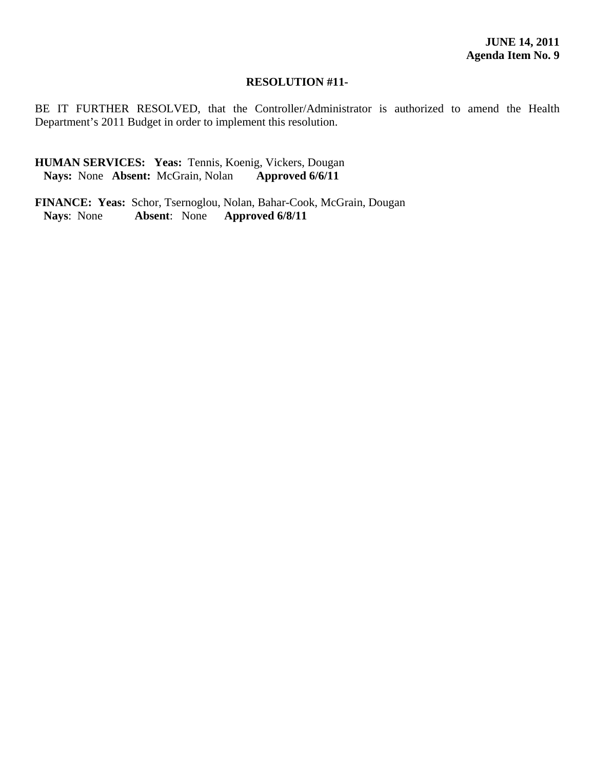**JUNE 14, 2011**
**Agenda Item No. 9**

**RESOLUTION #11-**

BE IT FURTHER RESOLVED, that the Controller/Administrator is authorized to amend the Health Department's 2011 Budget in order to implement this resolution.

**HUMAN SERVICES:** **Yeas:** Tennis, Koenig, Vickers, Dougan
**Nays:** None **Absent:** McGrain, Nolan **Approved 6/6/11**

**FINANCE:** **Yeas:** Schor, Tsernoglou, Nolan, Bahar-Cook, McGrain, Dougan
**Nays**: None **Absent**: None **Approved 6/8/11**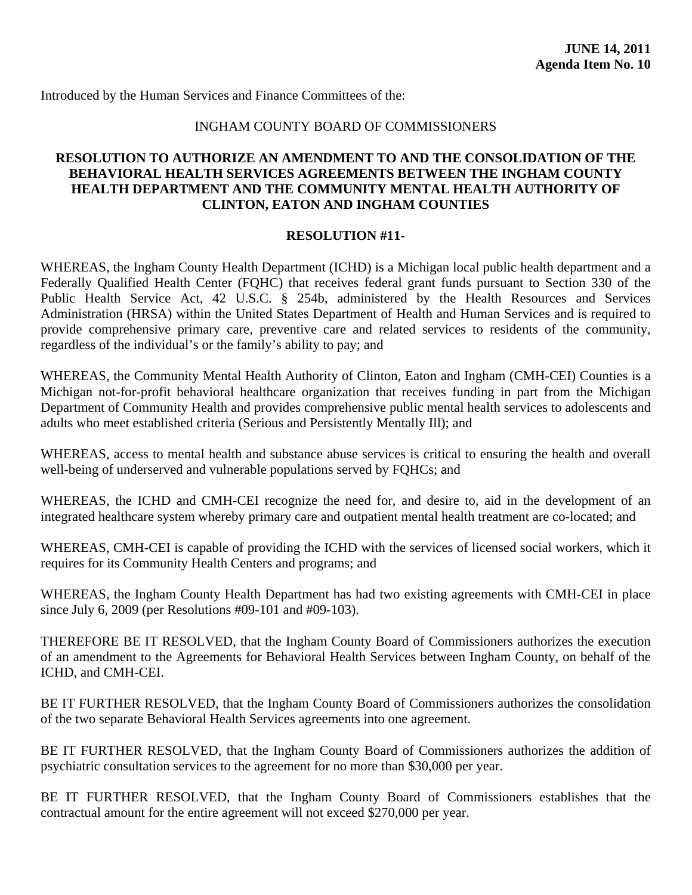**JUNE 14, 2011**
**Agenda Item No. 10**

Introduced by the Human Services and Finance Committees of the:

INGHAM COUNTY BOARD OF COMMISSIONERS

**RESOLUTION TO AUTHORIZE AN AMENDMENT TO AND THE CONSOLIDATION OF THE BEHAVIORAL HEALTH SERVICES AGREEMENTS BETWEEN THE INGHAM COUNTY HEALTH DEPARTMENT AND THE COMMUNITY MENTAL HEALTH AUTHORITY OF CLINTON, EATON AND INGHAM COUNTIES**

**RESOLUTION #11-**

WHEREAS, the Ingham County Health Department (ICHD) is a Michigan local public health department and a Federally Qualified Health Center (FQHC) that receives federal grant funds pursuant to Section 330 of the Public Health Service Act, 42 U.S.C. § 254b, administered by the Health Resources and Services Administration (HRSA) within the United States Department of Health and Human Services and is required to provide comprehensive primary care, preventive care and related services to residents of the community, regardless of the individual's or the family's ability to pay; and

WHEREAS, the Community Mental Health Authority of Clinton, Eaton and Ingham (CMH-CEI) Counties is a Michigan not-for-profit behavioral healthcare organization that receives funding in part from the Michigan Department of Community Health and provides comprehensive public mental health services to adolescents and adults who meet established criteria (Serious and Persistently Mentally Ill); and

WHEREAS, access to mental health and substance abuse services is critical to ensuring the health and overall well-being of underserved and vulnerable populations served by FQHCs; and

WHEREAS, the ICHD and CMH-CEI recognize the need for, and desire to, aid in the development of an integrated healthcare system whereby primary care and outpatient mental health treatment are co-located; and

WHEREAS, CMH-CEI is capable of providing the ICHD with the services of licensed social workers, which it requires for its Community Health Centers and programs; and

WHEREAS, the Ingham County Health Department has had two existing agreements with CMH-CEI in place since July 6, 2009 (per Resolutions #09-101 and #09-103).

THEREFORE BE IT RESOLVED, that the Ingham County Board of Commissioners authorizes the execution of an amendment to the Agreements for Behavioral Health Services between Ingham County, on behalf of the ICHD, and CMH-CEI.

BE IT FURTHER RESOLVED, that the Ingham County Board of Commissioners authorizes the consolidation of the two separate Behavioral Health Services agreements into one agreement.

BE IT FURTHER RESOLVED, that the Ingham County Board of Commissioners authorizes the addition of psychiatric consultation services to the agreement for no more than $30,000 per year.

BE IT FURTHER RESOLVED, that the Ingham County Board of Commissioners establishes that the contractual amount for the entire agreement will not exceed $270,000 per year.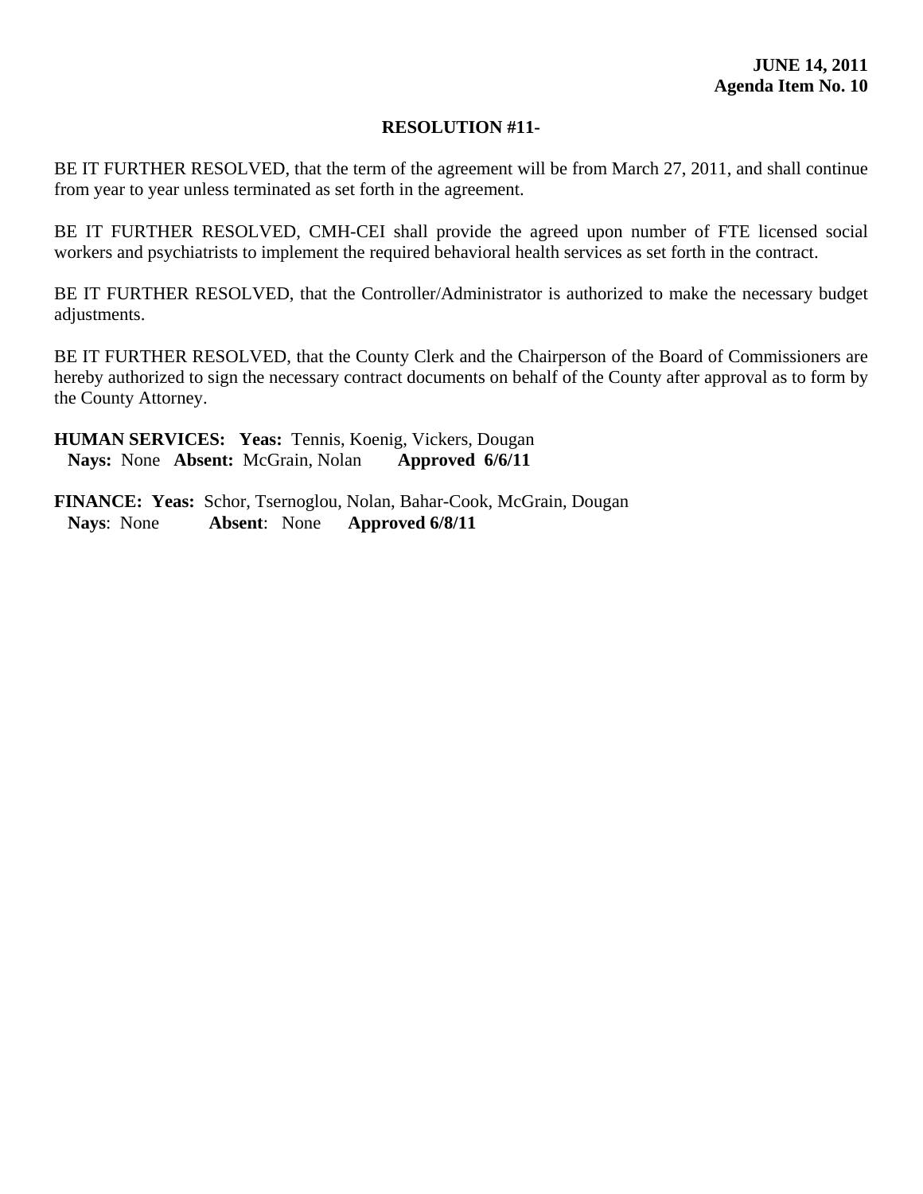**JUNE 14, 2011**
**Agenda Item No. 10**

**RESOLUTION #11-**

BE IT FURTHER RESOLVED, that the term of the agreement will be from March 27, 2011, and shall continue from year to year unless terminated as set forth in the agreement.

BE IT FURTHER RESOLVED, CMH-CEI shall provide the agreed upon number of FTE licensed social workers and psychiatrists to implement the required behavioral health services as set forth in the contract.

BE IT FURTHER RESOLVED, that the Controller/Administrator is authorized to make the necessary budget adjustments.

BE IT FURTHER RESOLVED, that the County Clerk and the Chairperson of the Board of Commissioners are hereby authorized to sign the necessary contract documents on behalf of the County after approval as to form by the County Attorney.

**HUMAN SERVICES: Yeas:** Tennis, Koenig, Vickers, Dougan
**Nays:** None **Absent:** McGrain, Nolan **Approved 6/6/11**

**FINANCE: Yeas:** Schor, Tsernoglou, Nolan, Bahar-Cook, McGrain, Dougan
**Nays**: None **Absent**: None **Approved 6/8/11**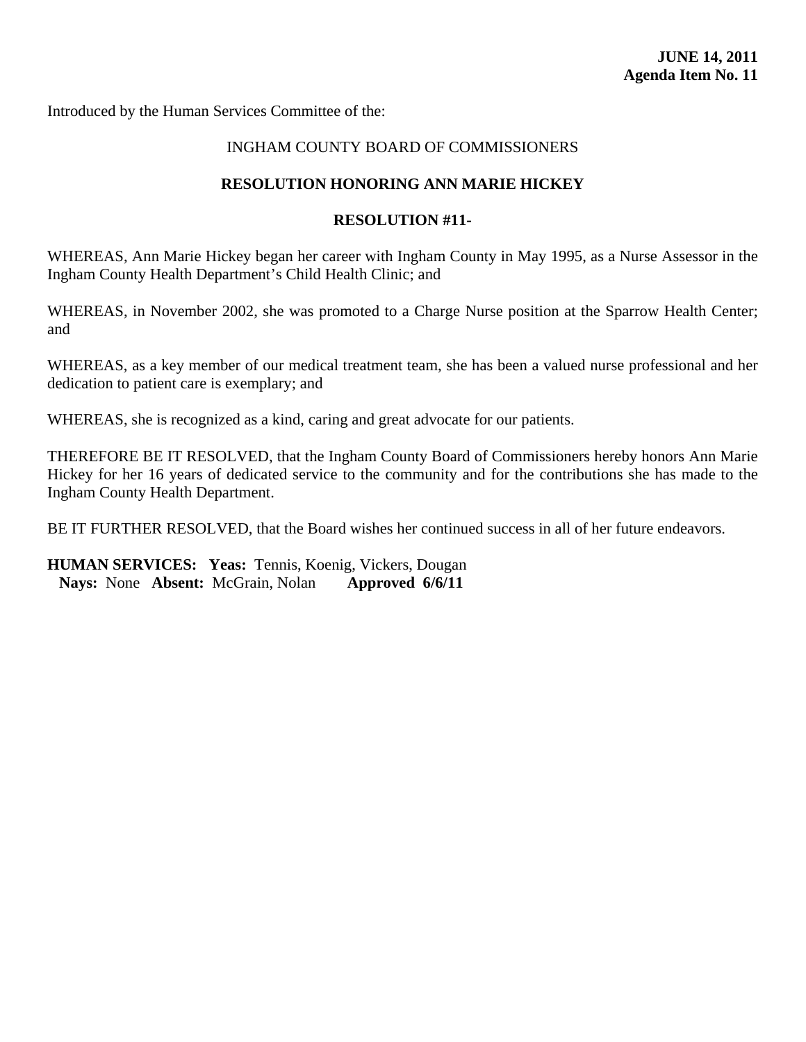**JUNE 14, 2011**
**Agenda Item No. 11**

Introduced by the Human Services Committee of the:

INGHAM COUNTY BOARD OF COMMISSIONERS

**RESOLUTION HONORING ANN MARIE HICKEY**

**RESOLUTION #11-**

WHEREAS, Ann Marie Hickey began her career with Ingham County in May 1995, as a Nurse Assessor in the Ingham County Health Department's Child Health Clinic; and

WHEREAS, in November 2002, she was promoted to a Charge Nurse position at the Sparrow Health Center; and

WHEREAS, as a key member of our medical treatment team, she has been a valued nurse professional and her dedication to patient care is exemplary; and

WHEREAS, she is recognized as a kind, caring and great advocate for our patients.

THEREFORE BE IT RESOLVED, that the Ingham County Board of Commissioners hereby honors Ann Marie Hickey for her 16 years of dedicated service to the community and for the contributions she has made to the Ingham County Health Department.

BE IT FURTHER RESOLVED, that the Board wishes her continued success in all of her future endeavors.

**HUMAN SERVICES: Yeas:** Tennis, Koenig, Vickers, Dougan
**Nays:** None **Absent:** McGrain, Nolan **Approved 6/6/11**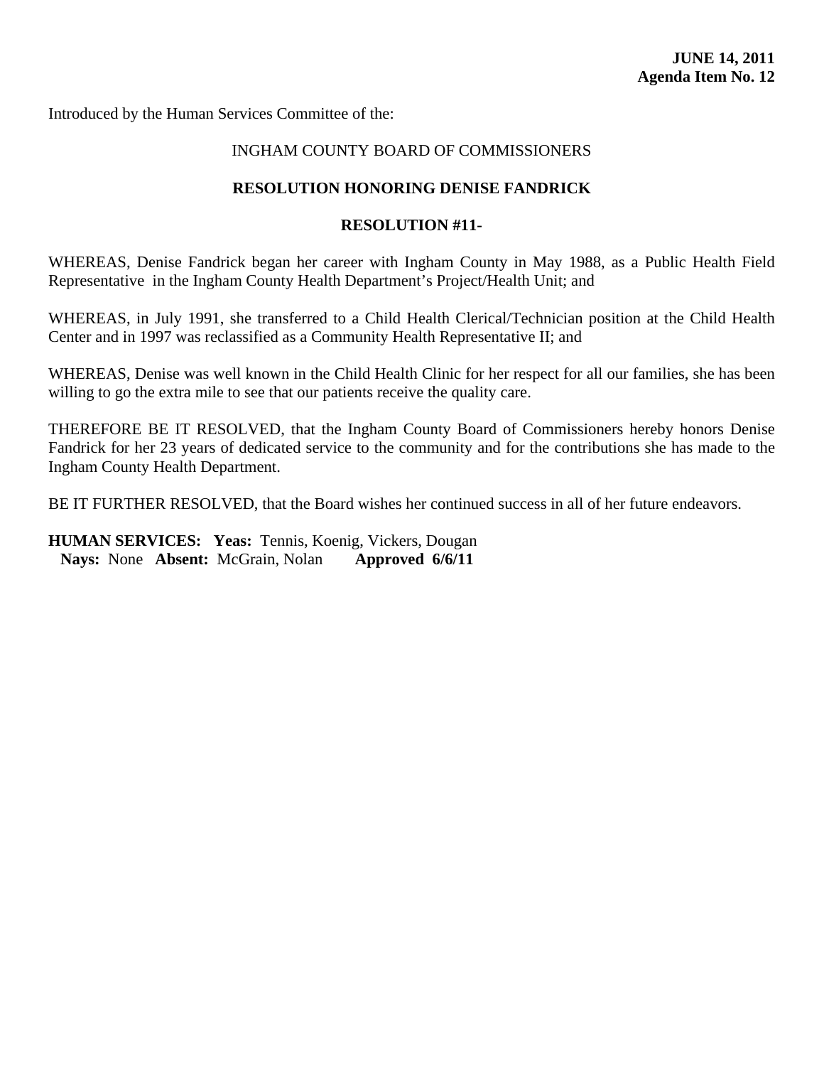**JUNE 14, 2011**
**Agenda Item No. 12**

Introduced by the Human Services Committee of the:

INGHAM COUNTY BOARD OF COMMISSIONERS

**RESOLUTION HONORING DENISE FANDRICK**

**RESOLUTION #11-**

WHEREAS, Denise Fandrick began her career with Ingham County in May 1988, as a Public Health Field Representative in the Ingham County Health Department's Project/Health Unit; and

WHEREAS, in July 1991, she transferred to a Child Health Clerical/Technician position at the Child Health Center and in 1997 was reclassified as a Community Health Representative II; and

WHEREAS, Denise was well known in the Child Health Clinic for her respect for all our families, she has been willing to go the extra mile to see that our patients receive the quality care.

THEREFORE BE IT RESOLVED, that the Ingham County Board of Commissioners hereby honors Denise Fandrick for her 23 years of dedicated service to the community and for the contributions she has made to the Ingham County Health Department.

BE IT FURTHER RESOLVED, that the Board wishes her continued success in all of her future endeavors.

**HUMAN SERVICES: Yeas:** Tennis, Koenig, Vickers, Dougan
**Nays:** None **Absent:** McGrain, Nolan **Approved 6/6/11**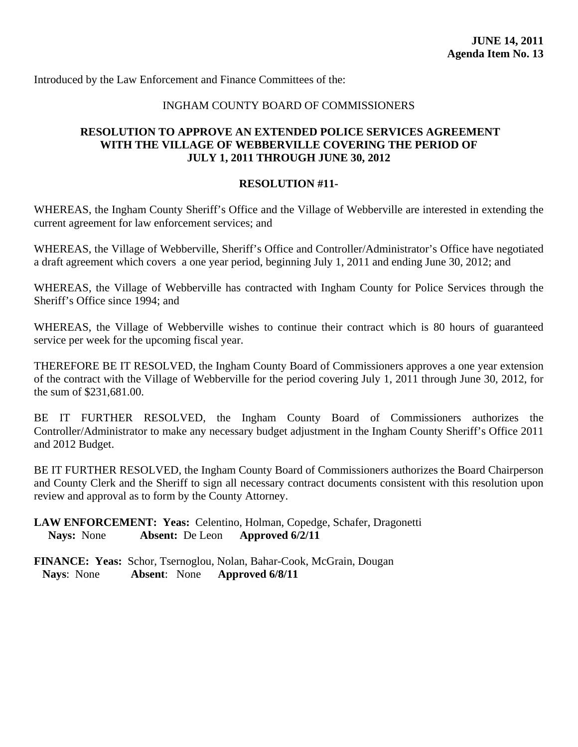**JUNE 14, 2011**
**Agenda Item No. 13**

Introduced by the Law Enforcement and Finance Committees of the:

INGHAM COUNTY BOARD OF COMMISSIONERS

**RESOLUTION TO APPROVE AN EXTENDED POLICE SERVICES AGREEMENT WITH THE VILLAGE OF WEBBERVILLE COVERING THE PERIOD OF JULY 1, 2011 THROUGH JUNE 30, 2012**

**RESOLUTION #11-**

WHEREAS, the Ingham County Sheriff's Office and the Village of Webberville are interested in extending the current agreement for law enforcement services; and

WHEREAS, the Village of Webberville, Sheriff's Office and Controller/Administrator's Office have negotiated a draft agreement which covers a one year period, beginning July 1, 2011 and ending June 30, 2012; and

WHEREAS, the Village of Webberville has contracted with Ingham County for Police Services through the Sheriff's Office since 1994; and

WHEREAS, the Village of Webberville wishes to continue their contract which is 80 hours of guaranteed service per week for the upcoming fiscal year.

THEREFORE BE IT RESOLVED, the Ingham County Board of Commissioners approves a one year extension of the contract with the Village of Webberville for the period covering July 1, 2011 through June 30, 2012, for the sum of $231,681.00.

BE IT FURTHER RESOLVED, the Ingham County Board of Commissioners authorizes the Controller/Administrator to make any necessary budget adjustment in the Ingham County Sheriff's Office 2011 and 2012 Budget.

BE IT FURTHER RESOLVED, the Ingham County Board of Commissioners authorizes the Board Chairperson and County Clerk and the Sheriff to sign all necessary contract documents consistent with this resolution upon review and approval as to form by the County Attorney.

**LAW ENFORCEMENT: Yeas:** Celentino, Holman, Copedge, Schafer, Dragonetti
**Nays:** None **Absent:** De Leon **Approved 6/2/11**

**FINANCE: Yeas:** Schor, Tsernoglou, Nolan, Bahar-Cook, McGrain, Dougan
**Nays**: None **Absent**: None **Approved 6/8/11**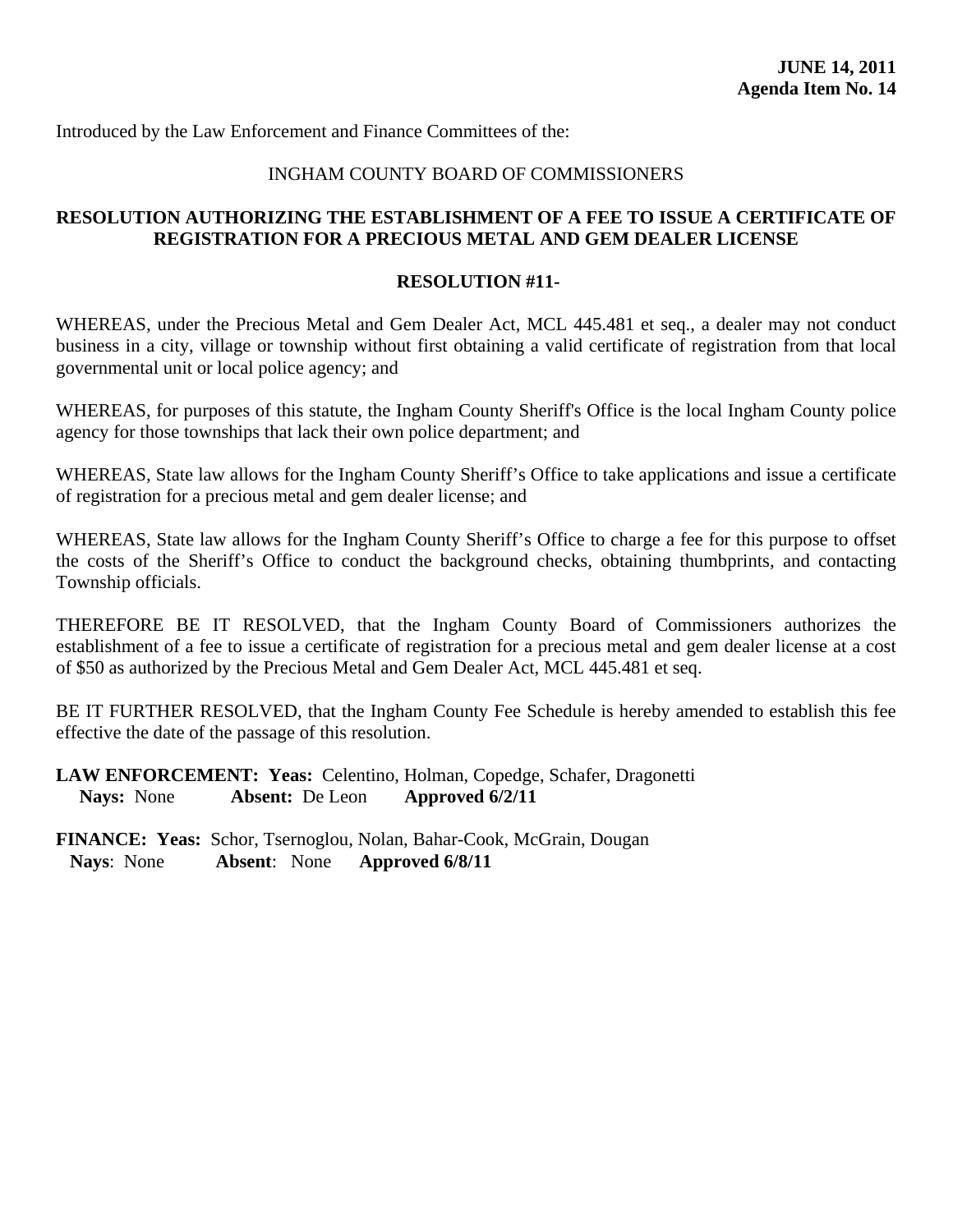**JUNE 14, 2011**
**Agenda Item No. 14**

Introduced by the Law Enforcement and Finance Committees of the:

INGHAM COUNTY BOARD OF COMMISSIONERS

**RESOLUTION AUTHORIZING THE ESTABLISHMENT OF A FEE TO ISSUE A CERTIFICATE OF REGISTRATION FOR A PRECIOUS METAL AND GEM DEALER LICENSE**

**RESOLUTION #11-**

WHEREAS, under the Precious Metal and Gem Dealer Act, MCL 445.481 et seq., a dealer may not conduct business in a city, village or township without first obtaining a valid certificate of registration from that local governmental unit or local police agency; and

WHEREAS, for purposes of this statute, the Ingham County Sheriff's Office is the local Ingham County police agency for those townships that lack their own police department; and

WHEREAS, State law allows for the Ingham County Sheriff's Office to take applications and issue a certificate of registration for a precious metal and gem dealer license; and

WHEREAS, State law allows for the Ingham County Sheriff's Office to charge a fee for this purpose to offset the costs of the Sheriff's Office to conduct the background checks, obtaining thumbprints, and contacting Township officials.

THEREFORE BE IT RESOLVED, that the Ingham County Board of Commissioners authorizes the establishment of a fee to issue a certificate of registration for a precious metal and gem dealer license at a cost of $50 as authorized by the Precious Metal and Gem Dealer Act, MCL 445.481 et seq.

BE IT FURTHER RESOLVED, that the Ingham County Fee Schedule is hereby amended to establish this fee effective the date of the passage of this resolution.

**LAW ENFORCEMENT: Yeas:** Celentino, Holman, Copedge, Schafer, Dragonetti
**Nays:** None **Absent:** De Leon **Approved 6/2/11**

**FINANCE: Yeas:** Schor, Tsernoglou, Nolan, Bahar-Cook, McGrain, Dougan
**Nays**: None **Absent**: None **Approved 6/8/11**